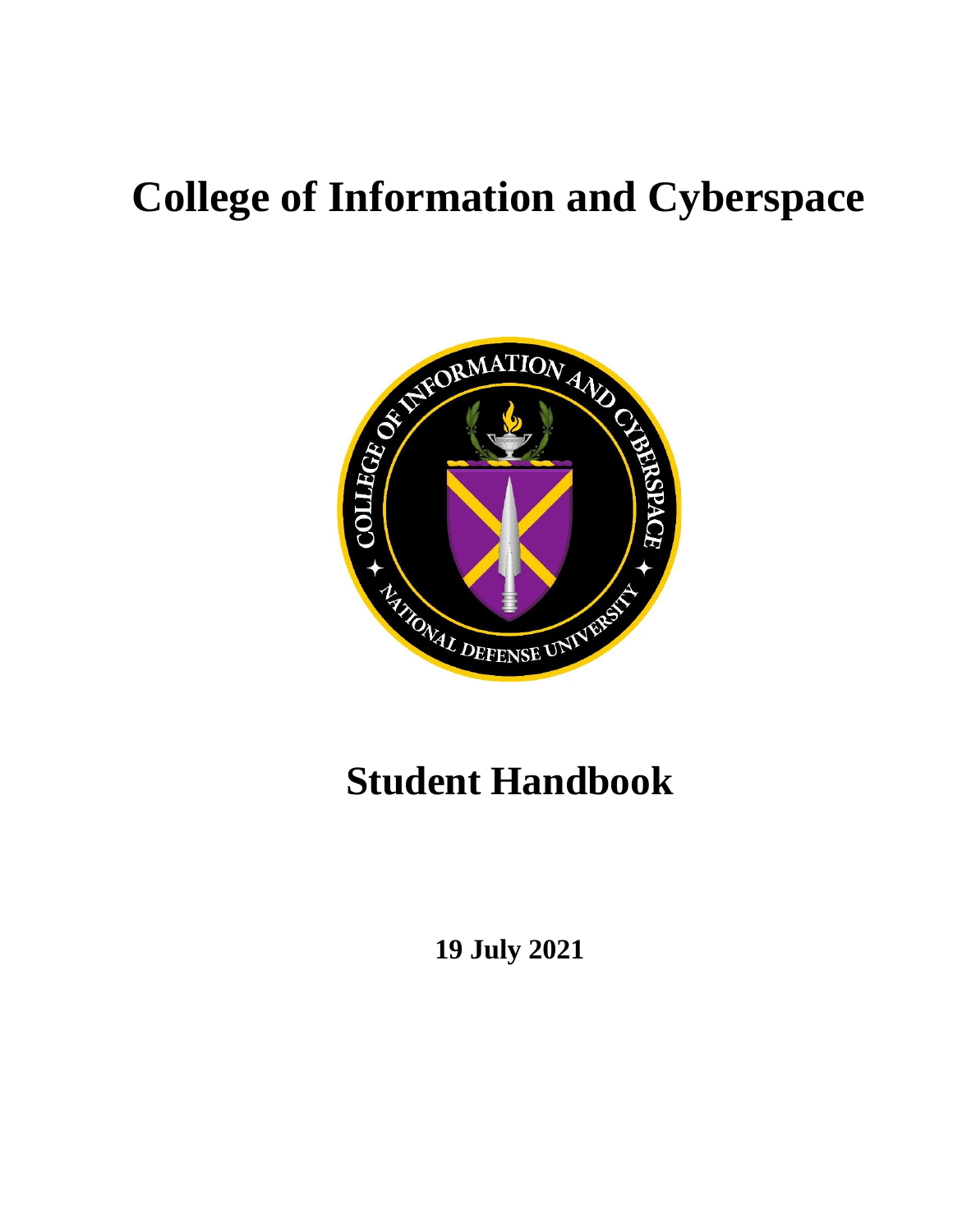# College of Information and Cyberspace

# Student Handbook

**19 July 2021**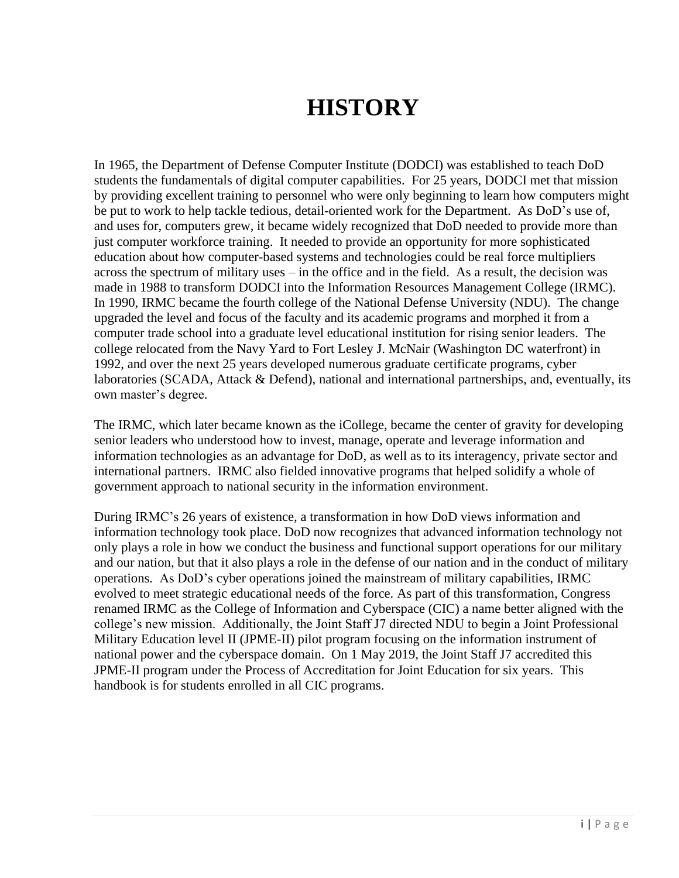# HISTORY

In 1965, the Department of Defense Computer Institute (DODCI) was established to teach DoD students the fundamentals of digital computer capabilities. For 25 years, DODCI met that mission by providing excellent training to personnel who were only beginning to learn how computers might be put to work to help tackle tedious, detail-oriented work for the Department. As DoD's use of, and uses for, computers grew, it became widely recognized that DoD needed to provide more than just computer workforce training. It needed to provide an opportunity for more sophisticated education about how computer-based systems and technologies could be real force multipliers across the spectrum of military uses – in the office and in the field. As a result, the decision was made in 1988 to transform DODCI into the Information Resources Management College (IRMC). In 1990, IRMC became the fourth college of the National Defense University (NDU). The change upgraded the level and focus of the faculty and its academic programs and morphed it from a computer trade school into a graduate level educational institution for rising senior leaders. The college relocated from the Navy Yard to Fort Lesley J. McNair (Washington DC waterfront) in 1992, and over the next 25 years developed numerous graduate certificate programs, cyber laboratories (SCADA, Attack & Defend), national and international partnerships, and, eventually, its own master's degree.

The IRMC, which later became known as the iCollege, became the center of gravity for developing senior leaders who understood how to invest, manage, operate and leverage information and information technologies as an advantage for DoD, as well as to its interagency, private sector and international partners. IRMC also fielded innovative programs that helped solidify a whole of government approach to national security in the information environment.

During IRMC's 26 years of existence, a transformation in how DoD views information and information technology took place. DoD now recognizes that advanced information technology not only plays a role in how we conduct the business and functional support operations for our military and our nation, but that it also plays a role in the defense of our nation and in the conduct of military operations. As DoD's cyber operations joined the mainstream of military capabilities, IRMC evolved to meet strategic educational needs of the force. As part of this transformation, Congress renamed IRMC as the College of Information and Cyberspace (CIC) a name better aligned with the college's new mission. Additionally, the Joint Staff J7 directed NDU to begin a Joint Professional Military Education level II (JPME-II) pilot program focusing on the information instrument of national power and the cyberspace domain. On 1 May 2019, the Joint Staff J7 accredited this JPME-II program under the Process of Accreditation for Joint Education for six years. This handbook is for students enrolled in all CIC programs.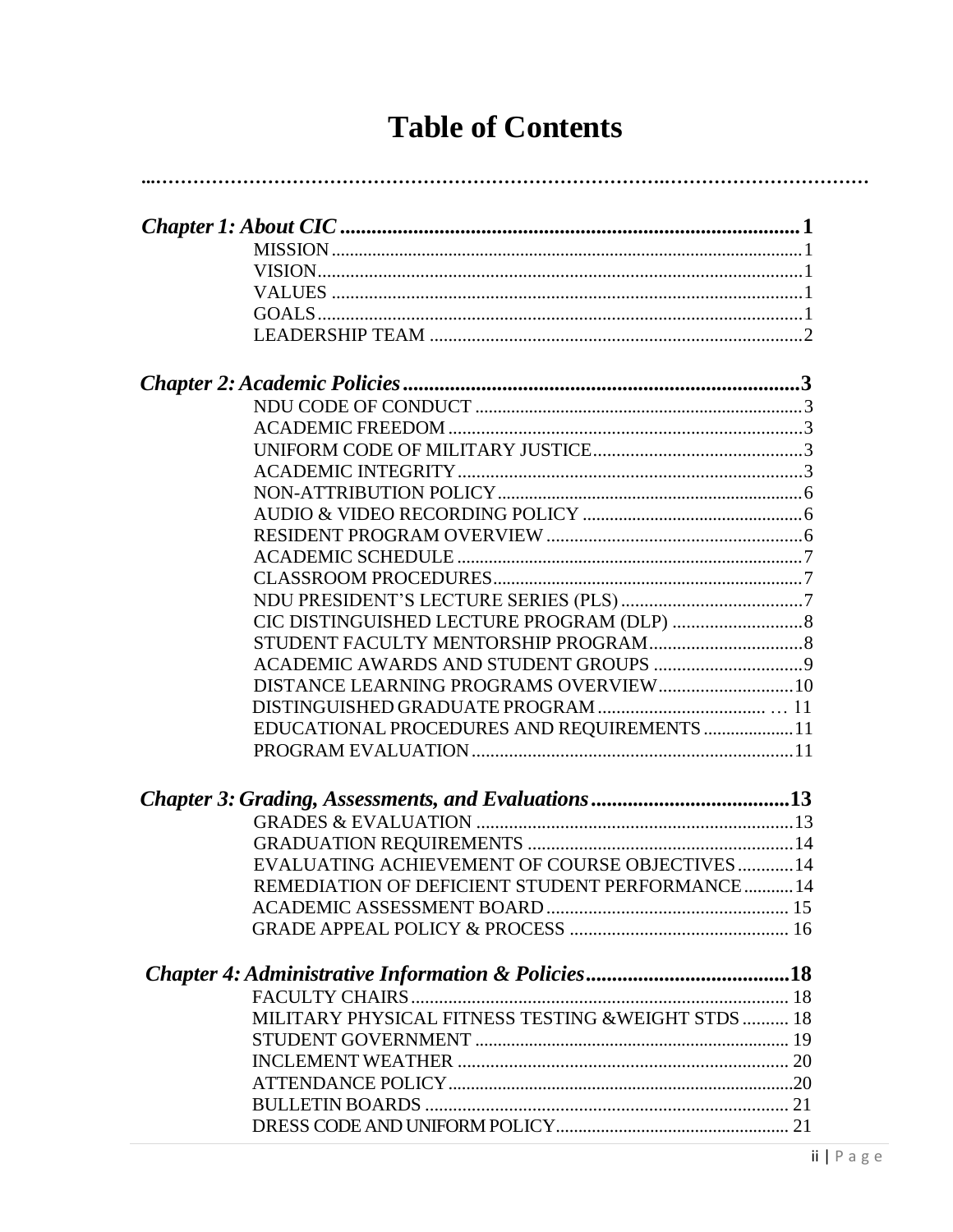# Table of Contents

***Chapter 1: About CIC*** ........................................................................................ **1**

- MISSION ........................................................................................ 1
- VISION ........................................................................................ 1
- VALUES ........................................................................................ 1
- GOALS ........................................................................................ 1
- LEADERSHIP TEAM ........................................................................................ 2

***Chapter 2: Academic Policies*** ........................................................................................ **3**

- NDU CODE OF CONDUCT ........................................................................................ 3
- ACADEMIC FREEDOM ........................................................................................ 3
- UNIFORM CODE OF MILITARY JUSTICE ........................................................................................ 3
- ACADEMIC INTEGRITY ........................................................................................ 3
- NON-ATTRIBUTION POLICY ........................................................................................ 6
- AUDIO & VIDEO RECORDING POLICY ........................................................................................ 6
- RESIDENT PROGRAM OVERVIEW ........................................................................................ 6
- ACADEMIC SCHEDULE ........................................................................................ 7
- CLASSROOM PROCEDURES ........................................................................................ 7
- NDU PRESIDENT'S LECTURE SERIES (PLS) ........................................................................................ 7
- CIC DISTINGUISHED LECTURE PROGRAM (DLP) ........................................................................................ 8
- STUDENT FACULTY MENTORSHIP PROGRAM ........................................................................................ 8
- ACADEMIC AWARDS AND STUDENT GROUPS ........................................................................................ 9
- DISTANCE LEARNING PROGRAMS OVERVIEW ........................................................................................ 10
- DISTINGUISHED GRADUATE PROGRAM ........................................................................................ 11
- EDUCATIONAL PROCEDURES AND REQUIREMENTS ........................................................................................ 11
- PROGRAM EVALUATION ........................................................................................ 11

***Chapter 3: Grading, Assessments, and Evaluations*** ........................................................................................ **13**

- GRADES & EVALUATION ........................................................................................ 13
- GRADUATION REQUIREMENTS ........................................................................................ 14
- EVALUATING ACHIEVEMENT OF COURSE OBJECTIVES ........................................................................................ 14
- REMEDIATION OF DEFICIENT STUDENT PERFORMANCE ........................................................................................ 14
- ACADEMIC ASSESSMENT BOARD ........................................................................................ 15
- GRADE APPEAL POLICY & PROCESS ........................................................................................ 16

***Chapter 4: Administrative Information & Policies*** ........................................................................................ **18**

- FACULTY CHAIRS ........................................................................................ 18
- MILITARY PHYSICAL FITNESS TESTING &WEIGHT STDS ........................................................................................ 18
- STUDENT GOVERNMENT ........................................................................................ 19
- INCLEMENT WEATHER ........................................................................................ 20
- ATTENDANCE POLICY ........................................................................................ 20
- BULLETIN BOARDS ........................................................................................ 21
- DRESS CODE AND UNIFORM POLICY ........................................................................................ 21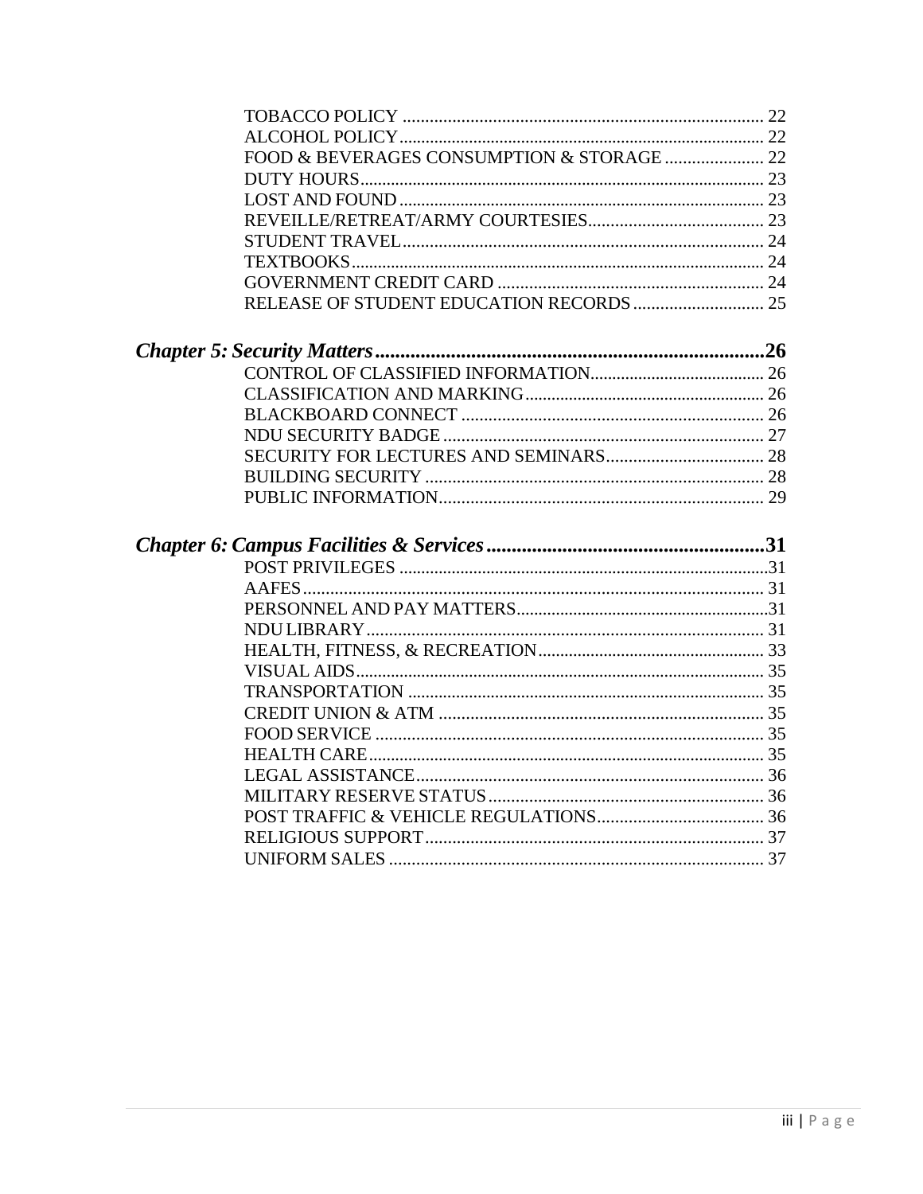TOBACCO POLICY ................................................................................ 22
ALCOHOL POLICY.................................................................................. 22
FOOD & BEVERAGES CONSUMPTION & STORAGE ...................... 22
DUTY HOURS.......................................................................................... 23
LOST AND FOUND .................................................................................. 23
REVEILLE/RETREAT/ARMY COURTESIES....................................... 23
STUDENT TRAVEL................................................................................ 24
TEXTBOOKS............................................................................................. 24
GOVERNMENT CREDIT CARD ........................................................... 24
RELEASE OF STUDENT EDUCATION RECORDS ............................. 25

***Chapter 5: Security Matters*..............................................................................26**

CONTROL OF CLASSIFIED INFORMATION....................................... 26
CLASSIFICATION AND MARKING...................................................... 26
BLACKBOARD CONNECT .................................................................. 26
NDU SECURITY BADGE ....................................................................... 27
SECURITY FOR LECTURES AND SEMINARS................................... 28
BUILDING SECURITY ........................................................................... 28
PUBLIC INFORMATION........................................................................ 29

***Chapter 6: Campus Facilities & Services*......................................................31**

POST PRIVILEGES ..................................................................................31
AAFES...................................................................................................... 31
PERSONNEL AND PAY MATTERS.........................................................31
NDU LIBRARY......................................................................................... 31
HEALTH, FITNESS, & RECREATION................................................... 33
VISUAL AIDS............................................................................................ 35
TRANSPORTATION ................................................................................ 35
CREDIT UNION & ATM ........................................................................ 35
FOOD SERVICE ...................................................................................... 35
HEALTH CARE......................................................................................... 35
LEGAL ASSISTANCE.............................................................................. 36
MILITARY RESERVE STATUS............................................................. 36
POST TRAFFIC & VEHICLE REGULATIONS..................................... 36
RELIGIOUS SUPPORT........................................................................... 37
UNIFORM SALES ................................................................................... 37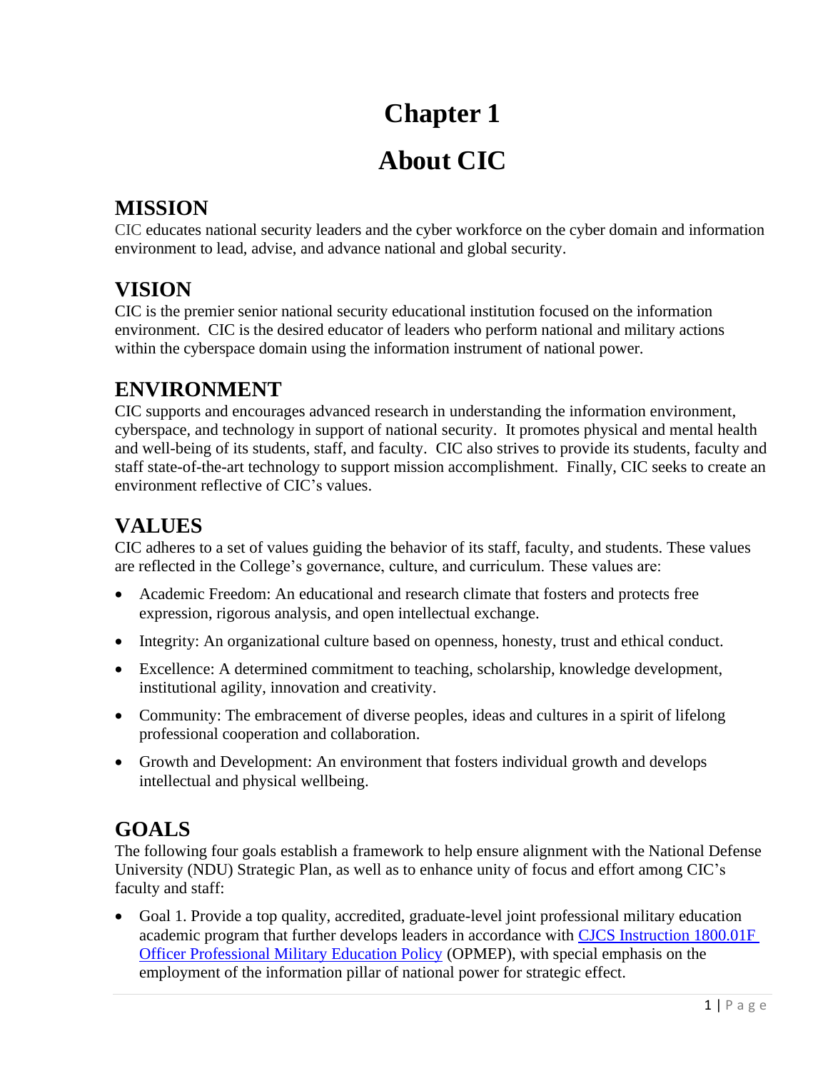# Chapter 1

# About CIC

## MISSION

CIC educates national security leaders and the cyber workforce on the cyber domain and information environment to lead, advise, and advance national and global security.

## VISION

CIC is the premier senior national security educational institution focused on the information environment. CIC is the desired educator of leaders who perform national and military actions within the cyberspace domain using the information instrument of national power.

## ENVIRONMENT

CIC supports and encourages advanced research in understanding the information environment, cyberspace, and technology in support of national security. It promotes physical and mental health and well-being of its students, staff, and faculty. CIC also strives to provide its students, faculty and staff state-of-the-art technology to support mission accomplishment. Finally, CIC seeks to create an environment reflective of CIC's values.

## VALUES

CIC adheres to a set of values guiding the behavior of its staff, faculty, and students. These values are reflected in the College's governance, culture, and curriculum. These values are:

- Academic Freedom: An educational and research climate that fosters and protects free expression, rigorous analysis, and open intellectual exchange.
- Integrity: An organizational culture based on openness, honesty, trust and ethical conduct.
- Excellence: A determined commitment to teaching, scholarship, knowledge development, institutional agility, innovation and creativity.
- Community: The embracement of diverse peoples, ideas and cultures in a spirit of lifelong professional cooperation and collaboration.
- Growth and Development: An environment that fosters individual growth and develops intellectual and physical wellbeing.

## GOALS

The following four goals establish a framework to help ensure alignment with the National Defense University (NDU) Strategic Plan, as well as to enhance unity of focus and effort among CIC's faculty and staff:

- Goal 1. Provide a top quality, accredited, graduate-level joint professional military education academic program that further develops leaders in accordance with [CJCS Instruction 1800.01F Officer Professional Military Education Policy]() (OPMEP), with special emphasis on the employment of the information pillar of national power for strategic effect.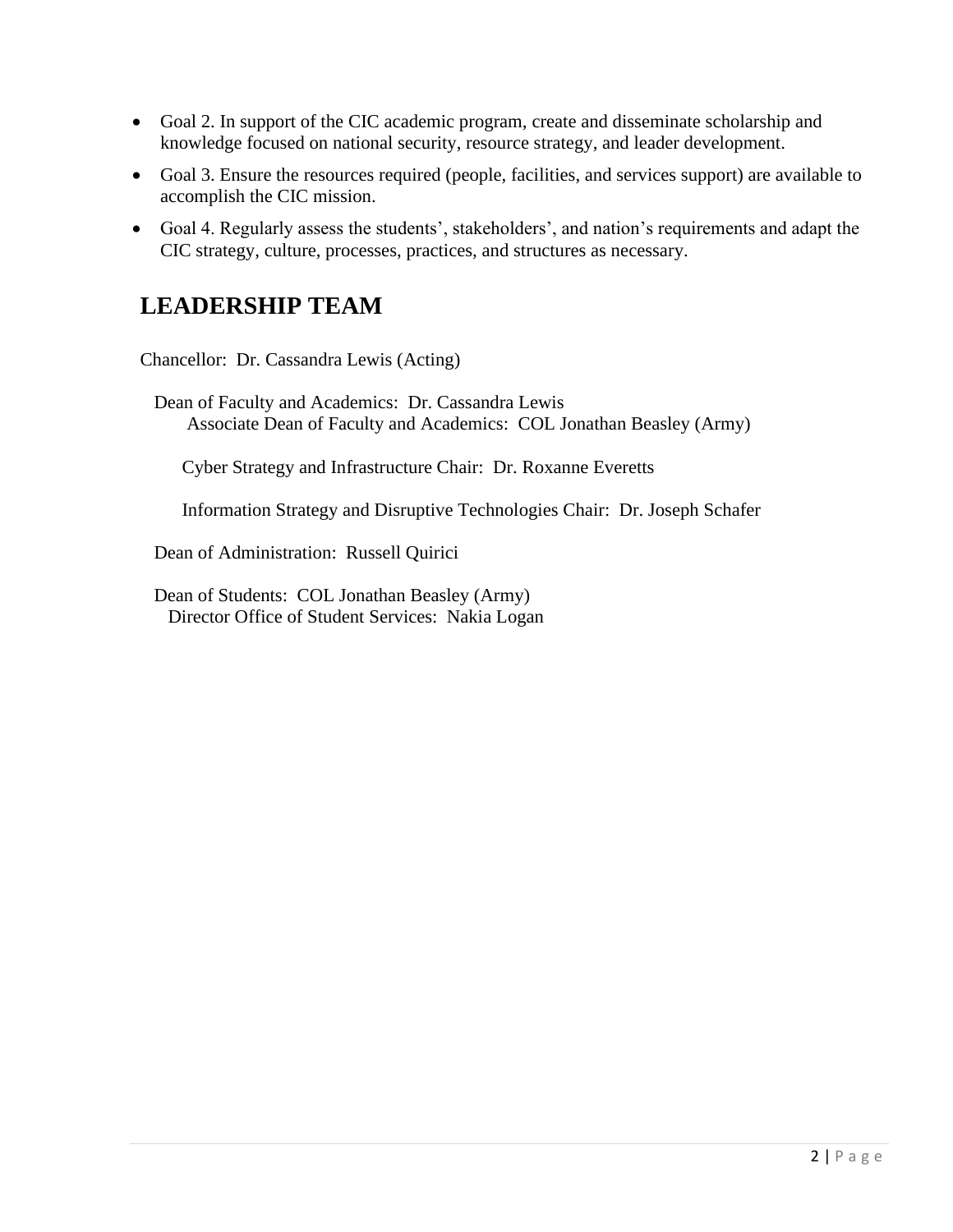- Goal 2. In support of the CIC academic program, create and disseminate scholarship and knowledge focused on national security, resource strategy, and leader development.
- Goal 3. Ensure the resources required (people, facilities, and services support) are available to accomplish the CIC mission.
- Goal 4. Regularly assess the students', stakeholders', and nation's requirements and adapt the CIC strategy, culture, processes, practices, and structures as necessary.

## LEADERSHIP TEAM

Chancellor: Dr. Cassandra Lewis (Acting)

Dean of Faculty and Academics: Dr. Cassandra Lewis
Associate Dean of Faculty and Academics: COL Jonathan Beasley (Army)

Cyber Strategy and Infrastructure Chair: Dr. Roxanne Everetts

Information Strategy and Disruptive Technologies Chair: Dr. Joseph Schafer

Dean of Administration: Russell Quirici

Dean of Students: COL Jonathan Beasley (Army)
Director Office of Student Services: Nakia Logan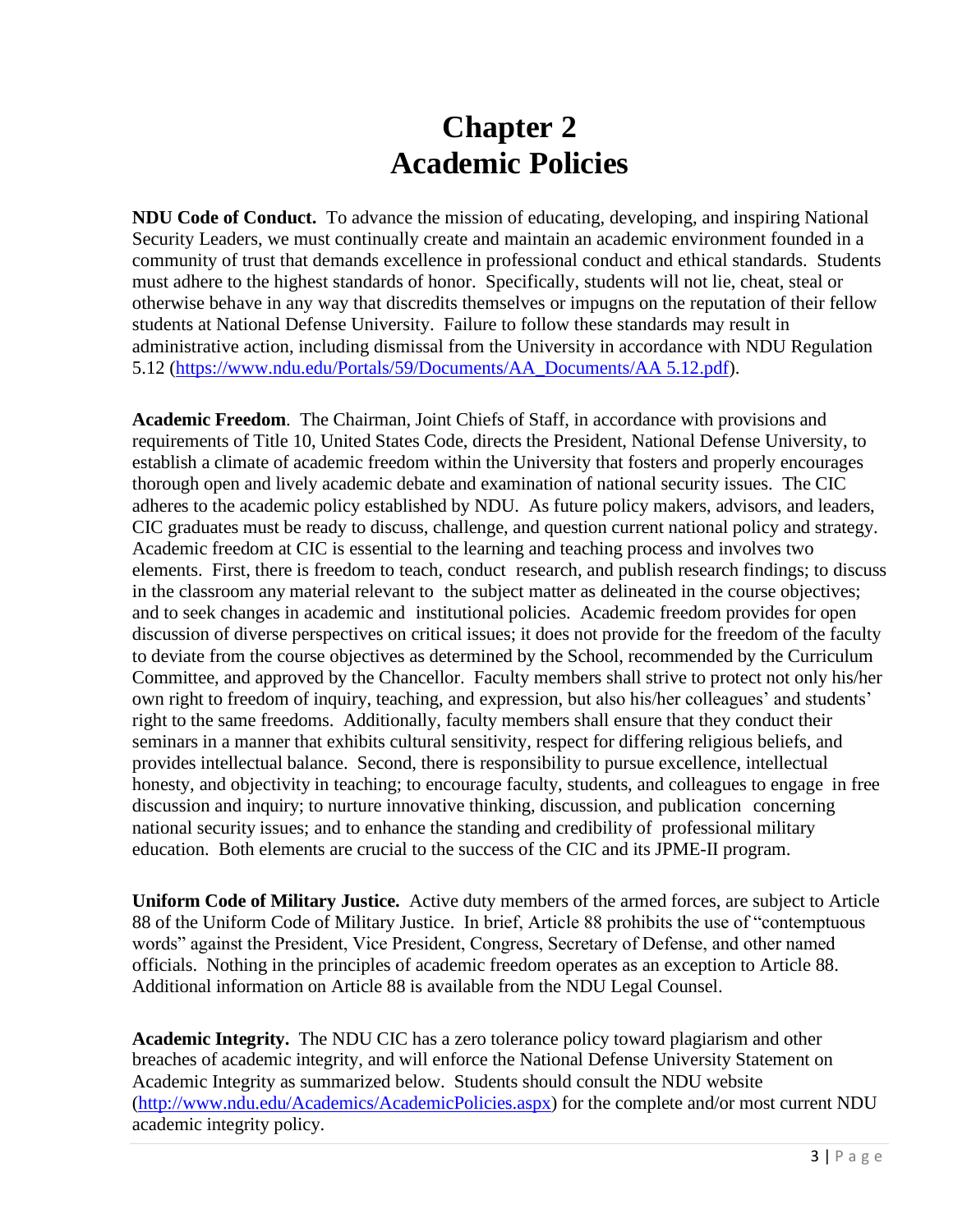# Chapter 2
# Academic Policies

**NDU Code of Conduct.** To advance the mission of educating, developing, and inspiring National Security Leaders, we must continually create and maintain an academic environment founded in a community of trust that demands excellence in professional conduct and ethical standards. Students must adhere to the highest standards of honor. Specifically, students will not lie, cheat, steal or otherwise behave in any way that discredits themselves or impugns on the reputation of their fellow students at National Defense University. Failure to follow these standards may result in administrative action, including dismissal from the University in accordance with NDU Regulation 5.12 (https://www.ndu.edu/Portals/59/Documents/AA_Documents/AA 5.12.pdf).

**Academic Freedom**. The Chairman, Joint Chiefs of Staff, in accordance with provisions and requirements of Title 10, United States Code, directs the President, National Defense University, to establish a climate of academic freedom within the University that fosters and properly encourages thorough open and lively academic debate and examination of national security issues. The CIC adheres to the academic policy established by NDU. As future policy makers, advisors, and leaders, CIC graduates must be ready to discuss, challenge, and question current national policy and strategy. Academic freedom at CIC is essential to the learning and teaching process and involves two elements. First, there is freedom to teach, conduct research, and publish research findings; to discuss in the classroom any material relevant to the subject matter as delineated in the course objectives; and to seek changes in academic and institutional policies. Academic freedom provides for open discussion of diverse perspectives on critical issues; it does not provide for the freedom of the faculty to deviate from the course objectives as determined by the School, recommended by the Curriculum Committee, and approved by the Chancellor. Faculty members shall strive to protect not only his/her own right to freedom of inquiry, teaching, and expression, but also his/her colleagues' and students' right to the same freedoms. Additionally, faculty members shall ensure that they conduct their seminars in a manner that exhibits cultural sensitivity, respect for differing religious beliefs, and provides intellectual balance. Second, there is responsibility to pursue excellence, intellectual honesty, and objectivity in teaching; to encourage faculty, students, and colleagues to engage in free discussion and inquiry; to nurture innovative thinking, discussion, and publication concerning national security issues; and to enhance the standing and credibility of professional military education. Both elements are crucial to the success of the CIC and its JPME-II program.

**Uniform Code of Military Justice.** Active duty members of the armed forces, are subject to Article 88 of the Uniform Code of Military Justice. In brief, Article 88 prohibits the use of "contemptuous words" against the President, Vice President, Congress, Secretary of Defense, and other named officials. Nothing in the principles of academic freedom operates as an exception to Article 88. Additional information on Article 88 is available from the NDU Legal Counsel.

**Academic Integrity.** The NDU CIC has a zero tolerance policy toward plagiarism and other breaches of academic integrity, and will enforce the National Defense University Statement on Academic Integrity as summarized below. Students should consult the NDU website (http://www.ndu.edu/Academics/AcademicPolicies.aspx) for the complete and/or most current NDU academic integrity policy.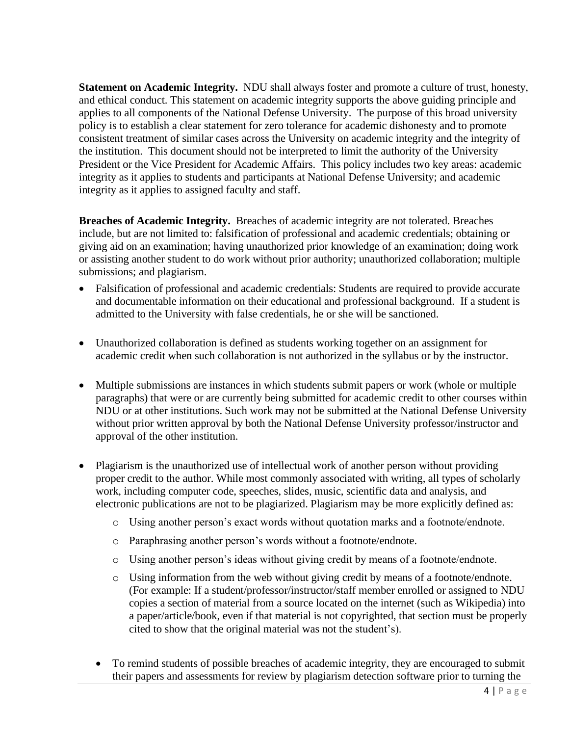**Statement on Academic Integrity.** NDU shall always foster and promote a culture of trust, honesty, and ethical conduct. This statement on academic integrity supports the above guiding principle and applies to all components of the National Defense University. The purpose of this broad university policy is to establish a clear statement for zero tolerance for academic dishonesty and to promote consistent treatment of similar cases across the University on academic integrity and the integrity of the institution. This document should not be interpreted to limit the authority of the University President or the Vice President for Academic Affairs. This policy includes two key areas: academic integrity as it applies to students and participants at National Defense University; and academic integrity as it applies to assigned faculty and staff.

**Breaches of Academic Integrity.** Breaches of academic integrity are not tolerated. Breaches include, but are not limited to: falsification of professional and academic credentials; obtaining or giving aid on an examination; having unauthorized prior knowledge of an examination; doing work or assisting another student to do work without prior authority; unauthorized collaboration; multiple submissions; and plagiarism.

- Falsification of professional and academic credentials: Students are required to provide accurate and documentable information on their educational and professional background. If a student is admitted to the University with false credentials, he or she will be sanctioned.

- Unauthorized collaboration is defined as students working together on an assignment for academic credit when such collaboration is not authorized in the syllabus or by the instructor.

- Multiple submissions are instances in which students submit papers or work (whole or multiple paragraphs) that were or are currently being submitted for academic credit to other courses within NDU or at other institutions. Such work may not be submitted at the National Defense University without prior written approval by both the National Defense University professor/instructor and approval of the other institution.

- Plagiarism is the unauthorized use of intellectual work of another person without providing proper credit to the author. While most commonly associated with writing, all types of scholarly work, including computer code, speeches, slides, music, scientific data and analysis, and electronic publications are not to be plagiarized. Plagiarism may be more explicitly defined as:
    - Using another person's exact words without quotation marks and a footnote/endnote.
    - Paraphrasing another person's words without a footnote/endnote.
    - Using another person's ideas without giving credit by means of a footnote/endnote.
    - Using information from the web without giving credit by means of a footnote/endnote. (For example: If a student/professor/instructor/staff member enrolled or assigned to NDU copies a section of material from a source located on the internet (such as Wikipedia) into a paper/article/book, even if that material is not copyrighted, that section must be properly cited to show that the original material was not the student's).

- To remind students of possible breaches of academic integrity, they are encouraged to submit their papers and assessments for review by plagiarism detection software prior to turning the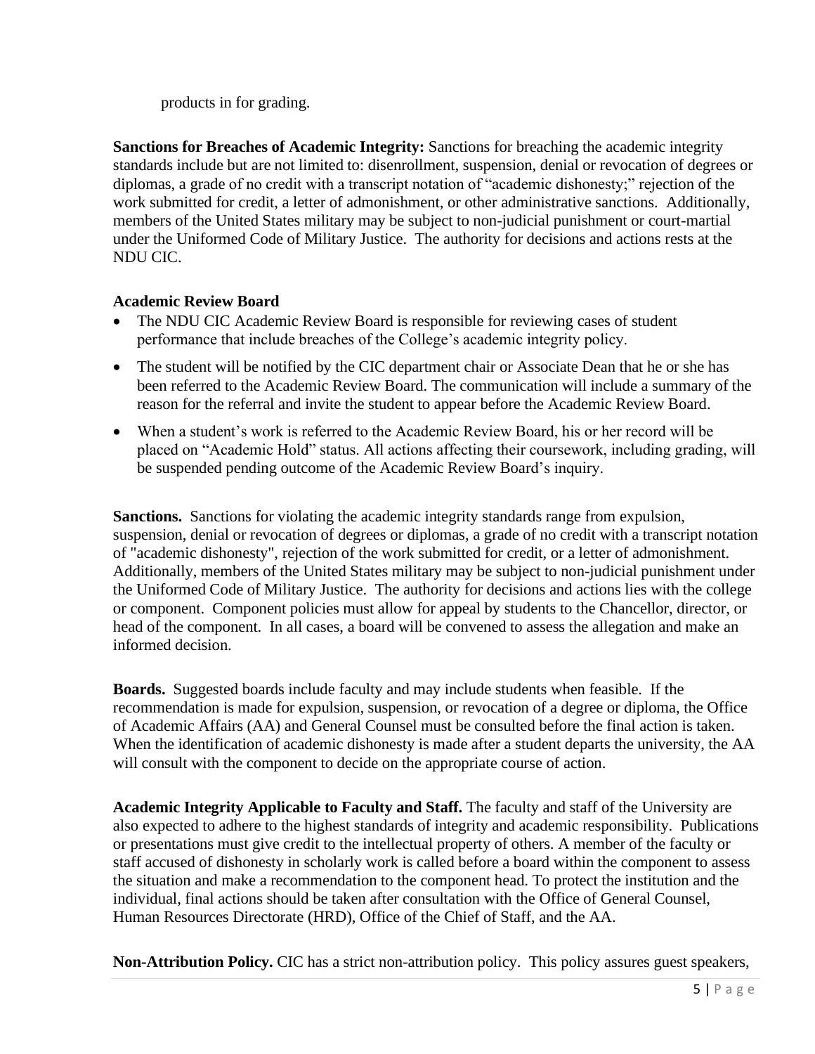products in for grading.

**Sanctions for Breaches of Academic Integrity:** Sanctions for breaching the academic integrity standards include but are not limited to: disenrollment, suspension, denial or revocation of degrees or diplomas, a grade of no credit with a transcript notation of "academic dishonesty;" rejection of the work submitted for credit, a letter of admonishment, or other administrative sanctions. Additionally, members of the United States military may be subject to non-judicial punishment or court-martial under the Uniformed Code of Military Justice. The authority for decisions and actions rests at the NDU CIC.

**Academic Review Board**

- The NDU CIC Academic Review Board is responsible for reviewing cases of student performance that include breaches of the College's academic integrity policy.
- The student will be notified by the CIC department chair or Associate Dean that he or she has been referred to the Academic Review Board. The communication will include a summary of the reason for the referral and invite the student to appear before the Academic Review Board.
- When a student's work is referred to the Academic Review Board, his or her record will be placed on "Academic Hold" status. All actions affecting their coursework, including grading, will be suspended pending outcome of the Academic Review Board's inquiry.

**Sanctions.** Sanctions for violating the academic integrity standards range from expulsion, suspension, denial or revocation of degrees or diplomas, a grade of no credit with a transcript notation of "academic dishonesty", rejection of the work submitted for credit, or a letter of admonishment. Additionally, members of the United States military may be subject to non-judicial punishment under the Uniformed Code of Military Justice. The authority for decisions and actions lies with the college or component. Component policies must allow for appeal by students to the Chancellor, director, or head of the component. In all cases, a board will be convened to assess the allegation and make an informed decision.

**Boards.** Suggested boards include faculty and may include students when feasible. If the recommendation is made for expulsion, suspension, or revocation of a degree or diploma, the Office of Academic Affairs (AA) and General Counsel must be consulted before the final action is taken. When the identification of academic dishonesty is made after a student departs the university, the AA will consult with the component to decide on the appropriate course of action.

**Academic Integrity Applicable to Faculty and Staff.** The faculty and staff of the University are also expected to adhere to the highest standards of integrity and academic responsibility. Publications or presentations must give credit to the intellectual property of others. A member of the faculty or staff accused of dishonesty in scholarly work is called before a board within the component to assess the situation and make a recommendation to the component head. To protect the institution and the individual, final actions should be taken after consultation with the Office of General Counsel, Human Resources Directorate (HRD), Office of the Chief of Staff, and the AA.

**Non-Attribution Policy.** CIC has a strict non-attribution policy. This policy assures guest speakers,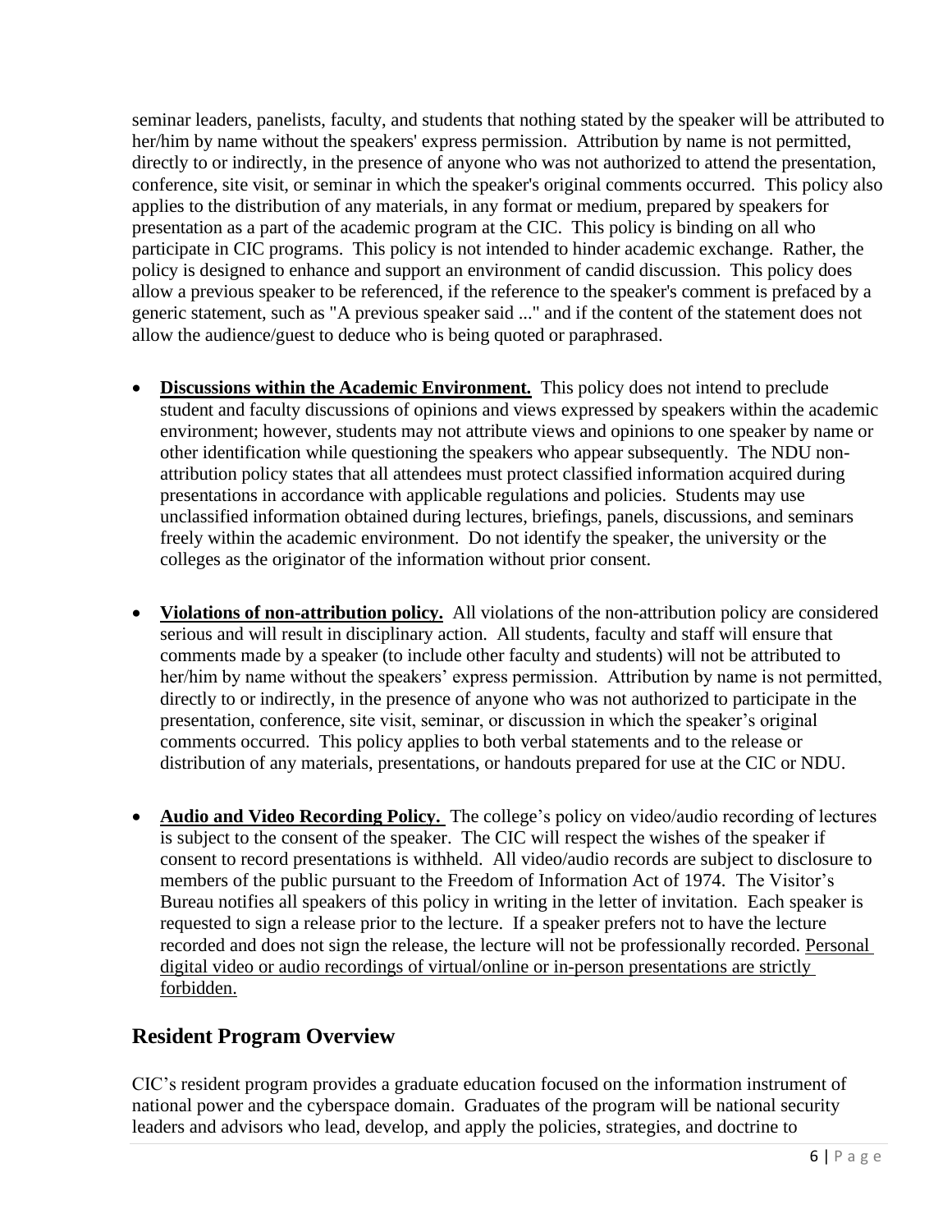seminar leaders, panelists, faculty, and students that nothing stated by the speaker will be attributed to her/him by name without the speakers' express permission. Attribution by name is not permitted, directly to or indirectly, in the presence of anyone who was not authorized to attend the presentation, conference, site visit, or seminar in which the speaker's original comments occurred. This policy also applies to the distribution of any materials, in any format or medium, prepared by speakers for presentation as a part of the academic program at the CIC. This policy is binding on all who participate in CIC programs. This policy is not intended to hinder academic exchange. Rather, the policy is designed to enhance and support an environment of candid discussion. This policy does allow a previous speaker to be referenced, if the reference to the speaker's comment is prefaced by a generic statement, such as "A previous speaker said ..." and if the content of the statement does not allow the audience/guest to deduce who is being quoted or paraphrased.

- **Discussions within the Academic Environment.** This policy does not intend to preclude student and faculty discussions of opinions and views expressed by speakers within the academic environment; however, students may not attribute views and opinions to one speaker by name or other identification while questioning the speakers who appear subsequently. The NDU non-attribution policy states that all attendees must protect classified information acquired during presentations in accordance with applicable regulations and policies. Students may use unclassified information obtained during lectures, briefings, panels, discussions, and seminars freely within the academic environment. Do not identify the speaker, the university or the colleges as the originator of the information without prior consent.

- **Violations of non-attribution policy.** All violations of the non-attribution policy are considered serious and will result in disciplinary action. All students, faculty and staff will ensure that comments made by a speaker (to include other faculty and students) will not be attributed to her/him by name without the speakers' express permission. Attribution by name is not permitted, directly to or indirectly, in the presence of anyone who was not authorized to participate in the presentation, conference, site visit, seminar, or discussion in which the speaker's original comments occurred. This policy applies to both verbal statements and to the release or distribution of any materials, presentations, or handouts prepared for use at the CIC or NDU.

- **Audio and Video Recording Policy.** The college's policy on video/audio recording of lectures is subject to the consent of the speaker. The CIC will respect the wishes of the speaker if consent to record presentations is withheld. All video/audio records are subject to disclosure to members of the public pursuant to the Freedom of Information Act of 1974. The Visitor's Bureau notifies all speakers of this policy in writing in the letter of invitation. Each speaker is requested to sign a release prior to the lecture. If a speaker prefers not to have the lecture recorded and does not sign the release, the lecture will not be professionally recorded. Personal digital video or audio recordings of virtual/online or in-person presentations are strictly forbidden.

## Resident Program Overview

CIC's resident program provides a graduate education focused on the information instrument of national power and the cyberspace domain. Graduates of the program will be national security leaders and advisors who lead, develop, and apply the policies, strategies, and doctrine to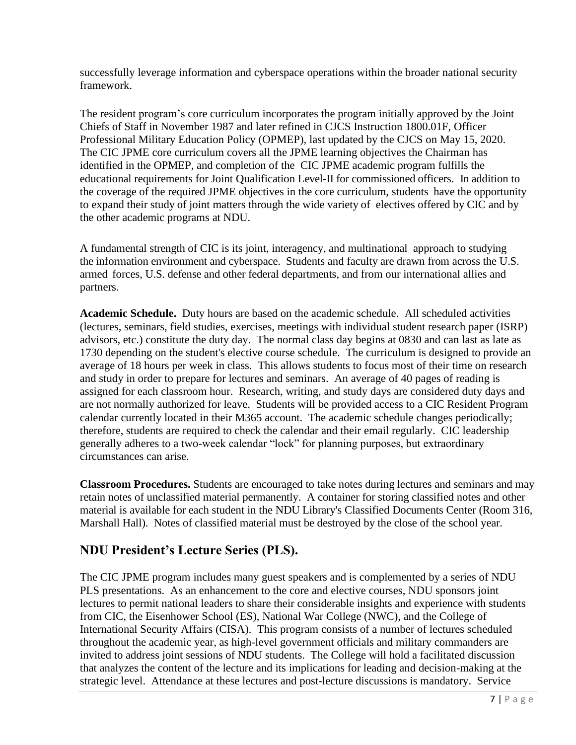successfully leverage information and cyberspace operations within the broader national security framework.

The resident program's core curriculum incorporates the program initially approved by the Joint Chiefs of Staff in November 1987 and later refined in CJCS Instruction 1800.01F, Officer Professional Military Education Policy (OPMEP), last updated by the CJCS on May 15, 2020. The CIC JPME core curriculum covers all the JPME learning objectives the Chairman has identified in the OPMEP, and completion of the CIC JPME academic program fulfills the educational requirements for Joint Qualification Level-II for commissioned officers. In addition to the coverage of the required JPME objectives in the core curriculum, students have the opportunity to expand their study of joint matters through the wide variety of electives offered by CIC and by the other academic programs at NDU.

A fundamental strength of CIC is its joint, interagency, and multinational approach to studying the information environment and cyberspace. Students and faculty are drawn from across the U.S. armed forces, U.S. defense and other federal departments, and from our international allies and partners.

**Academic Schedule.** Duty hours are based on the academic schedule. All scheduled activities (lectures, seminars, field studies, exercises, meetings with individual student research paper (ISRP) advisors, etc.) constitute the duty day. The normal class day begins at 0830 and can last as late as 1730 depending on the student's elective course schedule. The curriculum is designed to provide an average of 18 hours per week in class. This allows students to focus most of their time on research and study in order to prepare for lectures and seminars. An average of 40 pages of reading is assigned for each classroom hour. Research, writing, and study days are considered duty days and are not normally authorized for leave. Students will be provided access to a CIC Resident Program calendar currently located in their M365 account. The academic schedule changes periodically; therefore, students are required to check the calendar and their email regularly. CIC leadership generally adheres to a two-week calendar "lock" for planning purposes, but extraordinary circumstances can arise.

**Classroom Procedures.** Students are encouraged to take notes during lectures and seminars and may retain notes of unclassified material permanently. A container for storing classified notes and other material is available for each student in the NDU Library's Classified Documents Center (Room 316, Marshall Hall). Notes of classified material must be destroyed by the close of the school year.

## NDU President's Lecture Series (PLS).

The CIC JPME program includes many guest speakers and is complemented by a series of NDU PLS presentations. As an enhancement to the core and elective courses, NDU sponsors joint lectures to permit national leaders to share their considerable insights and experience with students from CIC, the Eisenhower School (ES), National War College (NWC), and the College of International Security Affairs (CISA). This program consists of a number of lectures scheduled throughout the academic year, as high-level government officials and military commanders are invited to address joint sessions of NDU students. The College will hold a facilitated discussion that analyzes the content of the lecture and its implications for leading and decision-making at the strategic level. Attendance at these lectures and post-lecture discussions is mandatory. Service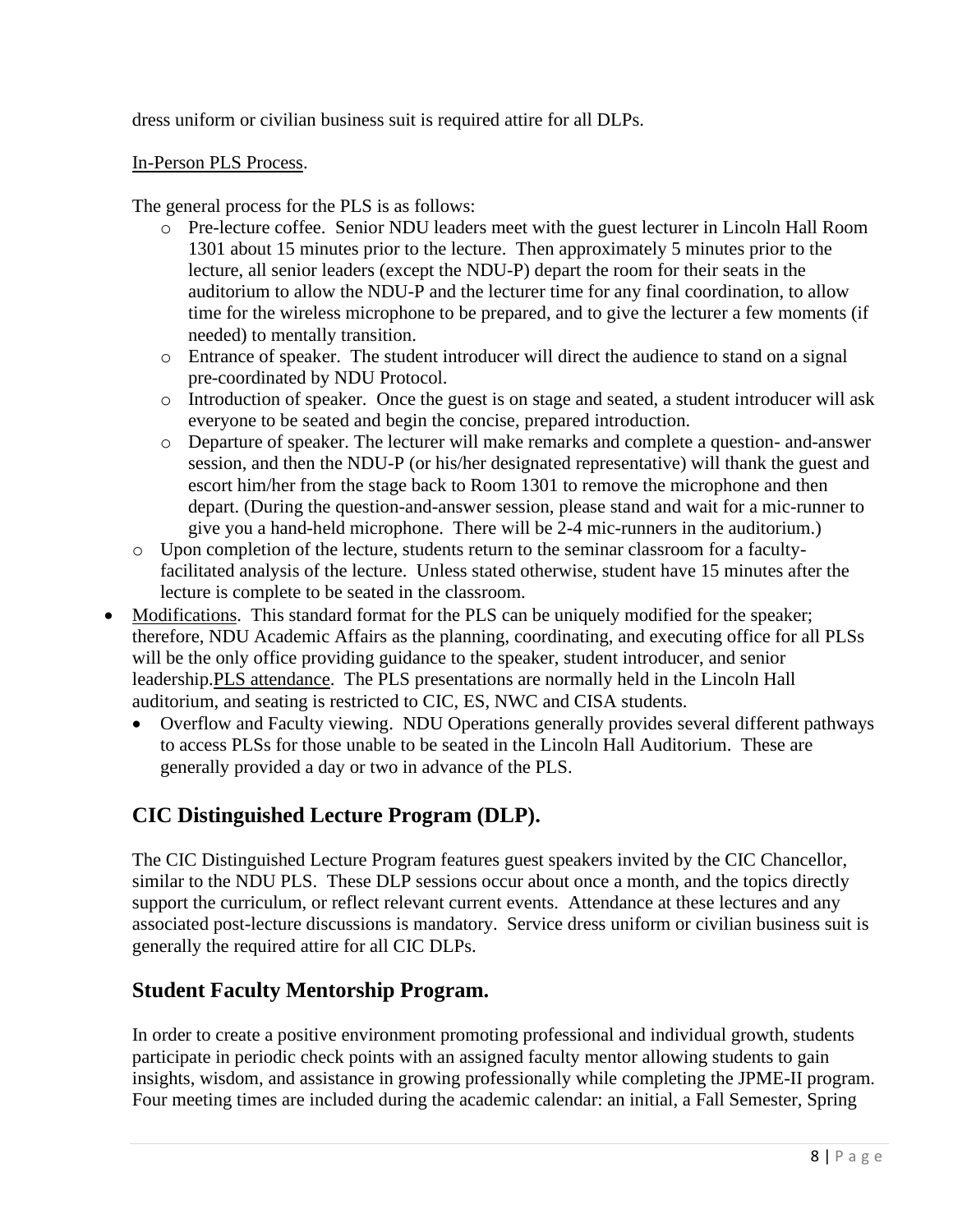dress uniform or civilian business suit is required attire for all DLPs.

In-Person PLS Process.

The general process for the PLS is as follows:

- Pre-lecture coffee. Senior NDU leaders meet with the guest lecturer in Lincoln Hall Room 1301 about 15 minutes prior to the lecture. Then approximately 5 minutes prior to the lecture, all senior leaders (except the NDU-P) depart the room for their seats in the auditorium to allow the NDU-P and the lecturer time for any final coordination, to allow time for the wireless microphone to be prepared, and to give the lecturer a few moments (if needed) to mentally transition.
- Entrance of speaker. The student introducer will direct the audience to stand on a signal pre-coordinated by NDU Protocol.
- Introduction of speaker. Once the guest is on stage and seated, a student introducer will ask everyone to be seated and begin the concise, prepared introduction.
- Departure of speaker. The lecturer will make remarks and complete a question- and-answer session, and then the NDU-P (or his/her designated representative) will thank the guest and escort him/her from the stage back to Room 1301 to remove the microphone and then depart. (During the question-and-answer session, please stand and wait for a mic-runner to give you a hand-held microphone. There will be 2-4 mic-runners in the auditorium.)
- Upon completion of the lecture, students return to the seminar classroom for a faculty-facilitated analysis of the lecture. Unless stated otherwise, student have 15 minutes after the lecture is complete to be seated in the classroom.

- Modifications. This standard format for the PLS can be uniquely modified for the speaker; therefore, NDU Academic Affairs as the planning, coordinating, and executing office for all PLSs will be the only office providing guidance to the speaker, student introducer, and senior leadership.PLS attendance. The PLS presentations are normally held in the Lincoln Hall auditorium, and seating is restricted to CIC, ES, NWC and CISA students.
  - Overflow and Faculty viewing. NDU Operations generally provides several different pathways to access PLSs for those unable to be seated in the Lincoln Hall Auditorium. These are generally provided a day or two in advance of the PLS.

## CIC Distinguished Lecture Program (DLP).

The CIC Distinguished Lecture Program features guest speakers invited by the CIC Chancellor, similar to the NDU PLS. These DLP sessions occur about once a month, and the topics directly support the curriculum, or reflect relevant current events. Attendance at these lectures and any associated post-lecture discussions is mandatory. Service dress uniform or civilian business suit is generally the required attire for all CIC DLPs.

## Student Faculty Mentorship Program.

In order to create a positive environment promoting professional and individual growth, students participate in periodic check points with an assigned faculty mentor allowing students to gain insights, wisdom, and assistance in growing professionally while completing the JPME-II program. Four meeting times are included during the academic calendar: an initial, a Fall Semester, Spring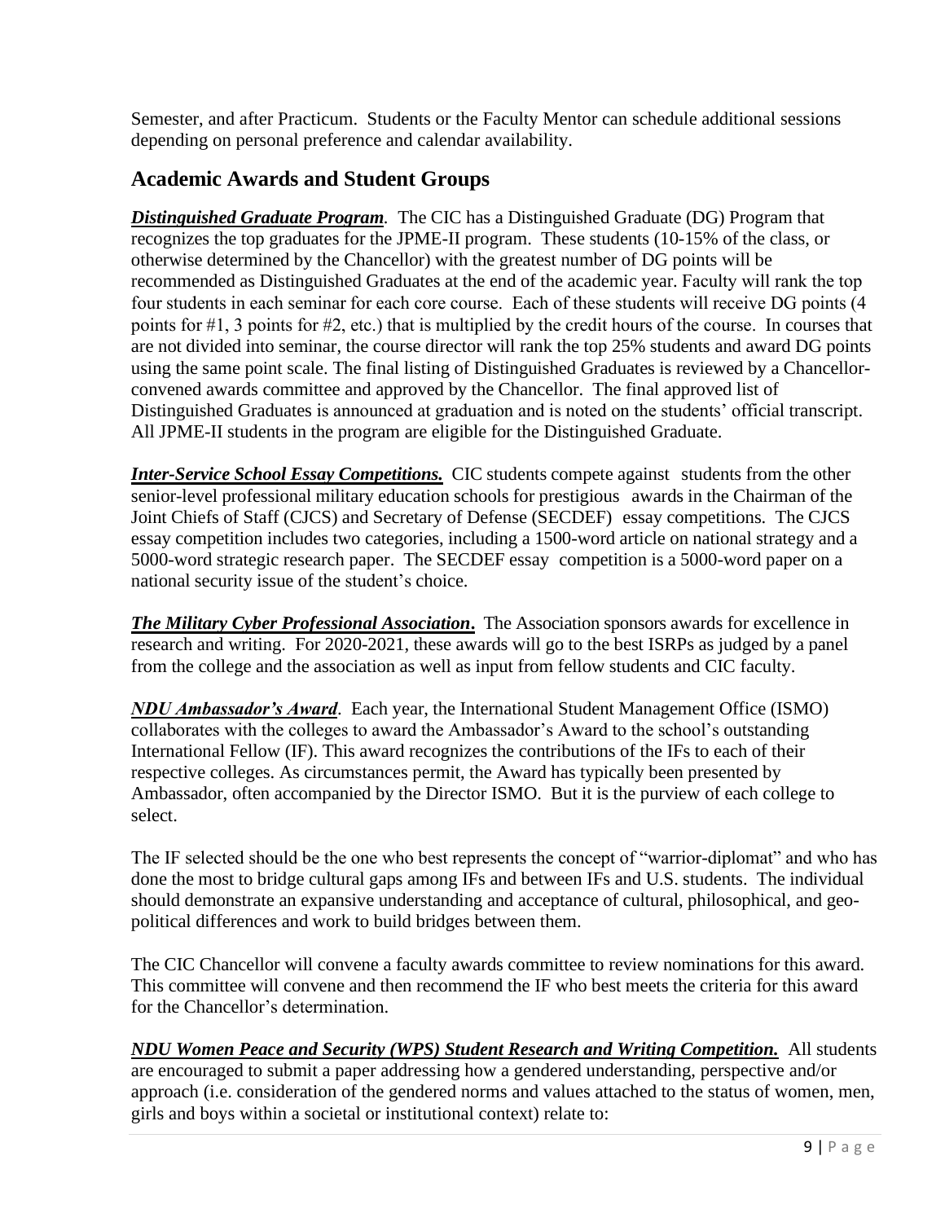Semester, and after Practicum. Students or the Faculty Mentor can schedule additional sessions depending on personal preference and calendar availability.

## Academic Awards and Student Groups

***Distinguished Graduate Program***. The CIC has a Distinguished Graduate (DG) Program that recognizes the top graduates for the JPME-II program. These students (10-15% of the class, or otherwise determined by the Chancellor) with the greatest number of DG points will be recommended as Distinguished Graduates at the end of the academic year. Faculty will rank the top four students in each seminar for each core course. Each of these students will receive DG points (4 points for #1, 3 points for #2, etc.) that is multiplied by the credit hours of the course. In courses that are not divided into seminar, the course director will rank the top 25% students and award DG points using the same point scale. The final listing of Distinguished Graduates is reviewed by a Chancellor-convened awards committee and approved by the Chancellor. The final approved list of Distinguished Graduates is announced at graduation and is noted on the students' official transcript. All JPME-II students in the program are eligible for the Distinguished Graduate.

***Inter-Service School Essay Competitions.*** CIC students compete against students from the other senior-level professional military education schools for prestigious awards in the Chairman of the Joint Chiefs of Staff (CJCS) and Secretary of Defense (SECDEF) essay competitions. The CJCS essay competition includes two categories, including a 1500-word article on national strategy and a 5000-word strategic research paper. The SECDEF essay competition is a 5000-word paper on a national security issue of the student's choice.

***The Military Cyber Professional Association***. The Association sponsors awards for excellence in research and writing. For 2020-2021, these awards will go to the best ISRPs as judged by a panel from the college and the association as well as input from fellow students and CIC faculty.

***NDU Ambassador's Award***. Each year, the International Student Management Office (ISMO) collaborates with the colleges to award the Ambassador's Award to the school's outstanding International Fellow (IF). This award recognizes the contributions of the IFs to each of their respective colleges. As circumstances permit, the Award has typically been presented by Ambassador, often accompanied by the Director ISMO. But it is the purview of each college to select.

The IF selected should be the one who best represents the concept of "warrior-diplomat" and who has done the most to bridge cultural gaps among IFs and between IFs and U.S. students. The individual should demonstrate an expansive understanding and acceptance of cultural, philosophical, and geo-political differences and work to build bridges between them.

The CIC Chancellor will convene a faculty awards committee to review nominations for this award. This committee will convene and then recommend the IF who best meets the criteria for this award for the Chancellor's determination.

***NDU Women Peace and Security (WPS) Student Research and Writing Competition.*** All students are encouraged to submit a paper addressing how a gendered understanding, perspective and/or approach (i.e. consideration of the gendered norms and values attached to the status of women, men, girls and boys within a societal or institutional context) relate to: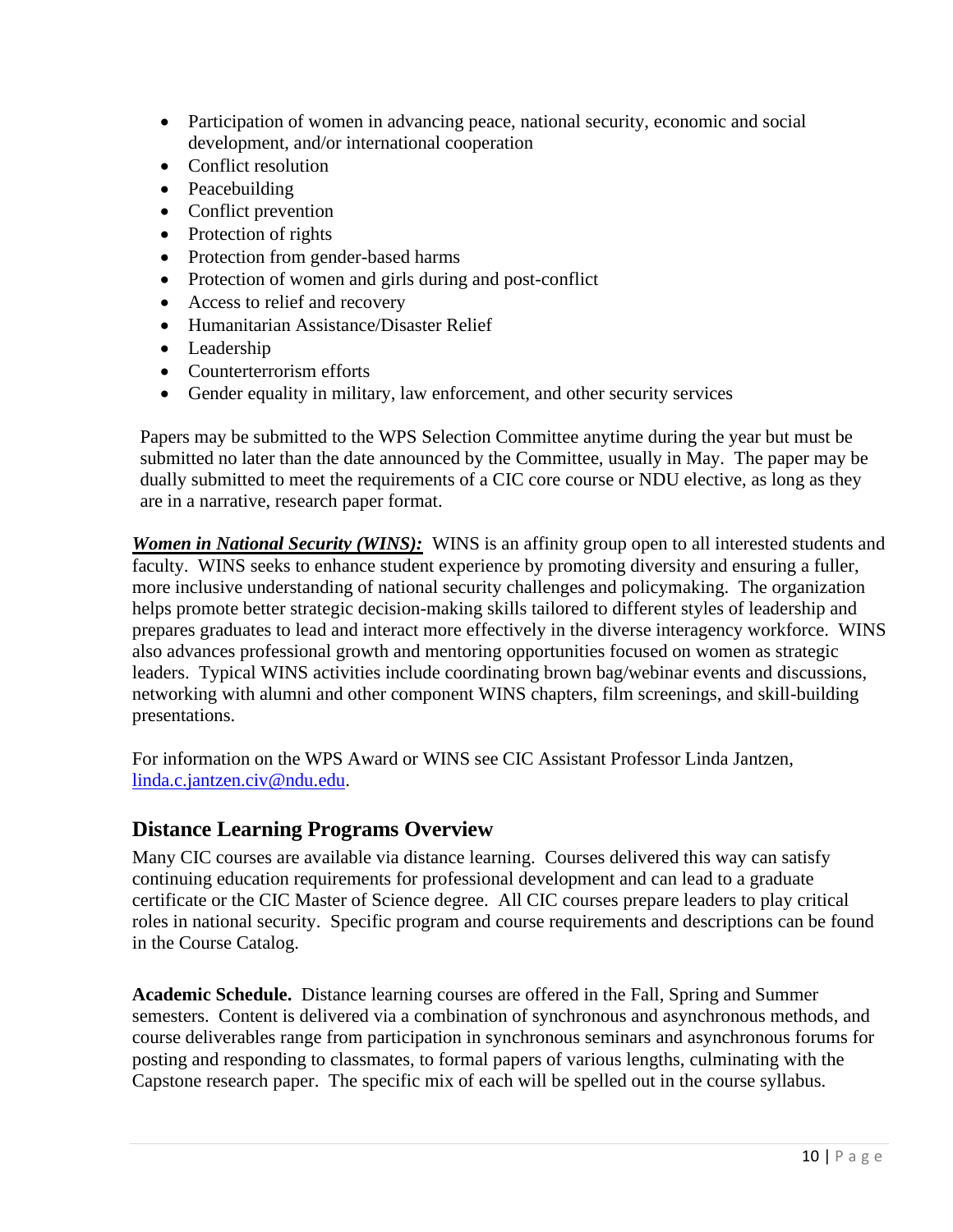- Participation of women in advancing peace, national security, economic and social development, and/or international cooperation
- Conflict resolution
- Peacebuilding
- Conflict prevention
- Protection of rights
- Protection from gender-based harms
- Protection of women and girls during and post-conflict
- Access to relief and recovery
- Humanitarian Assistance/Disaster Relief
- Leadership
- Counterterrorism efforts
- Gender equality in military, law enforcement, and other security services

Papers may be submitted to the WPS Selection Committee anytime during the year but must be submitted no later than the date announced by the Committee, usually in May. The paper may be dually submitted to meet the requirements of a CIC core course or NDU elective, as long as they are in a narrative, research paper format.

***Women in National Security (WINS):*** WINS is an affinity group open to all interested students and faculty. WINS seeks to enhance student experience by promoting diversity and ensuring a fuller, more inclusive understanding of national security challenges and policymaking. The organization helps promote better strategic decision-making skills tailored to different styles of leadership and prepares graduates to lead and interact more effectively in the diverse interagency workforce. WINS also advances professional growth and mentoring opportunities focused on women as strategic leaders. Typical WINS activities include coordinating brown bag/webinar events and discussions, networking with alumni and other component WINS chapters, film screenings, and skill-building presentations.

For information on the WPS Award or WINS see CIC Assistant Professor Linda Jantzen, linda.c.jantzen.civ@ndu.edu.

## Distance Learning Programs Overview

Many CIC courses are available via distance learning. Courses delivered this way can satisfy continuing education requirements for professional development and can lead to a graduate certificate or the CIC Master of Science degree. All CIC courses prepare leaders to play critical roles in national security. Specific program and course requirements and descriptions can be found in the Course Catalog.

**Academic Schedule.** Distance learning courses are offered in the Fall, Spring and Summer semesters. Content is delivered via a combination of synchronous and asynchronous methods, and course deliverables range from participation in synchronous seminars and asynchronous forums for posting and responding to classmates, to formal papers of various lengths, culminating with the Capstone research paper. The specific mix of each will be spelled out in the course syllabus.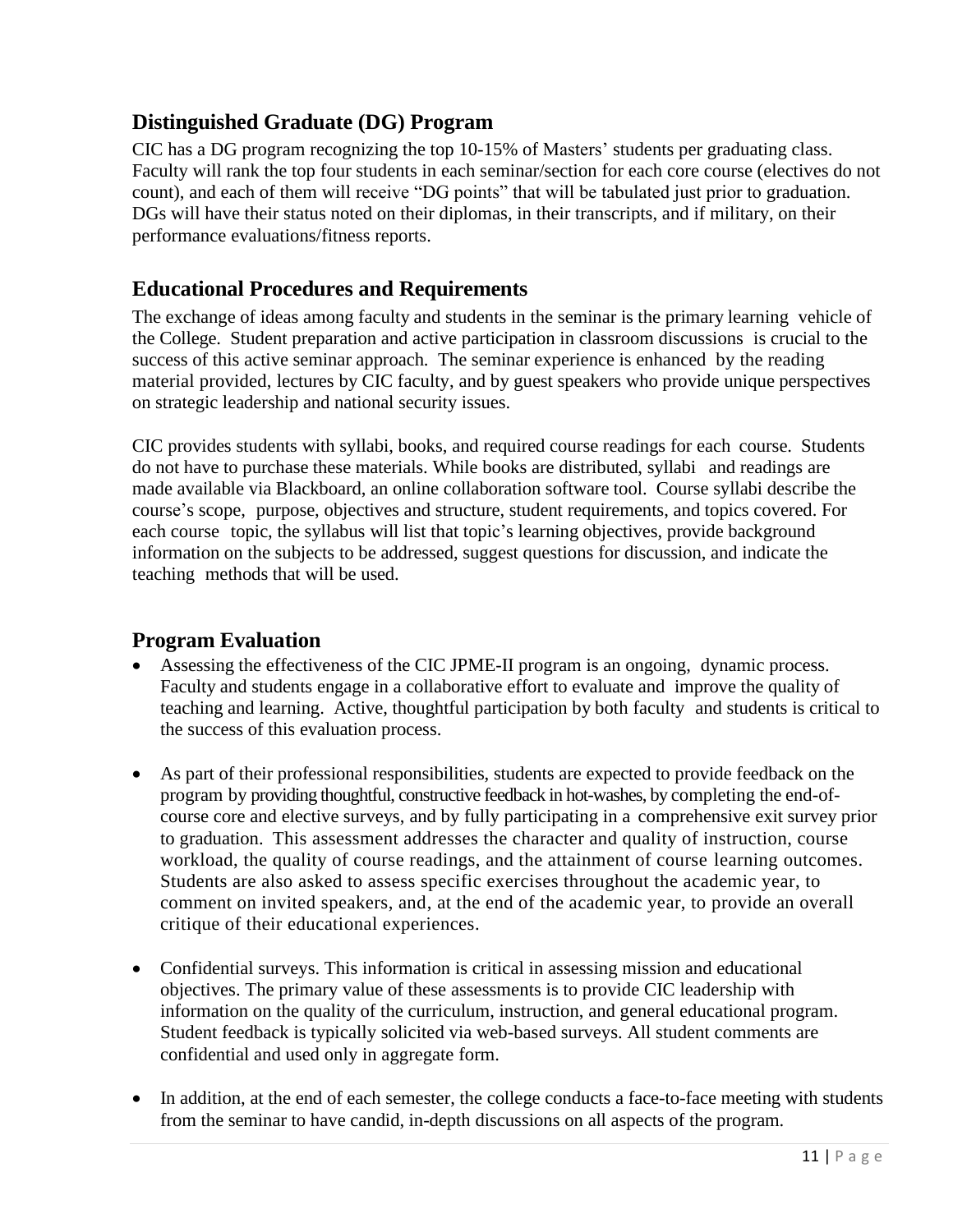## Distinguished Graduate (DG) Program

CIC has a DG program recognizing the top 10-15% of Masters' students per graduating class. Faculty will rank the top four students in each seminar/section for each core course (electives do not count), and each of them will receive "DG points" that will be tabulated just prior to graduation. DGs will have their status noted on their diplomas, in their transcripts, and if military, on their performance evaluations/fitness reports.

## Educational Procedures and Requirements

The exchange of ideas among faculty and students in the seminar is the primary learning vehicle of the College. Student preparation and active participation in classroom discussions is crucial to the success of this active seminar approach. The seminar experience is enhanced by the reading material provided, lectures by CIC faculty, and by guest speakers who provide unique perspectives on strategic leadership and national security issues.

CIC provides students with syllabi, books, and required course readings for each course. Students do not have to purchase these materials. While books are distributed, syllabi and readings are made available via Blackboard, an online collaboration software tool. Course syllabi describe the course's scope, purpose, objectives and structure, student requirements, and topics covered. For each course topic, the syllabus will list that topic's learning objectives, provide background information on the subjects to be addressed, suggest questions for discussion, and indicate the teaching methods that will be used.

## Program Evaluation

- Assessing the effectiveness of the CIC JPME-II program is an ongoing, dynamic process. Faculty and students engage in a collaborative effort to evaluate and improve the quality of teaching and learning. Active, thoughtful participation by both faculty and students is critical to the success of this evaluation process.

- As part of their professional responsibilities, students are expected to provide feedback on the program by providing thoughtful, constructive feedback in hot-washes, by completing the end-of-course core and elective surveys, and by fully participating in a comprehensive exit survey prior to graduation. This assessment addresses the character and quality of instruction, course workload, the quality of course readings, and the attainment of course learning outcomes. Students are also asked to assess specific exercises throughout the academic year, to comment on invited speakers, and, at the end of the academic year, to provide an overall critique of their educational experiences.

- Confidential surveys. This information is critical in assessing mission and educational objectives. The primary value of these assessments is to provide CIC leadership with information on the quality of the curriculum, instruction, and general educational program. Student feedback is typically solicited via web-based surveys. All student comments are confidential and used only in aggregate form.

- In addition, at the end of each semester, the college conducts a face-to-face meeting with students from the seminar to have candid, in-depth discussions on all aspects of the program.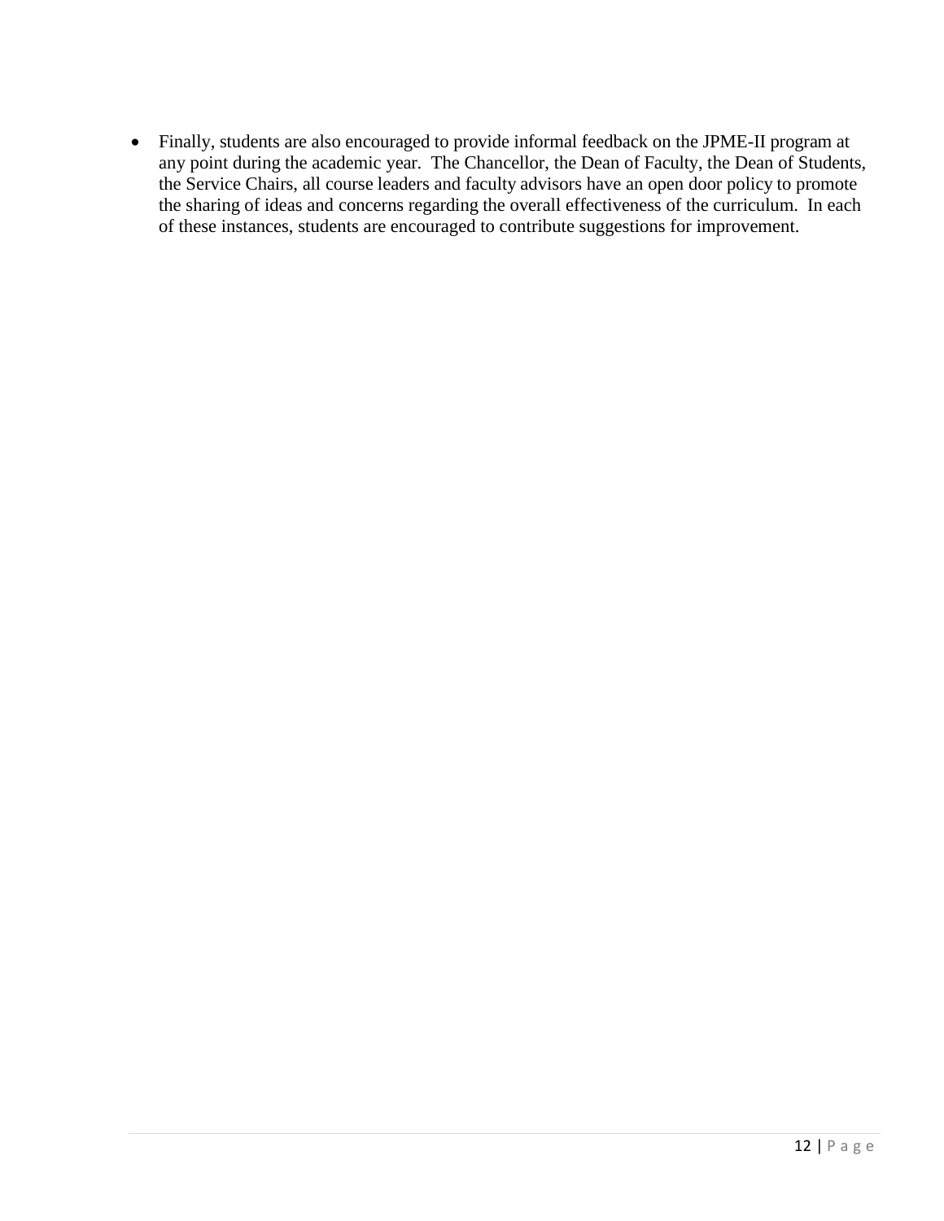- Finally, students are also encouraged to provide informal feedback on the JPME-II program at any point during the academic year. The Chancellor, the Dean of Faculty, the Dean of Students, the Service Chairs, all course leaders and faculty advisors have an open door policy to promote the sharing of ideas and concerns regarding the overall effectiveness of the curriculum. In each of these instances, students are encouraged to contribute suggestions for improvement.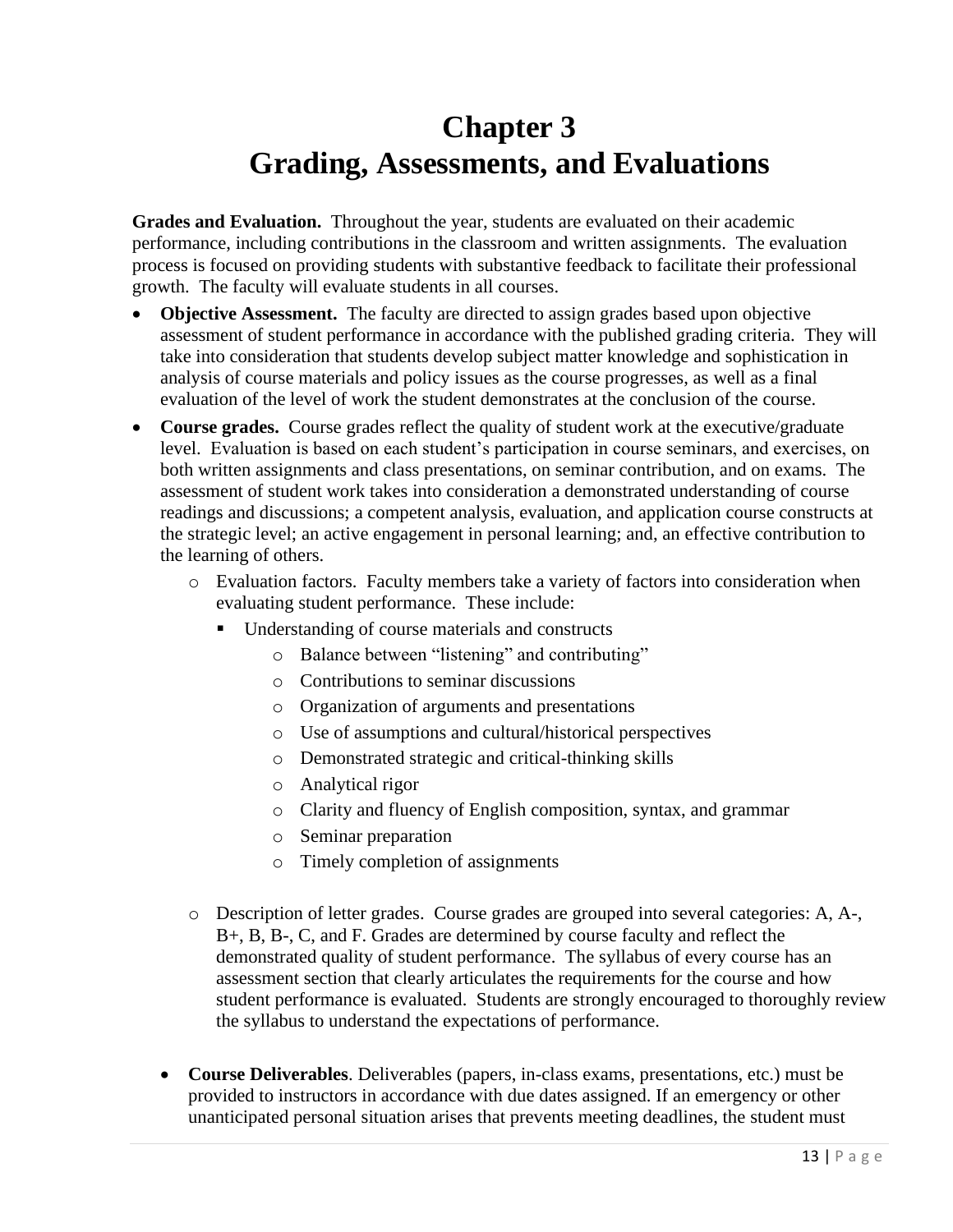# Chapter 3
# Grading, Assessments, and Evaluations

**Grades and Evaluation.** Throughout the year, students are evaluated on their academic performance, including contributions in the classroom and written assignments. The evaluation process is focused on providing students with substantive feedback to facilitate their professional growth. The faculty will evaluate students in all courses.

- **Objective Assessment.** The faculty are directed to assign grades based upon objective assessment of student performance in accordance with the published grading criteria. They will take into consideration that students develop subject matter knowledge and sophistication in analysis of course materials and policy issues as the course progresses, as well as a final evaluation of the level of work the student demonstrates at the conclusion of the course.
- **Course grades.** Course grades reflect the quality of student work at the executive/graduate level. Evaluation is based on each student's participation in course seminars, and exercises, on both written assignments and class presentations, on seminar contribution, and on exams. The assessment of student work takes into consideration a demonstrated understanding of course readings and discussions; a competent analysis, evaluation, and application course constructs at the strategic level; an active engagement in personal learning; and, an effective contribution to the learning of others.
  - Evaluation factors. Faculty members take a variety of factors into consideration when evaluating student performance. These include:
    - Understanding of course materials and constructs
      - Balance between "listening" and contributing"
      - Contributions to seminar discussions
      - Organization of arguments and presentations
      - Use of assumptions and cultural/historical perspectives
      - Demonstrated strategic and critical-thinking skills
      - Analytical rigor
      - Clarity and fluency of English composition, syntax, and grammar
      - Seminar preparation
      - Timely completion of assignments
  - Description of letter grades. Course grades are grouped into several categories: A, A-, B+, B, B-, C, and F. Grades are determined by course faculty and reflect the demonstrated quality of student performance. The syllabus of every course has an assessment section that clearly articulates the requirements for the course and how student performance is evaluated. Students are strongly encouraged to thoroughly review the syllabus to understand the expectations of performance.

- **Course Deliverables**. Deliverables (papers, in-class exams, presentations, etc.) must be provided to instructors in accordance with due dates assigned. If an emergency or other unanticipated personal situation arises that prevents meeting deadlines, the student must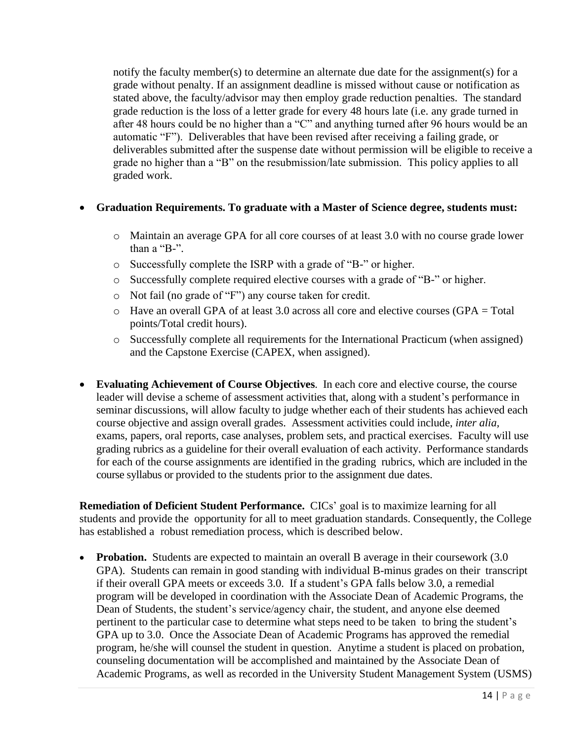notify the faculty member(s) to determine an alternate due date for the assignment(s) for a grade without penalty. If an assignment deadline is missed without cause or notification as stated above, the faculty/advisor may then employ grade reduction penalties. The standard grade reduction is the loss of a letter grade for every 48 hours late (i.e. any grade turned in after 48 hours could be no higher than a "C" and anything turned after 96 hours would be an automatic "F"). Deliverables that have been revised after receiving a failing grade, or deliverables submitted after the suspense date without permission will be eligible to receive a grade no higher than a "B" on the resubmission/late submission. This policy applies to all graded work.

- **Graduation Requirements. To graduate with a Master of Science degree, students must:**
  - Maintain an average GPA for all core courses of at least 3.0 with no course grade lower than a "B-".
  - Successfully complete the ISRP with a grade of "B-" or higher.
  - Successfully complete required elective courses with a grade of "B-" or higher.
  - Not fail (no grade of "F") any course taken for credit.
  - Have an overall GPA of at least 3.0 across all core and elective courses (GPA = Total points/Total credit hours).
  - Successfully complete all requirements for the International Practicum (when assigned) and the Capstone Exercise (CAPEX, when assigned).

- **Evaluating Achievement of Course Objectives**. In each core and elective course, the course leader will devise a scheme of assessment activities that, along with a student's performance in seminar discussions, will allow faculty to judge whether each of their students has achieved each course objective and assign overall grades. Assessment activities could include, *inter alia*, exams, papers, oral reports, case analyses, problem sets, and practical exercises. Faculty will use grading rubrics as a guideline for their overall evaluation of each activity. Performance standards for each of the course assignments are identified in the grading rubrics, which are included in the course syllabus or provided to the students prior to the assignment due dates.

**Remediation of Deficient Student Performance.** CICs' goal is to maximize learning for all students and provide the opportunity for all to meet graduation standards. Consequently, the College has established a robust remediation process, which is described below.

- **Probation.** Students are expected to maintain an overall B average in their coursework (3.0 GPA). Students can remain in good standing with individual B-minus grades on their transcript if their overall GPA meets or exceeds 3.0. If a student's GPA falls below 3.0, a remedial program will be developed in coordination with the Associate Dean of Academic Programs, the Dean of Students, the student's service/agency chair, the student, and anyone else deemed pertinent to the particular case to determine what steps need to be taken to bring the student's GPA up to 3.0. Once the Associate Dean of Academic Programs has approved the remedial program, he/she will counsel the student in question. Anytime a student is placed on probation, counseling documentation will be accomplished and maintained by the Associate Dean of Academic Programs, as well as recorded in the University Student Management System (USMS)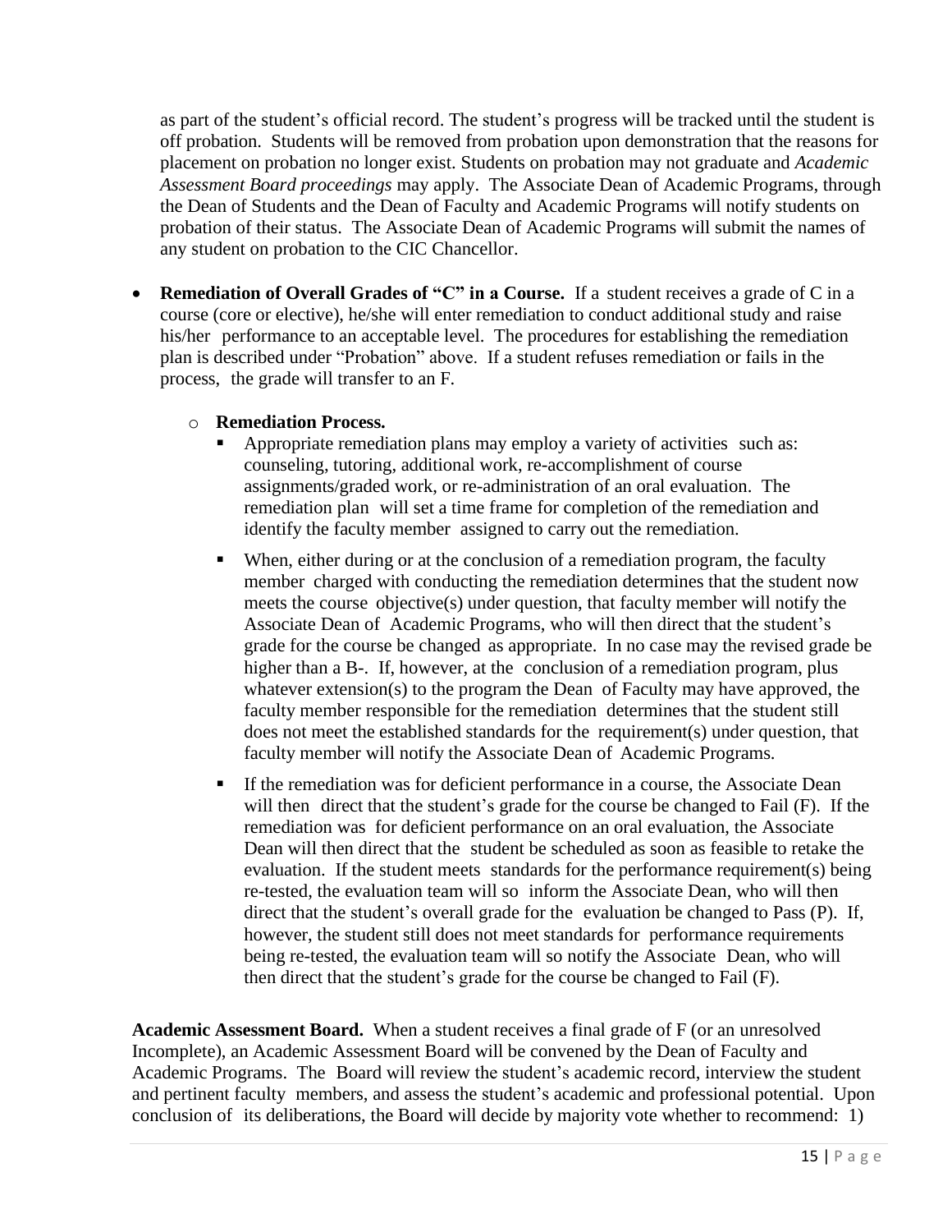as part of the student's official record. The student's progress will be tracked until the student is off probation. Students will be removed from probation upon demonstration that the reasons for placement on probation no longer exist. Students on probation may not graduate and *Academic Assessment Board proceedings* may apply. The Associate Dean of Academic Programs, through the Dean of Students and the Dean of Faculty and Academic Programs will notify students on probation of their status. The Associate Dean of Academic Programs will submit the names of any student on probation to the CIC Chancellor.

- **Remediation of Overall Grades of "C" in a Course.** If a student receives a grade of C in a course (core or elective), he/she will enter remediation to conduct additional study and raise his/her performance to an acceptable level. The procedures for establishing the remediation plan is described under "Probation" above. If a student refuses remediation or fails in the process, the grade will transfer to an F.

  - **Remediation Process.**
    - Appropriate remediation plans may employ a variety of activities such as: counseling, tutoring, additional work, re-accomplishment of course assignments/graded work, or re-administration of an oral evaluation. The remediation plan will set a time frame for completion of the remediation and identify the faculty member assigned to carry out the remediation.
    - When, either during or at the conclusion of a remediation program, the faculty member charged with conducting the remediation determines that the student now meets the course objective(s) under question, that faculty member will notify the Associate Dean of Academic Programs, who will then direct that the student's grade for the course be changed as appropriate. In no case may the revised grade be higher than a B-. If, however, at the conclusion of a remediation program, plus whatever extension(s) to the program the Dean of Faculty may have approved, the faculty member responsible for the remediation determines that the student still does not meet the established standards for the requirement(s) under question, that faculty member will notify the Associate Dean of Academic Programs.
    - If the remediation was for deficient performance in a course, the Associate Dean will then direct that the student's grade for the course be changed to Fail (F). If the remediation was for deficient performance on an oral evaluation, the Associate Dean will then direct that the student be scheduled as soon as feasible to retake the evaluation. If the student meets standards for the performance requirement(s) being re-tested, the evaluation team will so inform the Associate Dean, who will then direct that the student's overall grade for the evaluation be changed to Pass (P). If, however, the student still does not meet standards for performance requirements being re-tested, the evaluation team will so notify the Associate Dean, who will then direct that the student's grade for the course be changed to Fail (F).

**Academic Assessment Board.** When a student receives a final grade of F (or an unresolved Incomplete), an Academic Assessment Board will be convened by the Dean of Faculty and Academic Programs. The Board will review the student's academic record, interview the student and pertinent faculty members, and assess the student's academic and professional potential. Upon conclusion of its deliberations, the Board will decide by majority vote whether to recommend: 1)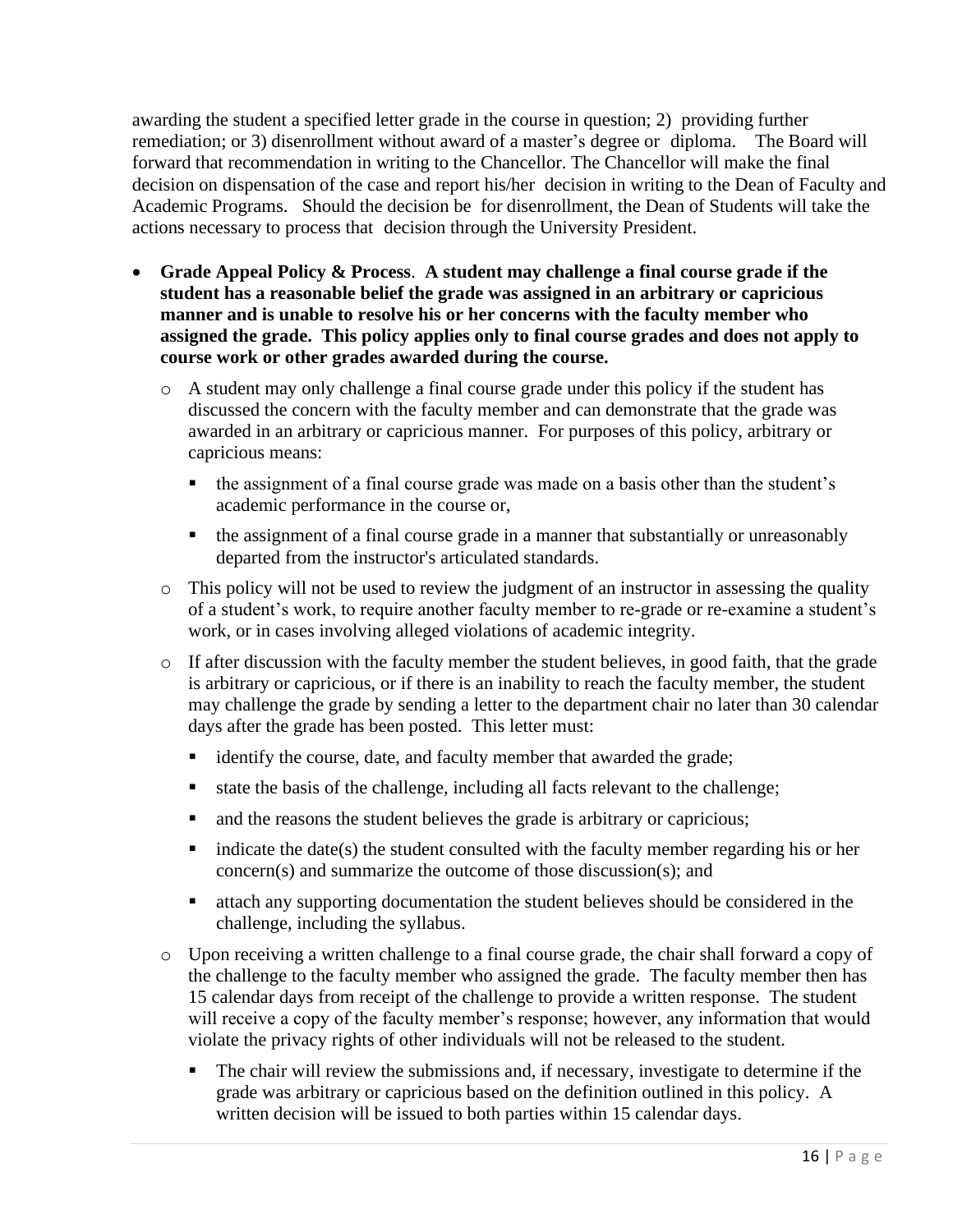awarding the student a specified letter grade in the course in question; 2) providing further remediation; or 3) disenrollment without award of a master's degree or diploma. The Board will forward that recommendation in writing to the Chancellor. The Chancellor will make the final decision on dispensation of the case and report his/her decision in writing to the Dean of Faculty and Academic Programs. Should the decision be for disenrollment, the Dean of Students will take the actions necessary to process that decision through the University President.

- **Grade Appeal Policy & Process**. **A student may challenge a final course grade if the student has a reasonable belief the grade was assigned in an arbitrary or capricious manner and is unable to resolve his or her concerns with the faculty member who assigned the grade. This policy applies only to final course grades and does not apply to course work or other grades awarded during the course.**
  - A student may only challenge a final course grade under this policy if the student has discussed the concern with the faculty member and can demonstrate that the grade was awarded in an arbitrary or capricious manner. For purposes of this policy, arbitrary or capricious means:
    - the assignment of a final course grade was made on a basis other than the student's academic performance in the course or,
    - the assignment of a final course grade in a manner that substantially or unreasonably departed from the instructor's articulated standards.
  - This policy will not be used to review the judgment of an instructor in assessing the quality of a student's work, to require another faculty member to re-grade or re-examine a student's work, or in cases involving alleged violations of academic integrity.
  - If after discussion with the faculty member the student believes, in good faith, that the grade is arbitrary or capricious, or if there is an inability to reach the faculty member, the student may challenge the grade by sending a letter to the department chair no later than 30 calendar days after the grade has been posted. This letter must:
    - identify the course, date, and faculty member that awarded the grade;
    - state the basis of the challenge, including all facts relevant to the challenge;
    - and the reasons the student believes the grade is arbitrary or capricious;
    - indicate the date(s) the student consulted with the faculty member regarding his or her concern(s) and summarize the outcome of those discussion(s); and
    - attach any supporting documentation the student believes should be considered in the challenge, including the syllabus.
  - Upon receiving a written challenge to a final course grade, the chair shall forward a copy of the challenge to the faculty member who assigned the grade. The faculty member then has 15 calendar days from receipt of the challenge to provide a written response. The student will receive a copy of the faculty member's response; however, any information that would violate the privacy rights of other individuals will not be released to the student.
    - The chair will review the submissions and, if necessary, investigate to determine if the grade was arbitrary or capricious based on the definition outlined in this policy. A written decision will be issued to both parties within 15 calendar days.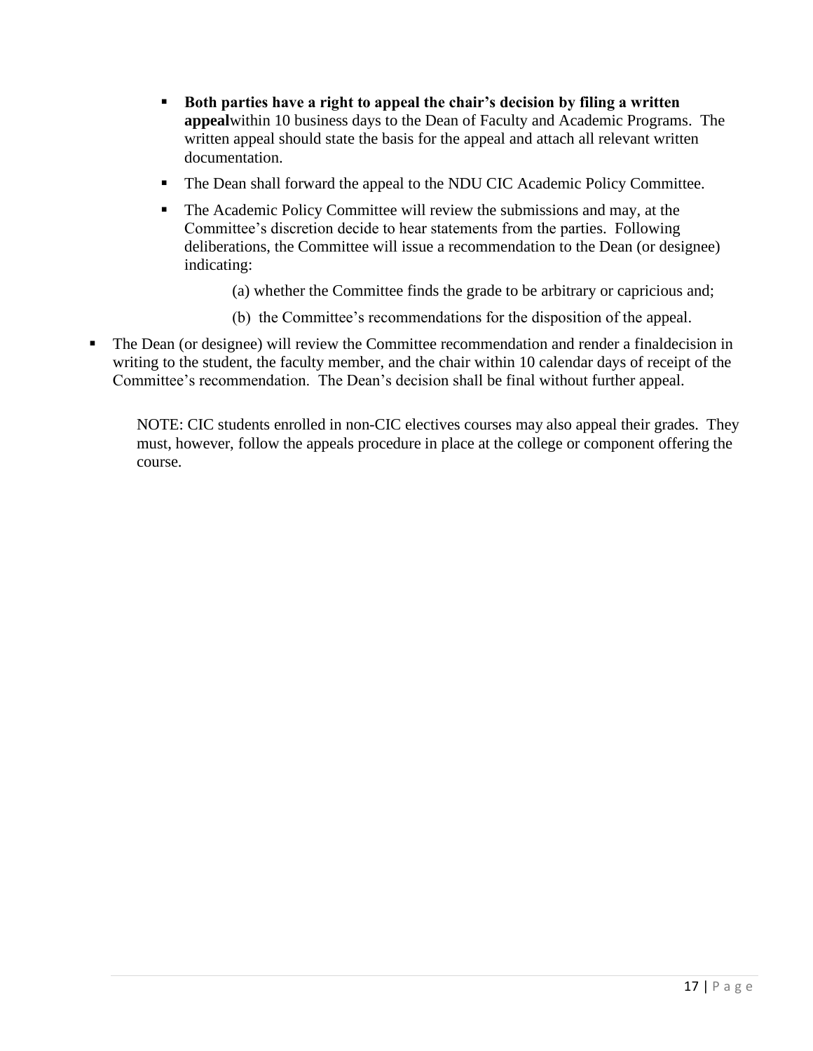- **Both parties have a right to appeal the chair's decision by filing a written appeal**within 10 business days to the Dean of Faculty and Academic Programs. The written appeal should state the basis for the appeal and attach all relevant written documentation.
  - The Dean shall forward the appeal to the NDU CIC Academic Policy Committee.
  - The Academic Policy Committee will review the submissions and may, at the Committee's discretion decide to hear statements from the parties. Following deliberations, the Committee will issue a recommendation to the Dean (or designee) indicating:

    (a) whether the Committee finds the grade to be arbitrary or capricious and;

    (b) the Committee's recommendations for the disposition of the appeal.

- The Dean (or designee) will review the Committee recommendation and render a finaldecision in writing to the student, the faculty member, and the chair within 10 calendar days of receipt of the Committee's recommendation. The Dean's decision shall be final without further appeal.

NOTE: CIC students enrolled in non-CIC electives courses may also appeal their grades. They must, however, follow the appeals procedure in place at the college or component offering the course.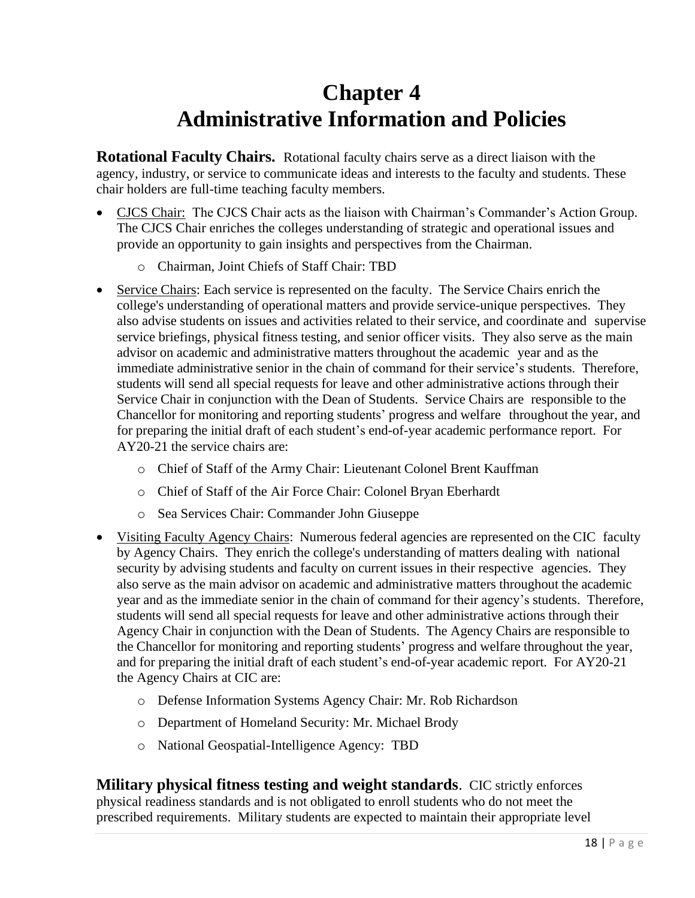# Chapter 4
# Administrative Information and Policies

**Rotational Faculty Chairs.** Rotational faculty chairs serve as a direct liaison with the agency, industry, or service to communicate ideas and interests to the faculty and students. These chair holders are full-time teaching faculty members.

- CJCS Chair: The CJCS Chair acts as the liaison with Chairman's Commander's Action Group. The CJCS Chair enriches the colleges understanding of strategic and operational issues and provide an opportunity to gain insights and perspectives from the Chairman.
  - Chairman, Joint Chiefs of Staff Chair: TBD
- Service Chairs: Each service is represented on the faculty. The Service Chairs enrich the college's understanding of operational matters and provide service-unique perspectives. They also advise students on issues and activities related to their service, and coordinate and supervise service briefings, physical fitness testing, and senior officer visits. They also serve as the main advisor on academic and administrative matters throughout the academic year and as the immediate administrative senior in the chain of command for their service's students. Therefore, students will send all special requests for leave and other administrative actions through their Service Chair in conjunction with the Dean of Students. Service Chairs are responsible to the Chancellor for monitoring and reporting students' progress and welfare throughout the year, and for preparing the initial draft of each student's end-of-year academic performance report. For AY20-21 the service chairs are:
  - Chief of Staff of the Army Chair: Lieutenant Colonel Brent Kauffman
  - Chief of Staff of the Air Force Chair: Colonel Bryan Eberhardt
  - Sea Services Chair: Commander John Giuseppe
- Visiting Faculty Agency Chairs: Numerous federal agencies are represented on the CIC faculty by Agency Chairs. They enrich the college's understanding of matters dealing with national security by advising students and faculty on current issues in their respective agencies. They also serve as the main advisor on academic and administrative matters throughout the academic year and as the immediate senior in the chain of command for their agency's students. Therefore, students will send all special requests for leave and other administrative actions through their Agency Chair in conjunction with the Dean of Students. The Agency Chairs are responsible to the Chancellor for monitoring and reporting students' progress and welfare throughout the year, and for preparing the initial draft of each student's end-of-year academic report. For AY20-21 the Agency Chairs at CIC are:
  - Defense Information Systems Agency Chair: Mr. Rob Richardson
  - Department of Homeland Security: Mr. Michael Brody
  - National Geospatial-Intelligence Agency: TBD

**Military physical fitness testing and weight standards**. CIC strictly enforces physical readiness standards and is not obligated to enroll students who do not meet the prescribed requirements. Military students are expected to maintain their appropriate level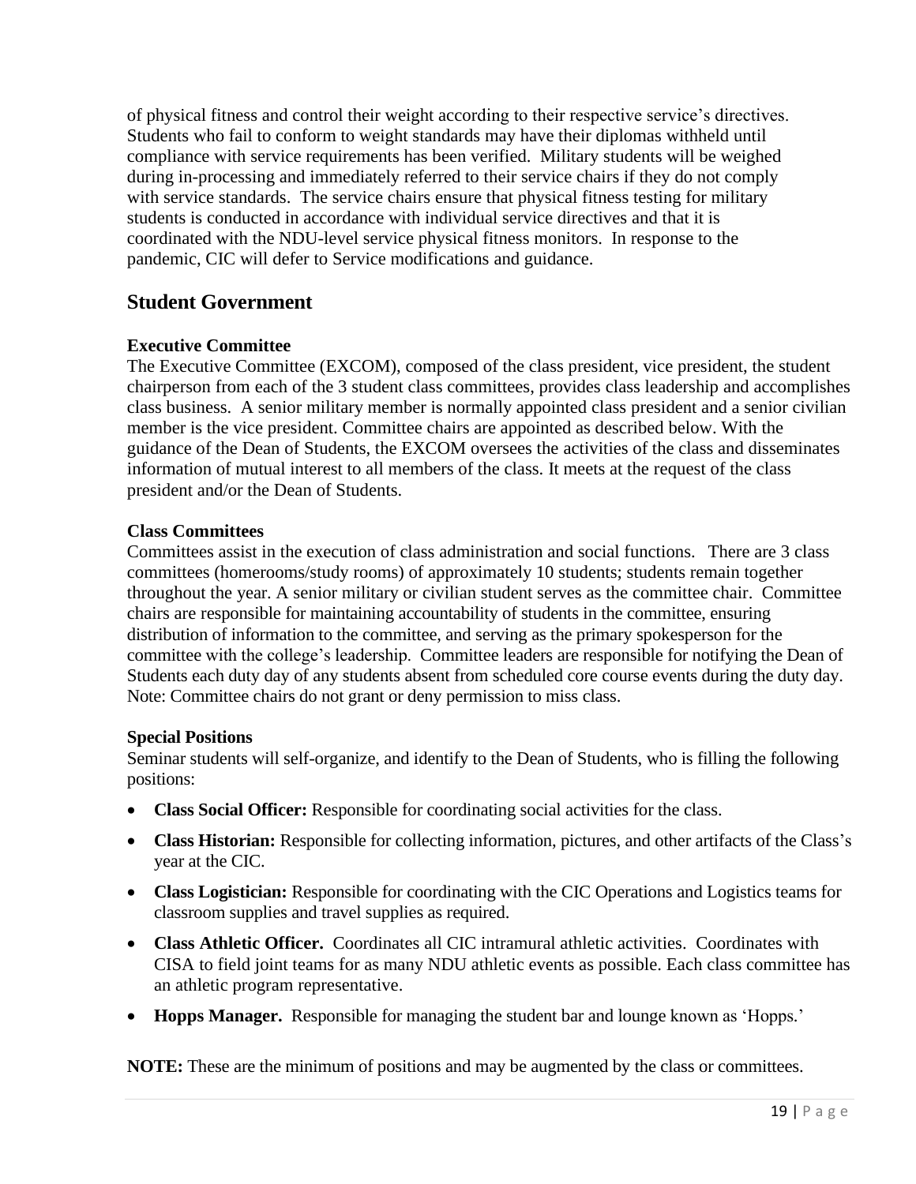of physical fitness and control their weight according to their respective service's directives. Students who fail to conform to weight standards may have their diplomas withheld until compliance with service requirements has been verified. Military students will be weighed during in-processing and immediately referred to their service chairs if they do not comply with service standards. The service chairs ensure that physical fitness testing for military students is conducted in accordance with individual service directives and that it is coordinated with the NDU-level service physical fitness monitors. In response to the pandemic, CIC will defer to Service modifications and guidance.

## Student Government

### Executive Committee

The Executive Committee (EXCOM), composed of the class president, vice president, the student chairperson from each of the 3 student class committees, provides class leadership and accomplishes class business. A senior military member is normally appointed class president and a senior civilian member is the vice president. Committee chairs are appointed as described below. With the guidance of the Dean of Students, the EXCOM oversees the activities of the class and disseminates information of mutual interest to all members of the class. It meets at the request of the class president and/or the Dean of Students.

### Class Committees

Committees assist in the execution of class administration and social functions. There are 3 class committees (homerooms/study rooms) of approximately 10 students; students remain together throughout the year. A senior military or civilian student serves as the committee chair. Committee chairs are responsible for maintaining accountability of students in the committee, ensuring distribution of information to the committee, and serving as the primary spokesperson for the committee with the college's leadership. Committee leaders are responsible for notifying the Dean of Students each duty day of any students absent from scheduled core course events during the duty day. Note: Committee chairs do not grant or deny permission to miss class.

### Special Positions

Seminar students will self-organize, and identify to the Dean of Students, who is filling the following positions:

- **Class Social Officer:** Responsible for coordinating social activities for the class.
- **Class Historian:** Responsible for collecting information, pictures, and other artifacts of the Class's year at the CIC.
- **Class Logistician:** Responsible for coordinating with the CIC Operations and Logistics teams for classroom supplies and travel supplies as required.
- **Class Athletic Officer.** Coordinates all CIC intramural athletic activities. Coordinates with CISA to field joint teams for as many NDU athletic events as possible. Each class committee has an athletic program representative.
- **Hopps Manager.** Responsible for managing the student bar and lounge known as 'Hopps.'

**NOTE:** These are the minimum of positions and may be augmented by the class or committees.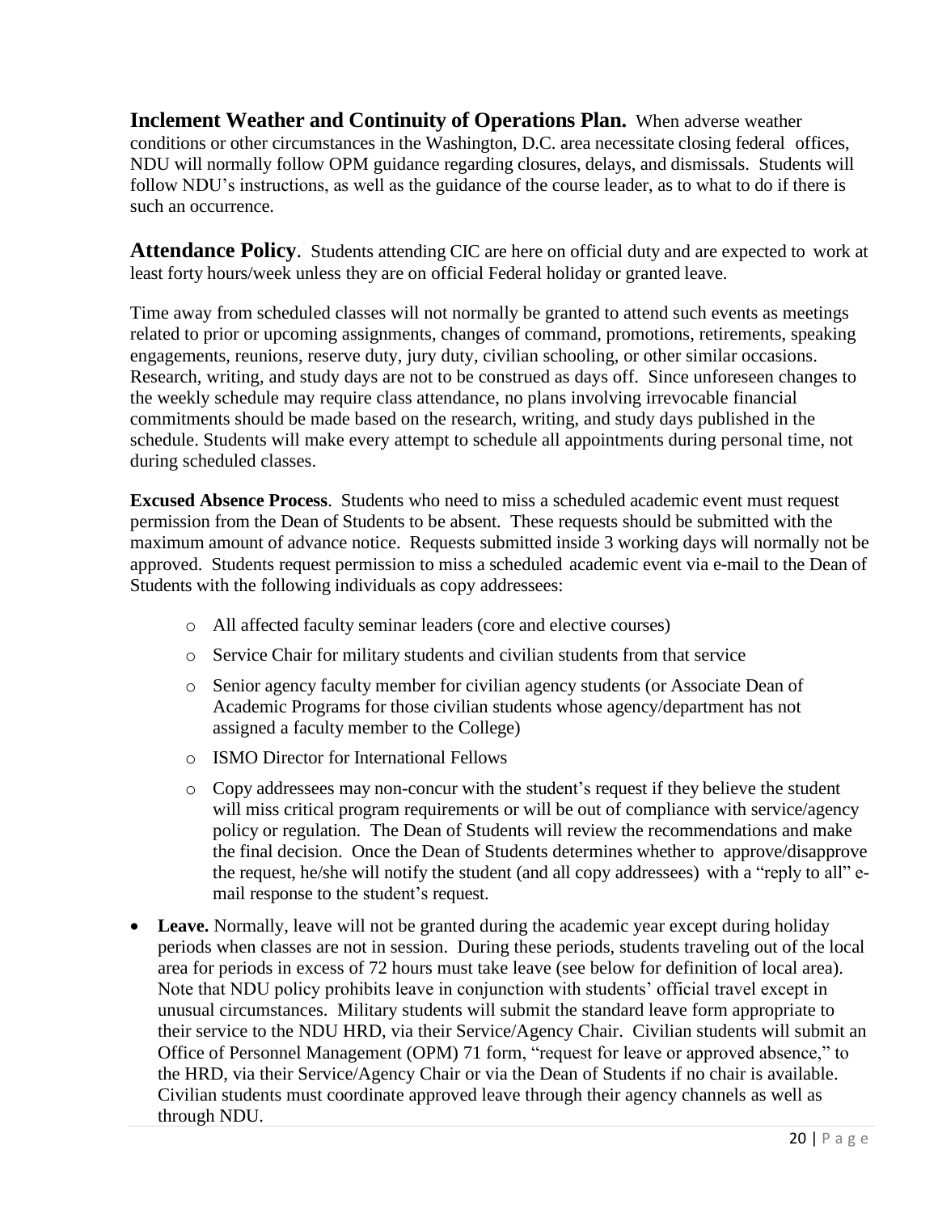**Inclement Weather and Continuity of Operations Plan.** When adverse weather conditions or other circumstances in the Washington, D.C. area necessitate closing federal offices, NDU will normally follow OPM guidance regarding closures, delays, and dismissals. Students will follow NDU's instructions, as well as the guidance of the course leader, as to what to do if there is such an occurrence.

**Attendance Policy**. Students attending CIC are here on official duty and are expected to work at least forty hours/week unless they are on official Federal holiday or granted leave.

Time away from scheduled classes will not normally be granted to attend such events as meetings related to prior or upcoming assignments, changes of command, promotions, retirements, speaking engagements, reunions, reserve duty, jury duty, civilian schooling, or other similar occasions. Research, writing, and study days are not to be construed as days off. Since unforeseen changes to the weekly schedule may require class attendance, no plans involving irrevocable financial commitments should be made based on the research, writing, and study days published in the schedule. Students will make every attempt to schedule all appointments during personal time, not during scheduled classes.

**Excused Absence Process**. Students who need to miss a scheduled academic event must request permission from the Dean of Students to be absent. These requests should be submitted with the maximum amount of advance notice. Requests submitted inside 3 working days will normally not be approved. Students request permission to miss a scheduled academic event via e-mail to the Dean of Students with the following individuals as copy addressees:

- All affected faculty seminar leaders (core and elective courses)
- Service Chair for military students and civilian students from that service
- Senior agency faculty member for civilian agency students (or Associate Dean of Academic Programs for those civilian students whose agency/department has not assigned a faculty member to the College)
- ISMO Director for International Fellows
- Copy addressees may non-concur with the student's request if they believe the student will miss critical program requirements or will be out of compliance with service/agency policy or regulation. The Dean of Students will review the recommendations and make the final decision. Once the Dean of Students determines whether to approve/disapprove the request, he/she will notify the student (and all copy addressees) with a "reply to all" e-mail response to the student's request.

- **Leave.** Normally, leave will not be granted during the academic year except during holiday periods when classes are not in session. During these periods, students traveling out of the local area for periods in excess of 72 hours must take leave (see below for definition of local area). Note that NDU policy prohibits leave in conjunction with students' official travel except in unusual circumstances. Military students will submit the standard leave form appropriate to their service to the NDU HRD, via their Service/Agency Chair. Civilian students will submit an Office of Personnel Management (OPM) 71 form, "request for leave or approved absence," to the HRD, via their Service/Agency Chair or via the Dean of Students if no chair is available. Civilian students must coordinate approved leave through their agency channels as well as through NDU.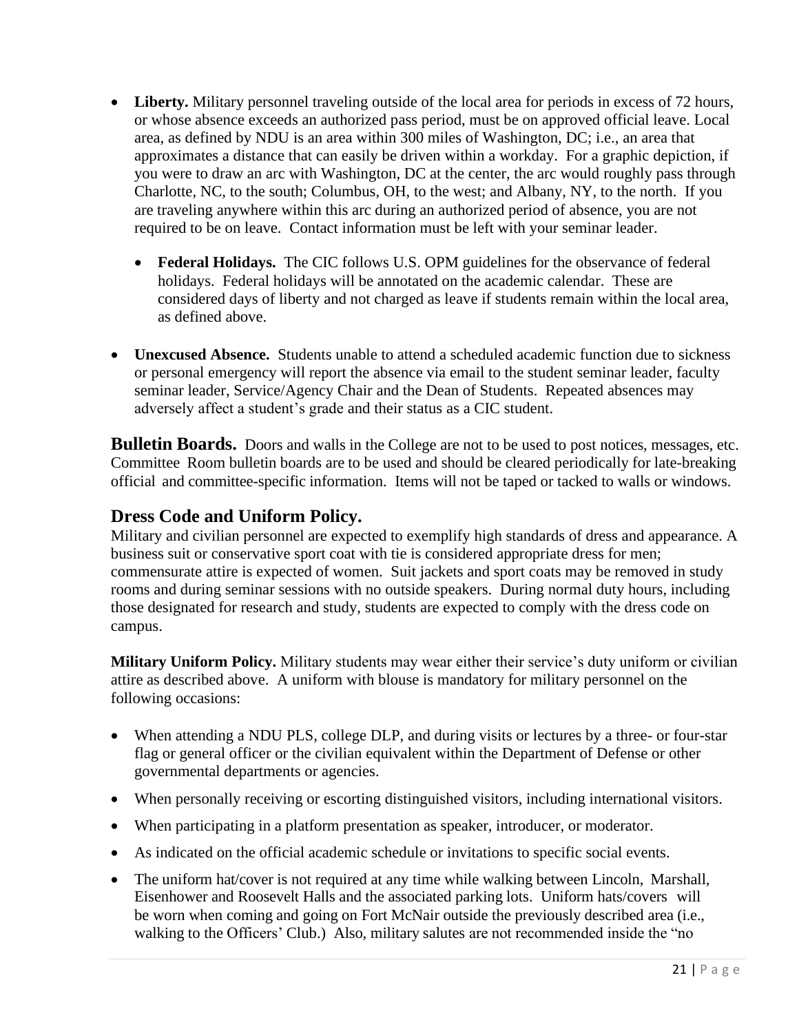- **Liberty.** Military personnel traveling outside of the local area for periods in excess of 72 hours, or whose absence exceeds an authorized pass period, must be on approved official leave. Local area, as defined by NDU is an area within 300 miles of Washington, DC; i.e., an area that approximates a distance that can easily be driven within a workday. For a graphic depiction, if you were to draw an arc with Washington, DC at the center, the arc would roughly pass through Charlotte, NC, to the south; Columbus, OH, to the west; and Albany, NY, to the north. If you are traveling anywhere within this arc during an authorized period of absence, you are not required to be on leave. Contact information must be left with your seminar leader.

  - **Federal Holidays.** The CIC follows U.S. OPM guidelines for the observance of federal holidays. Federal holidays will be annotated on the academic calendar. These are considered days of liberty and not charged as leave if students remain within the local area, as defined above.

- **Unexcused Absence.** Students unable to attend a scheduled academic function due to sickness or personal emergency will report the absence via email to the student seminar leader, faculty seminar leader, Service/Agency Chair and the Dean of Students. Repeated absences may adversely affect a student's grade and their status as a CIC student.

**Bulletin Boards.** Doors and walls in the College are not to be used to post notices, messages, etc. Committee Room bulletin boards are to be used and should be cleared periodically for late-breaking official and committee-specific information. Items will not be taped or tacked to walls or windows.

## Dress Code and Uniform Policy.

Military and civilian personnel are expected to exemplify high standards of dress and appearance. A business suit or conservative sport coat with tie is considered appropriate dress for men; commensurate attire is expected of women. Suit jackets and sport coats may be removed in study rooms and during seminar sessions with no outside speakers. During normal duty hours, including those designated for research and study, students are expected to comply with the dress code on campus.

**Military Uniform Policy.** Military students may wear either their service's duty uniform or civilian attire as described above. A uniform with blouse is mandatory for military personnel on the following occasions:

- When attending a NDU PLS, college DLP, and during visits or lectures by a three- or four-star flag or general officer or the civilian equivalent within the Department of Defense or other governmental departments or agencies.
- When personally receiving or escorting distinguished visitors, including international visitors.
- When participating in a platform presentation as speaker, introducer, or moderator.
- As indicated on the official academic schedule or invitations to specific social events.
- The uniform hat/cover is not required at any time while walking between Lincoln, Marshall, Eisenhower and Roosevelt Halls and the associated parking lots. Uniform hats/covers will be worn when coming and going on Fort McNair outside the previously described area (i.e., walking to the Officers' Club.) Also, military salutes are not recommended inside the "no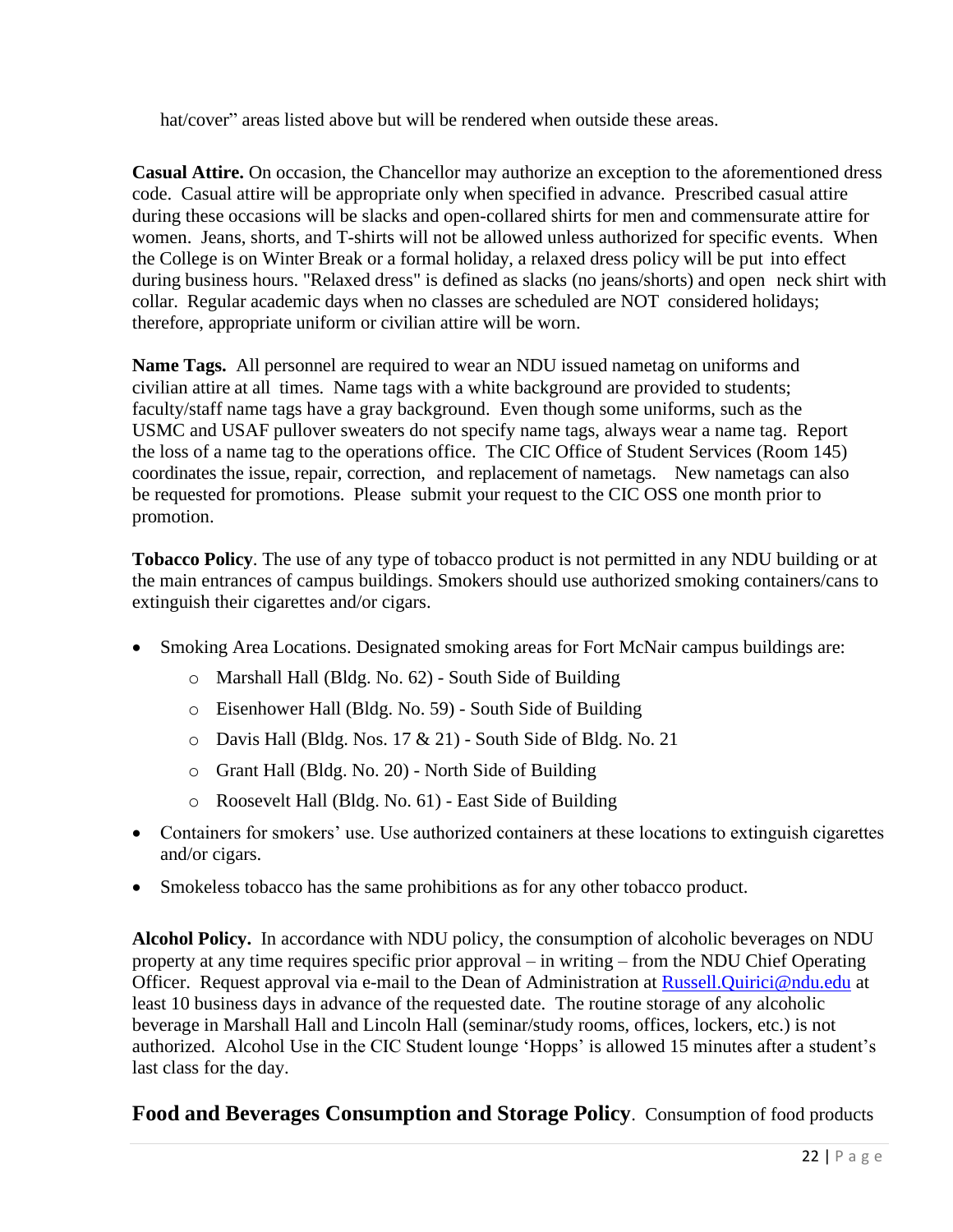hat/cover" areas listed above but will be rendered when outside these areas.

**Casual Attire.** On occasion, the Chancellor may authorize an exception to the aforementioned dress code. Casual attire will be appropriate only when specified in advance. Prescribed casual attire during these occasions will be slacks and open-collared shirts for men and commensurate attire for women. Jeans, shorts, and T-shirts will not be allowed unless authorized for specific events. When the College is on Winter Break or a formal holiday, a relaxed dress policy will be put into effect during business hours. "Relaxed dress" is defined as slacks (no jeans/shorts) and open neck shirt with collar. Regular academic days when no classes are scheduled are NOT considered holidays; therefore, appropriate uniform or civilian attire will be worn.

**Name Tags.** All personnel are required to wear an NDU issued nametag on uniforms and civilian attire at all times. Name tags with a white background are provided to students; faculty/staff name tags have a gray background. Even though some uniforms, such as the USMC and USAF pullover sweaters do not specify name tags, always wear a name tag. Report the loss of a name tag to the operations office. The CIC Office of Student Services (Room 145) coordinates the issue, repair, correction, and replacement of nametags. New nametags can also be requested for promotions. Please submit your request to the CIC OSS one month prior to promotion.

**Tobacco Policy**. The use of any type of tobacco product is not permitted in any NDU building or at the main entrances of campus buildings. Smokers should use authorized smoking containers/cans to extinguish their cigarettes and/or cigars.

- Smoking Area Locations. Designated smoking areas for Fort McNair campus buildings are:
  - Marshall Hall (Bldg. No. 62) - South Side of Building
  - Eisenhower Hall (Bldg. No. 59) - South Side of Building
  - Davis Hall (Bldg. Nos. 17 & 21) - South Side of Bldg. No. 21
  - Grant Hall (Bldg. No. 20) - North Side of Building
  - Roosevelt Hall (Bldg. No. 61) - East Side of Building
- Containers for smokers' use. Use authorized containers at these locations to extinguish cigarettes and/or cigars.
- Smokeless tobacco has the same prohibitions as for any other tobacco product.

**Alcohol Policy.** In accordance with NDU policy, the consumption of alcoholic beverages on NDU property at any time requires specific prior approval – in writing – from the NDU Chief Operating Officer. Request approval via e-mail to the Dean of Administration at Russell.Quirici@ndu.edu at least 10 business days in advance of the requested date. The routine storage of any alcoholic beverage in Marshall Hall and Lincoln Hall (seminar/study rooms, offices, lockers, etc.) is not authorized. Alcohol Use in the CIC Student lounge 'Hopps' is allowed 15 minutes after a student's last class for the day.

**Food and Beverages Consumption and Storage Policy**. Consumption of food products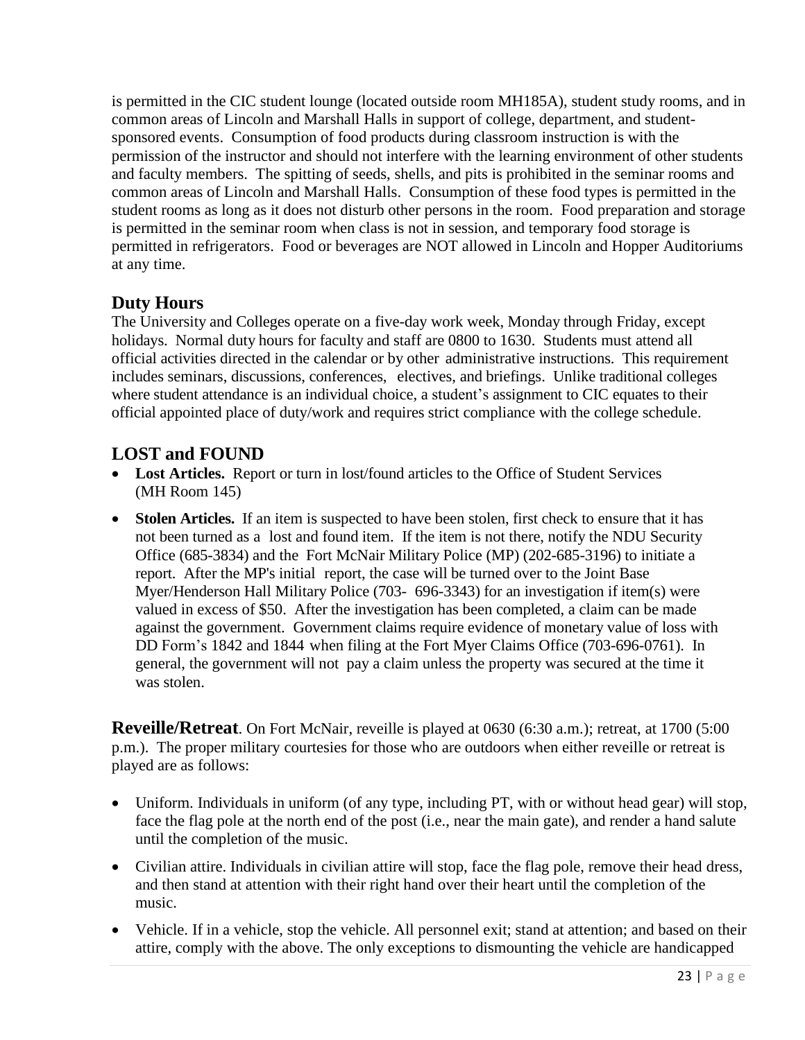is permitted in the CIC student lounge (located outside room MH185A), student study rooms, and in common areas of Lincoln and Marshall Halls in support of college, department, and student-sponsored events. Consumption of food products during classroom instruction is with the permission of the instructor and should not interfere with the learning environment of other students and faculty members. The spitting of seeds, shells, and pits is prohibited in the seminar rooms and common areas of Lincoln and Marshall Halls. Consumption of these food types is permitted in the student rooms as long as it does not disturb other persons in the room. Food preparation and storage is permitted in the seminar room when class is not in session, and temporary food storage is permitted in refrigerators. Food or beverages are NOT allowed in Lincoln and Hopper Auditoriums at any time.

## Duty Hours

The University and Colleges operate on a five-day work week, Monday through Friday, except holidays. Normal duty hours for faculty and staff are 0800 to 1630. Students must attend all official activities directed in the calendar or by other administrative instructions. This requirement includes seminars, discussions, conferences, electives, and briefings. Unlike traditional colleges where student attendance is an individual choice, a student's assignment to CIC equates to their official appointed place of duty/work and requires strict compliance with the college schedule.

## LOST and FOUND

- **Lost Articles.** Report or turn in lost/found articles to the Office of Student Services (MH Room 145)
- **Stolen Articles.** If an item is suspected to have been stolen, first check to ensure that it has not been turned as a lost and found item. If the item is not there, notify the NDU Security Office (685-3834) and the Fort McNair Military Police (MP) (202-685-3196) to initiate a report. After the MP's initial report, the case will be turned over to the Joint Base Myer/Henderson Hall Military Police (703- 696-3343) for an investigation if item(s) were valued in excess of $50. After the investigation has been completed, a claim can be made against the government. Government claims require evidence of monetary value of loss with DD Form's 1842 and 1844 when filing at the Fort Myer Claims Office (703-696-0761). In general, the government will not pay a claim unless the property was secured at the time it was stolen.

**Reveille/Retreat**. On Fort McNair, reveille is played at 0630 (6:30 a.m.); retreat, at 1700 (5:00 p.m.). The proper military courtesies for those who are outdoors when either reveille or retreat is played are as follows:

- Uniform. Individuals in uniform (of any type, including PT, with or without head gear) will stop, face the flag pole at the north end of the post (i.e., near the main gate), and render a hand salute until the completion of the music.
- Civilian attire. Individuals in civilian attire will stop, face the flag pole, remove their head dress, and then stand at attention with their right hand over their heart until the completion of the music.
- Vehicle. If in a vehicle, stop the vehicle. All personnel exit; stand at attention; and based on their attire, comply with the above. The only exceptions to dismounting the vehicle are handicapped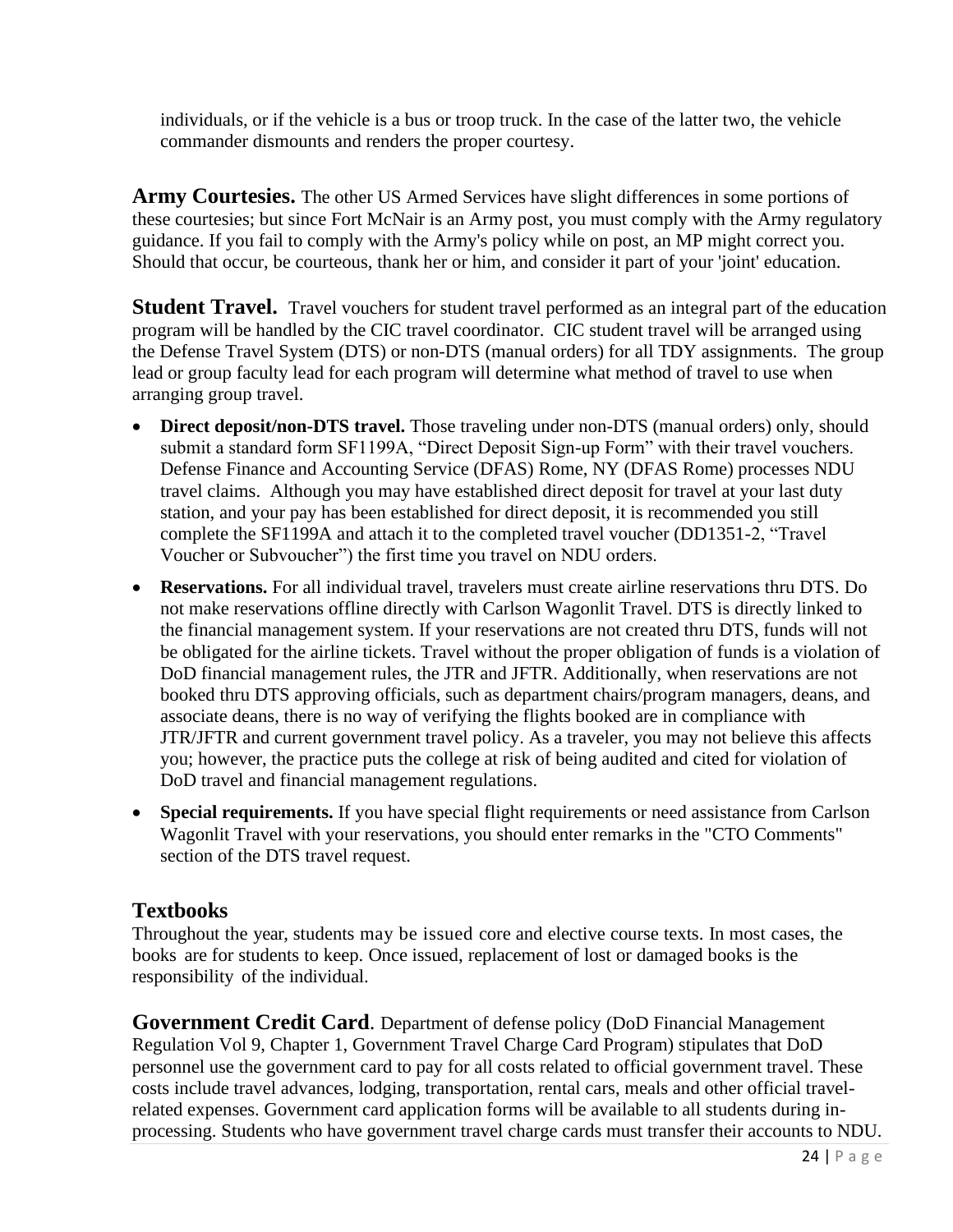individuals, or if the vehicle is a bus or troop truck. In the case of the latter two, the vehicle commander dismounts and renders the proper courtesy.

**Army Courtesies.** The other US Armed Services have slight differences in some portions of these courtesies; but since Fort McNair is an Army post, you must comply with the Army regulatory guidance. If you fail to comply with the Army's policy while on post, an MP might correct you. Should that occur, be courteous, thank her or him, and consider it part of your 'joint' education.

**Student Travel.** Travel vouchers for student travel performed as an integral part of the education program will be handled by the CIC travel coordinator. CIC student travel will be arranged using the Defense Travel System (DTS) or non-DTS (manual orders) for all TDY assignments. The group lead or group faculty lead for each program will determine what method of travel to use when arranging group travel.

- **Direct deposit/non-DTS travel.** Those traveling under non-DTS (manual orders) only, should submit a standard form SF1199A, "Direct Deposit Sign-up Form" with their travel vouchers. Defense Finance and Accounting Service (DFAS) Rome, NY (DFAS Rome) processes NDU travel claims. Although you may have established direct deposit for travel at your last duty station, and your pay has been established for direct deposit, it is recommended you still complete the SF1199A and attach it to the completed travel voucher (DD1351-2, "Travel Voucher or Subvoucher") the first time you travel on NDU orders.
- **Reservations.** For all individual travel, travelers must create airline reservations thru DTS. Do not make reservations offline directly with Carlson Wagonlit Travel. DTS is directly linked to the financial management system. If your reservations are not created thru DTS, funds will not be obligated for the airline tickets. Travel without the proper obligation of funds is a violation of DoD financial management rules, the JTR and JFTR. Additionally, when reservations are not booked thru DTS approving officials, such as department chairs/program managers, deans, and associate deans, there is no way of verifying the flights booked are in compliance with JTR/JFTR and current government travel policy. As a traveler, you may not believe this affects you; however, the practice puts the college at risk of being audited and cited for violation of DoD travel and financial management regulations.
- **Special requirements.** If you have special flight requirements or need assistance from Carlson Wagonlit Travel with your reservations, you should enter remarks in the "CTO Comments" section of the DTS travel request.

## Textbooks

Throughout the year, students may be issued core and elective course texts. In most cases, the books are for students to keep. Once issued, replacement of lost or damaged books is the responsibility of the individual.

**Government Credit Card**. Department of defense policy (DoD Financial Management Regulation Vol 9, Chapter 1, Government Travel Charge Card Program) stipulates that DoD personnel use the government card to pay for all costs related to official government travel. These costs include travel advances, lodging, transportation, rental cars, meals and other official travel-related expenses. Government card application forms will be available to all students during in-processing. Students who have government travel charge cards must transfer their accounts to NDU.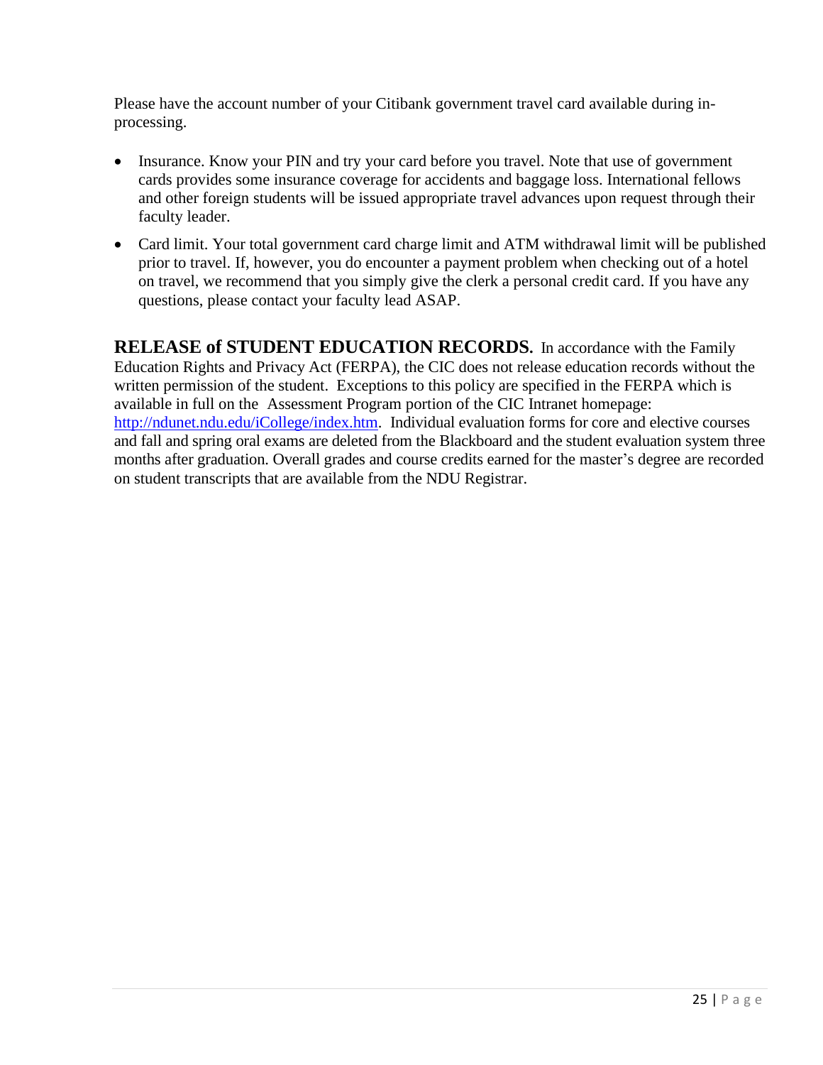Please have the account number of your Citibank government travel card available during in-processing.

- Insurance. Know your PIN and try your card before you travel. Note that use of government cards provides some insurance coverage for accidents and baggage loss. International fellows and other foreign students will be issued appropriate travel advances upon request through their faculty leader.
- Card limit. Your total government card charge limit and ATM withdrawal limit will be published prior to travel. If, however, you do encounter a payment problem when checking out of a hotel on travel, we recommend that you simply give the clerk a personal credit card. If you have any questions, please contact your faculty lead ASAP.

**RELEASE of STUDENT EDUCATION RECORDS.** In accordance with the Family Education Rights and Privacy Act (FERPA), the CIC does not release education records without the written permission of the student. Exceptions to this policy are specified in the FERPA which is available in full on the Assessment Program portion of the CIC Intranet homepage: [http://ndunet.ndu.edu/iCollege/index.htm](http://ndunet.ndu.edu/iCollege/index.htm). Individual evaluation forms for core and elective courses and fall and spring oral exams are deleted from the Blackboard and the student evaluation system three months after graduation. Overall grades and course credits earned for the master's degree are recorded on student transcripts that are available from the NDU Registrar.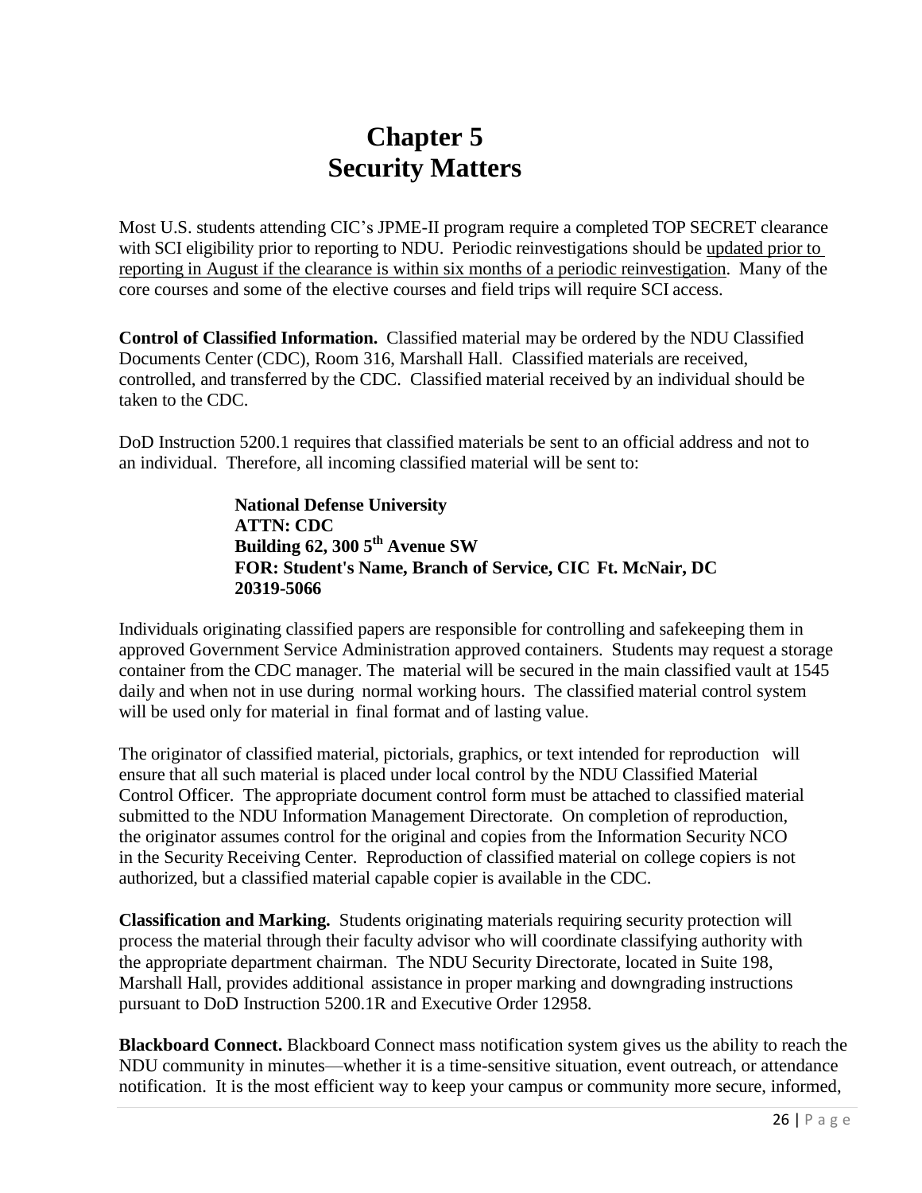# Chapter 5
# Security Matters

Most U.S. students attending CIC's JPME-II program require a completed TOP SECRET clearance with SCI eligibility prior to reporting to NDU. Periodic reinvestigations should be updated prior to reporting in August if the clearance is within six months of a periodic reinvestigation. Many of the core courses and some of the elective courses and field trips will require SCI access.

**Control of Classified Information.** Classified material may be ordered by the NDU Classified Documents Center (CDC), Room 316, Marshall Hall. Classified materials are received, controlled, and transferred by the CDC. Classified material received by an individual should be taken to the CDC.

DoD Instruction 5200.1 requires that classified materials be sent to an official address and not to an individual. Therefore, all incoming classified material will be sent to:

> **National Defense University**
> **ATTN: CDC**
> **Building 62, 300 5th Avenue SW**
> **FOR: Student's Name, Branch of Service, CIC Ft. McNair, DC 20319-5066**

Individuals originating classified papers are responsible for controlling and safekeeping them in approved Government Service Administration approved containers. Students may request a storage container from the CDC manager. The material will be secured in the main classified vault at 1545 daily and when not in use during normal working hours. The classified material control system will be used only for material in final format and of lasting value.

The originator of classified material, pictorials, graphics, or text intended for reproduction will ensure that all such material is placed under local control by the NDU Classified Material Control Officer. The appropriate document control form must be attached to classified material submitted to the NDU Information Management Directorate. On completion of reproduction, the originator assumes control for the original and copies from the Information Security NCO in the Security Receiving Center. Reproduction of classified material on college copiers is not authorized, but a classified material capable copier is available in the CDC.

**Classification and Marking.** Students originating materials requiring security protection will process the material through their faculty advisor who will coordinate classifying authority with the appropriate department chairman. The NDU Security Directorate, located in Suite 198, Marshall Hall, provides additional assistance in proper marking and downgrading instructions pursuant to DoD Instruction 5200.1R and Executive Order 12958.

**Blackboard Connect.** Blackboard Connect mass notification system gives us the ability to reach the NDU community in minutes—whether it is a time-sensitive situation, event outreach, or attendance notification. It is the most efficient way to keep your campus or community more secure, informed,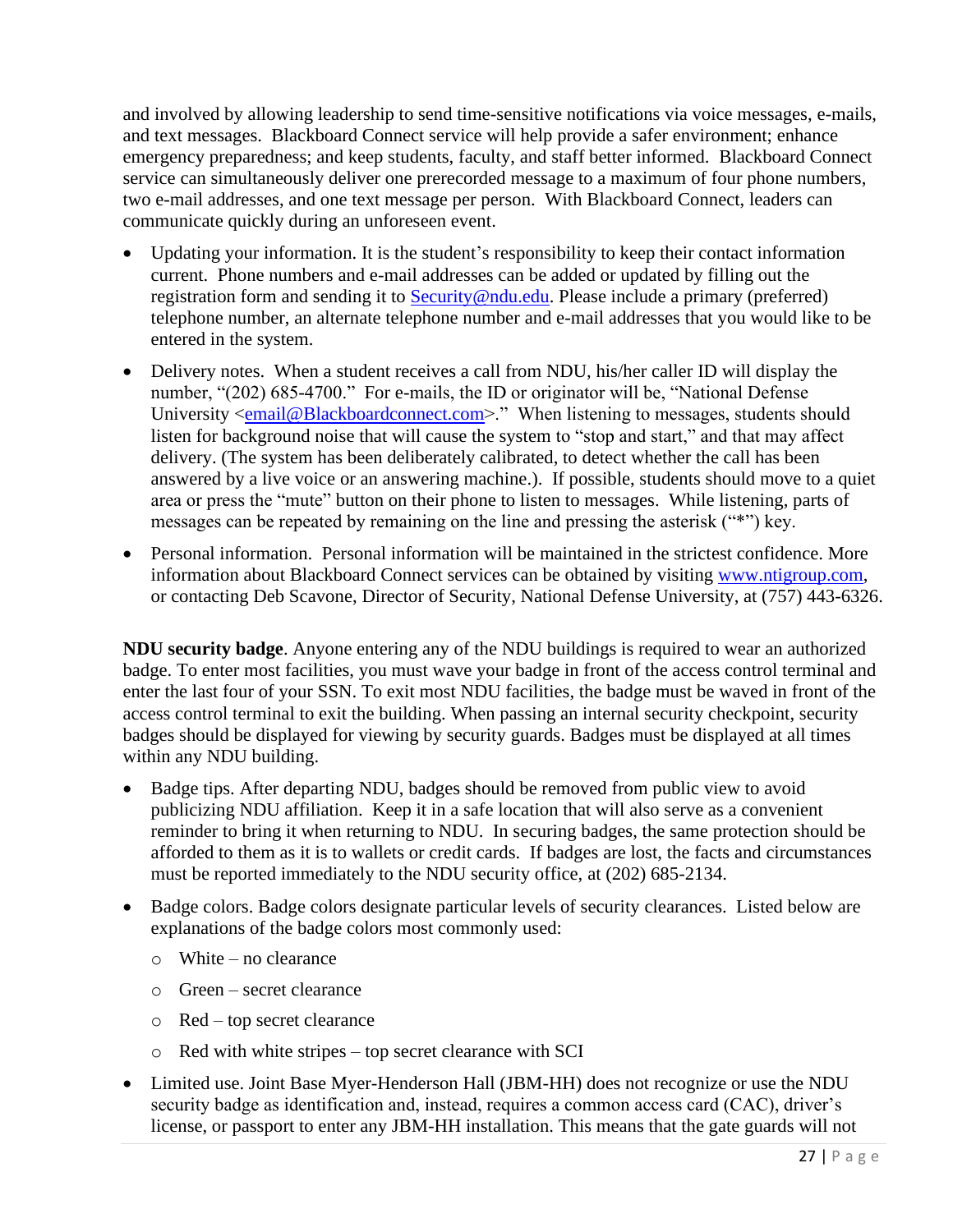and involved by allowing leadership to send time-sensitive notifications via voice messages, e-mails, and text messages. Blackboard Connect service will help provide a safer environment; enhance emergency preparedness; and keep students, faculty, and staff better informed. Blackboard Connect service can simultaneously deliver one prerecorded message to a maximum of four phone numbers, two e-mail addresses, and one text message per person. With Blackboard Connect, leaders can communicate quickly during an unforeseen event.

- Updating your information. It is the student's responsibility to keep their contact information current. Phone numbers and e-mail addresses can be added or updated by filling out the registration form and sending it to [Security@ndu.edu](mailto:Security@ndu.edu). Please include a primary (preferred) telephone number, an alternate telephone number and e-mail addresses that you would like to be entered in the system.
- Delivery notes. When a student receives a call from NDU, his/her caller ID will display the number, "(202) 685-4700." For e-mails, the ID or originator will be, "National Defense University <[email@Blackboardconnect.com](mailto:email@Blackboardconnect.com)>." When listening to messages, students should listen for background noise that will cause the system to "stop and start," and that may affect delivery. (The system has been deliberately calibrated, to detect whether the call has been answered by a live voice or an answering machine.). If possible, students should move to a quiet area or press the "mute" button on their phone to listen to messages. While listening, parts of messages can be repeated by remaining on the line and pressing the asterisk ("*") key.
- Personal information. Personal information will be maintained in the strictest confidence. More information about Blackboard Connect services can be obtained by visiting [www.ntigroup.com](http://www.ntigroup.com), or contacting Deb Scavone, Director of Security, National Defense University, at (757) 443-6326.

**NDU security badge**. Anyone entering any of the NDU buildings is required to wear an authorized badge. To enter most facilities, you must wave your badge in front of the access control terminal and enter the last four of your SSN. To exit most NDU facilities, the badge must be waved in front of the access control terminal to exit the building. When passing an internal security checkpoint, security badges should be displayed for viewing by security guards. Badges must be displayed at all times within any NDU building.

- Badge tips. After departing NDU, badges should be removed from public view to avoid publicizing NDU affiliation. Keep it in a safe location that will also serve as a convenient reminder to bring it when returning to NDU. In securing badges, the same protection should be afforded to them as it is to wallets or credit cards. If badges are lost, the facts and circumstances must be reported immediately to the NDU security office, at (202) 685-2134.
- Badge colors. Badge colors designate particular levels of security clearances. Listed below are explanations of the badge colors most commonly used:
  - White – no clearance
  - Green – secret clearance
  - Red – top secret clearance
  - Red with white stripes – top secret clearance with SCI
- Limited use. Joint Base Myer-Henderson Hall (JBM-HH) does not recognize or use the NDU security badge as identification and, instead, requires a common access card (CAC), driver's license, or passport to enter any JBM-HH installation. This means that the gate guards will not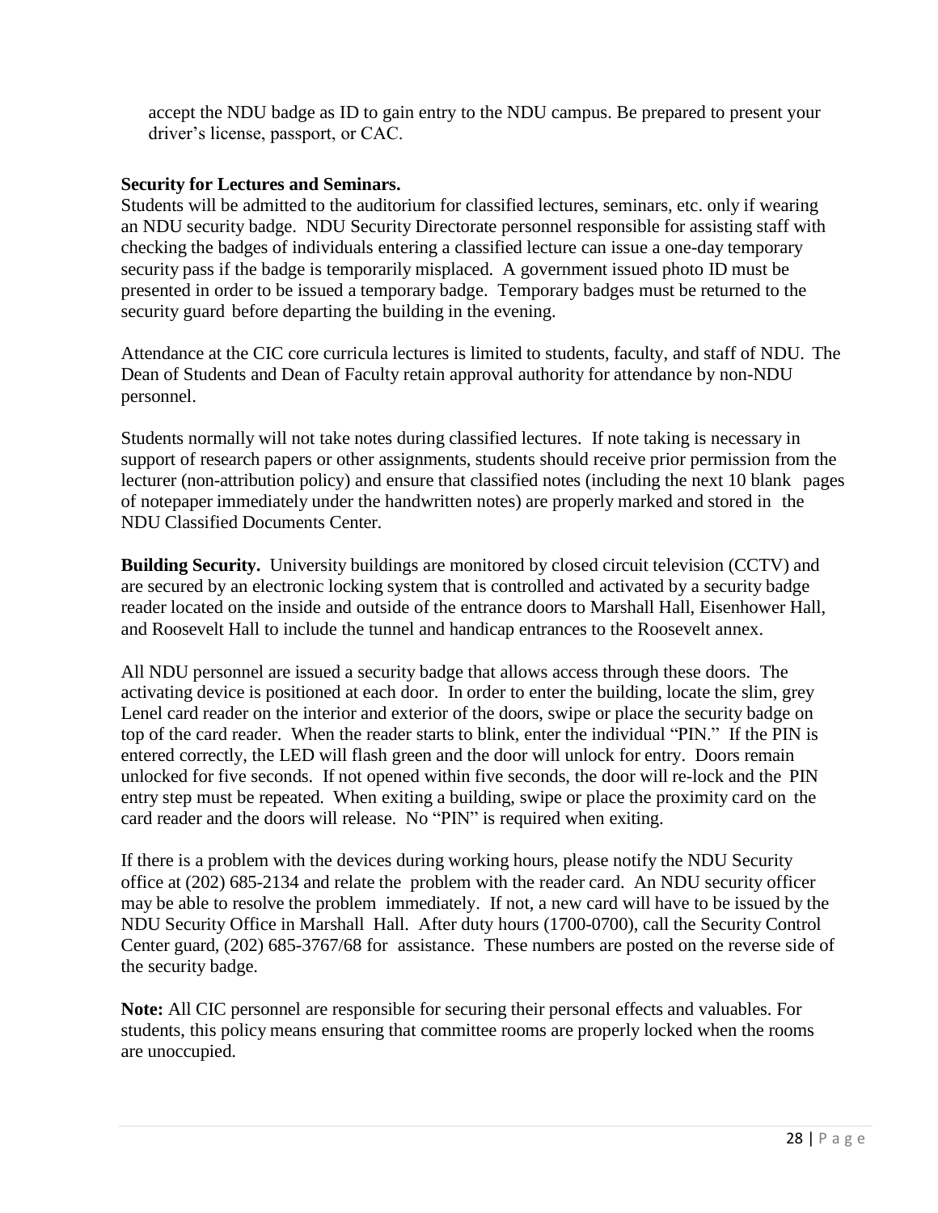accept the NDU badge as ID to gain entry to the NDU campus. Be prepared to present your driver's license, passport, or CAC.

**Security for Lectures and Seminars.**

Students will be admitted to the auditorium for classified lectures, seminars, etc. only if wearing an NDU security badge. NDU Security Directorate personnel responsible for assisting staff with checking the badges of individuals entering a classified lecture can issue a one-day temporary security pass if the badge is temporarily misplaced. A government issued photo ID must be presented in order to be issued a temporary badge. Temporary badges must be returned to the security guard before departing the building in the evening.

Attendance at the CIC core curricula lectures is limited to students, faculty, and staff of NDU. The Dean of Students and Dean of Faculty retain approval authority for attendance by non-NDU personnel.

Students normally will not take notes during classified lectures. If note taking is necessary in support of research papers or other assignments, students should receive prior permission from the lecturer (non-attribution policy) and ensure that classified notes (including the next 10 blank pages of notepaper immediately under the handwritten notes) are properly marked and stored in the NDU Classified Documents Center.

**Building Security.** University buildings are monitored by closed circuit television (CCTV) and are secured by an electronic locking system that is controlled and activated by a security badge reader located on the inside and outside of the entrance doors to Marshall Hall, Eisenhower Hall, and Roosevelt Hall to include the tunnel and handicap entrances to the Roosevelt annex.

All NDU personnel are issued a security badge that allows access through these doors. The activating device is positioned at each door. In order to enter the building, locate the slim, grey Lenel card reader on the interior and exterior of the doors, swipe or place the security badge on top of the card reader. When the reader starts to blink, enter the individual "PIN." If the PIN is entered correctly, the LED will flash green and the door will unlock for entry. Doors remain unlocked for five seconds. If not opened within five seconds, the door will re-lock and the PIN entry step must be repeated. When exiting a building, swipe or place the proximity card on the card reader and the doors will release. No "PIN" is required when exiting.

If there is a problem with the devices during working hours, please notify the NDU Security office at (202) 685-2134 and relate the problem with the reader card. An NDU security officer may be able to resolve the problem immediately. If not, a new card will have to be issued by the NDU Security Office in Marshall Hall. After duty hours (1700-0700), call the Security Control Center guard, (202) 685-3767/68 for assistance. These numbers are posted on the reverse side of the security badge.

**Note:** All CIC personnel are responsible for securing their personal effects and valuables. For students, this policy means ensuring that committee rooms are properly locked when the rooms are unoccupied.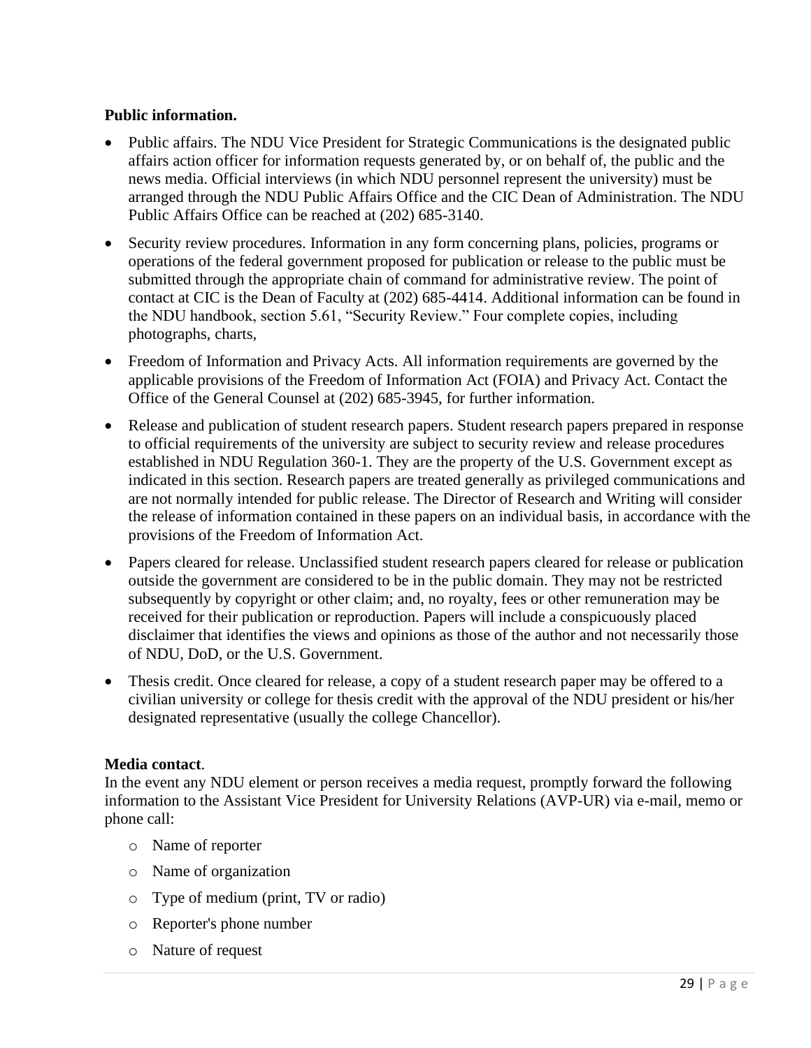**Public information.**

- Public affairs. The NDU Vice President for Strategic Communications is the designated public affairs action officer for information requests generated by, or on behalf of, the public and the news media. Official interviews (in which NDU personnel represent the university) must be arranged through the NDU Public Affairs Office and the CIC Dean of Administration. The NDU Public Affairs Office can be reached at (202) 685-3140.
- Security review procedures. Information in any form concerning plans, policies, programs or operations of the federal government proposed for publication or release to the public must be submitted through the appropriate chain of command for administrative review. The point of contact at CIC is the Dean of Faculty at (202) 685-4414. Additional information can be found in the NDU handbook, section 5.61, "Security Review." Four complete copies, including photographs, charts,
- Freedom of Information and Privacy Acts. All information requirements are governed by the applicable provisions of the Freedom of Information Act (FOIA) and Privacy Act. Contact the Office of the General Counsel at (202) 685-3945, for further information.
- Release and publication of student research papers. Student research papers prepared in response to official requirements of the university are subject to security review and release procedures established in NDU Regulation 360-1. They are the property of the U.S. Government except as indicated in this section. Research papers are treated generally as privileged communications and are not normally intended for public release. The Director of Research and Writing will consider the release of information contained in these papers on an individual basis, in accordance with the provisions of the Freedom of Information Act.
- Papers cleared for release. Unclassified student research papers cleared for release or publication outside the government are considered to be in the public domain. They may not be restricted subsequently by copyright or other claim; and, no royalty, fees or other remuneration may be received for their publication or reproduction. Papers will include a conspicuously placed disclaimer that identifies the views and opinions as those of the author and not necessarily those of NDU, DoD, or the U.S. Government.
- Thesis credit. Once cleared for release, a copy of a student research paper may be offered to a civilian university or college for thesis credit with the approval of the NDU president or his/her designated representative (usually the college Chancellor).

**Media contact**.
In the event any NDU element or person receives a media request, promptly forward the following information to the Assistant Vice President for University Relations (AVP-UR) via e-mail, memo or phone call:

- Name of reporter
- Name of organization
- Type of medium (print, TV or radio)
- Reporter's phone number
- Nature of request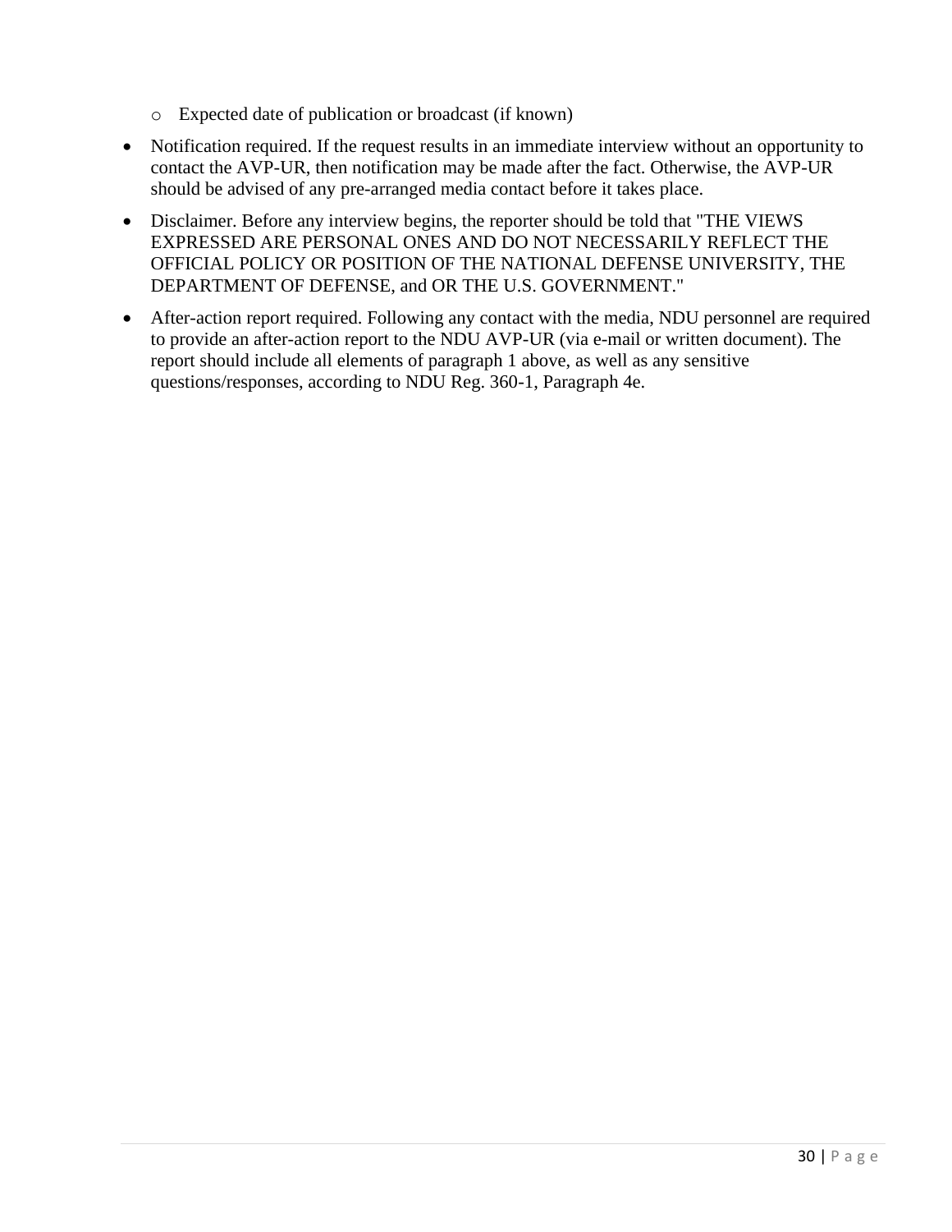- Expected date of publication or broadcast (if known)

- Notification required. If the request results in an immediate interview without an opportunity to contact the AVP-UR, then notification may be made after the fact. Otherwise, the AVP-UR should be advised of any pre-arranged media contact before it takes place.
- Disclaimer. Before any interview begins, the reporter should be told that "THE VIEWS EXPRESSED ARE PERSONAL ONES AND DO NOT NECESSARILY REFLECT THE OFFICIAL POLICY OR POSITION OF THE NATIONAL DEFENSE UNIVERSITY, THE DEPARTMENT OF DEFENSE, and OR THE U.S. GOVERNMENT."
- After-action report required. Following any contact with the media, NDU personnel are required to provide an after-action report to the NDU AVP-UR (via e-mail or written document). The report should include all elements of paragraph 1 above, as well as any sensitive questions/responses, according to NDU Reg. 360-1, Paragraph 4e.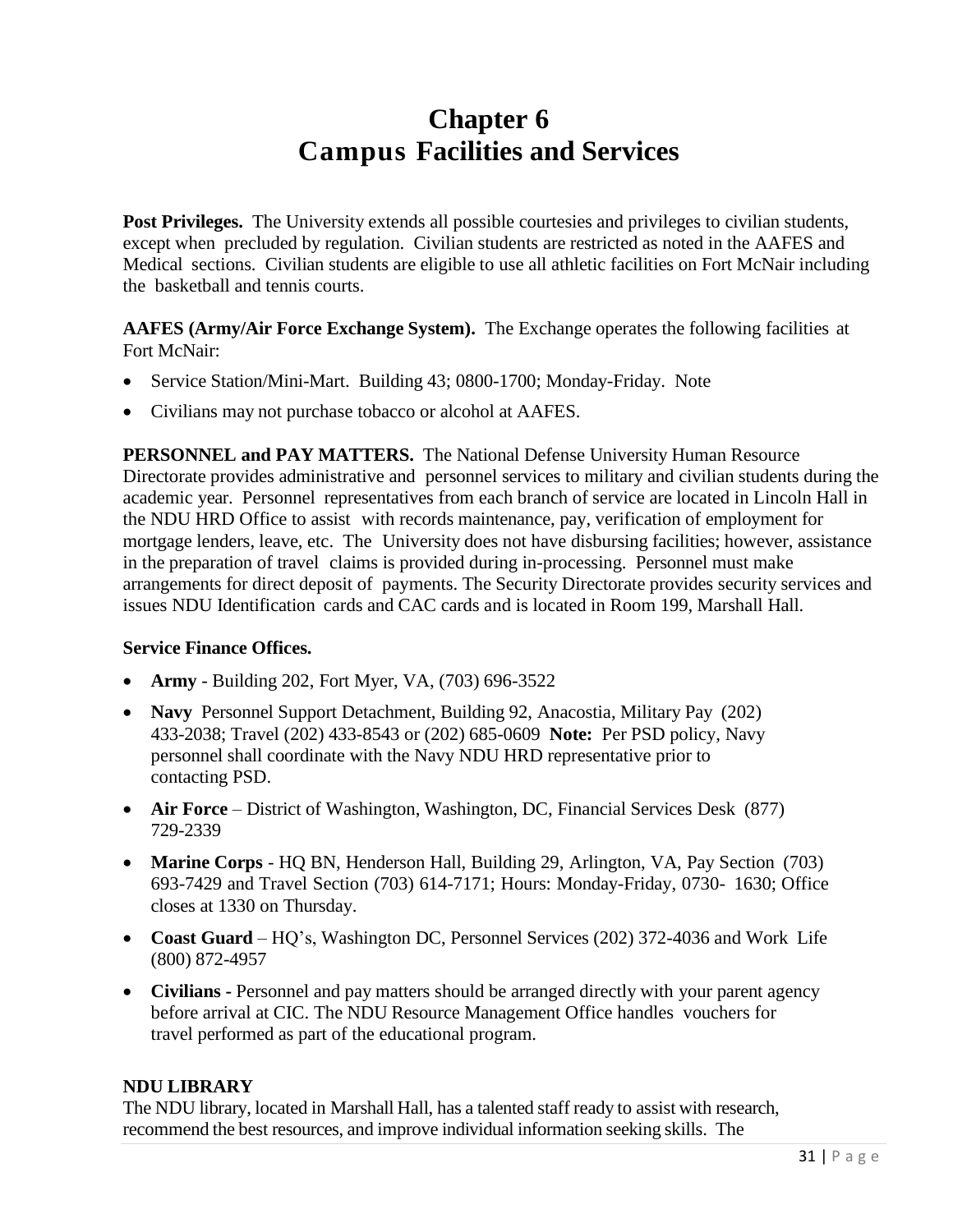# Chapter 6
# Campus Facilities and Services

**Post Privileges.** The University extends all possible courtesies and privileges to civilian students, except when precluded by regulation. Civilian students are restricted as noted in the AAFES and Medical sections. Civilian students are eligible to use all athletic facilities on Fort McNair including the basketball and tennis courts.

**AAFES (Army/Air Force Exchange System).** The Exchange operates the following facilities at Fort McNair:

- Service Station/Mini-Mart. Building 43; 0800-1700; Monday-Friday. Note
- Civilians may not purchase tobacco or alcohol at AAFES.

**PERSONNEL and PAY MATTERS.** The National Defense University Human Resource Directorate provides administrative and personnel services to military and civilian students during the academic year. Personnel representatives from each branch of service are located in Lincoln Hall in the NDU HRD Office to assist with records maintenance, pay, verification of employment for mortgage lenders, leave, etc. The University does not have disbursing facilities; however, assistance in the preparation of travel claims is provided during in-processing. Personnel must make arrangements for direct deposit of payments. The Security Directorate provides security services and issues NDU Identification cards and CAC cards and is located in Room 199, Marshall Hall.

**Service Finance Offices.**

- **Army** - Building 202, Fort Myer, VA, (703) 696-3522
- **Navy** Personnel Support Detachment, Building 92, Anacostia, Military Pay (202) 433-2038; Travel (202) 433-8543 or (202) 685-0609 **Note:** Per PSD policy, Navy personnel shall coordinate with the Navy NDU HRD representative prior to contacting PSD.
- **Air Force** – District of Washington, Washington, DC, Financial Services Desk (877) 729-2339
- **Marine Corps** - HQ BN, Henderson Hall, Building 29, Arlington, VA, Pay Section (703) 693-7429 and Travel Section (703) 614-7171; Hours: Monday-Friday, 0730- 1630; Office closes at 1330 on Thursday.
- **Coast Guard** – HQ's, Washington DC, Personnel Services (202) 372-4036 and Work Life (800) 872-4957
- **Civilians** - Personnel and pay matters should be arranged directly with your parent agency before arrival at CIC. The NDU Resource Management Office handles vouchers for travel performed as part of the educational program.

**NDU LIBRARY**

The NDU library, located in Marshall Hall, has a talented staff ready to assist with research, recommend the best resources, and improve individual information seeking skills. The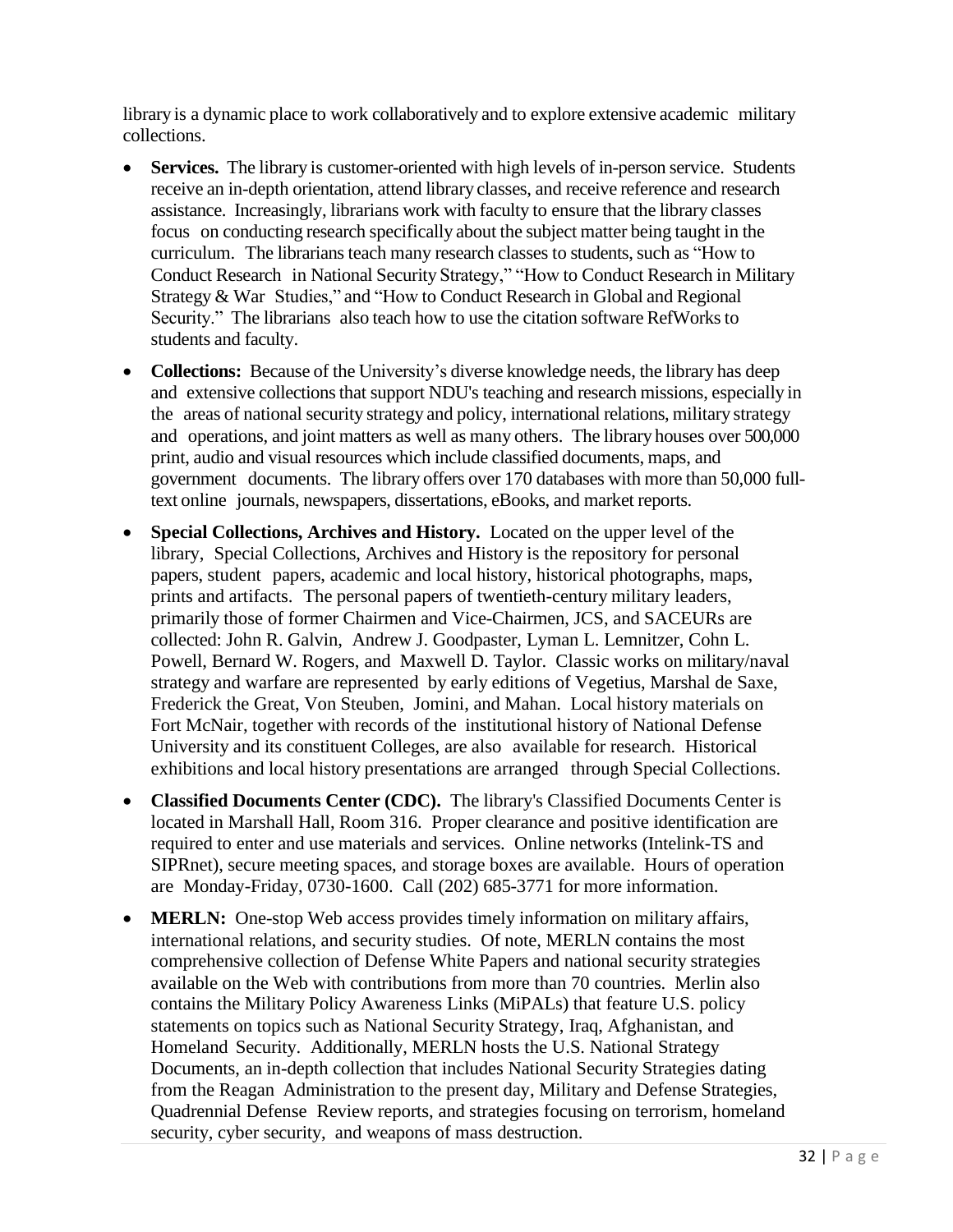library is a dynamic place to work collaboratively and to explore extensive academic military collections.

- **Services.** The library is customer-oriented with high levels of in-person service. Students receive an in-depth orientation, attend library classes, and receive reference and research assistance. Increasingly, librarians work with faculty to ensure that the library classes focus on conducting research specifically about the subject matter being taught in the curriculum. The librarians teach many research classes to students, such as "How to Conduct Research in National Security Strategy," "How to Conduct Research in Military Strategy & War Studies," and "How to Conduct Research in Global and Regional Security." The librarians also teach how to use the citation software RefWorks to students and faculty.
- **Collections:** Because of the University's diverse knowledge needs, the library has deep and extensive collections that support NDU's teaching and research missions, especially in the areas of national security strategy and policy, international relations, military strategy and operations, and joint matters as well as many others. The library houses over 500,000 print, audio and visual resources which include classified documents, maps, and government documents. The library offers over 170 databases with more than 50,000 full-text online journals, newspapers, dissertations, eBooks, and market reports.
- **Special Collections, Archives and History.** Located on the upper level of the library, Special Collections, Archives and History is the repository for personal papers, student papers, academic and local history, historical photographs, maps, prints and artifacts. The personal papers of twentieth-century military leaders, primarily those of former Chairmen and Vice-Chairmen, JCS, and SACEURs are collected: John R. Galvin, Andrew J. Goodpaster, Lyman L. Lemnitzer, Cohn L. Powell, Bernard W. Rogers, and Maxwell D. Taylor. Classic works on military/naval strategy and warfare are represented by early editions of Vegetius, Marshal de Saxe, Frederick the Great, Von Steuben, Jomini, and Mahan. Local history materials on Fort McNair, together with records of the institutional history of National Defense University and its constituent Colleges, are also available for research. Historical exhibitions and local history presentations are arranged through Special Collections.
- **Classified Documents Center (CDC).** The library's Classified Documents Center is located in Marshall Hall, Room 316. Proper clearance and positive identification are required to enter and use materials and services. Online networks (Intelink-TS and SIPRnet), secure meeting spaces, and storage boxes are available. Hours of operation are Monday-Friday, 0730-1600. Call (202) 685-3771 for more information.
- **MERLN:** One-stop Web access provides timely information on military affairs, international relations, and security studies. Of note, MERLN contains the most comprehensive collection of Defense White Papers and national security strategies available on the Web with contributions from more than 70 countries. Merlin also contains the Military Policy Awareness Links (MiPALs) that feature U.S. policy statements on topics such as National Security Strategy, Iraq, Afghanistan, and Homeland Security. Additionally, MERLN hosts the U.S. National Strategy Documents, an in-depth collection that includes National Security Strategies dating from the Reagan Administration to the present day, Military and Defense Strategies, Quadrennial Defense Review reports, and strategies focusing on terrorism, homeland security, cyber security, and weapons of mass destruction.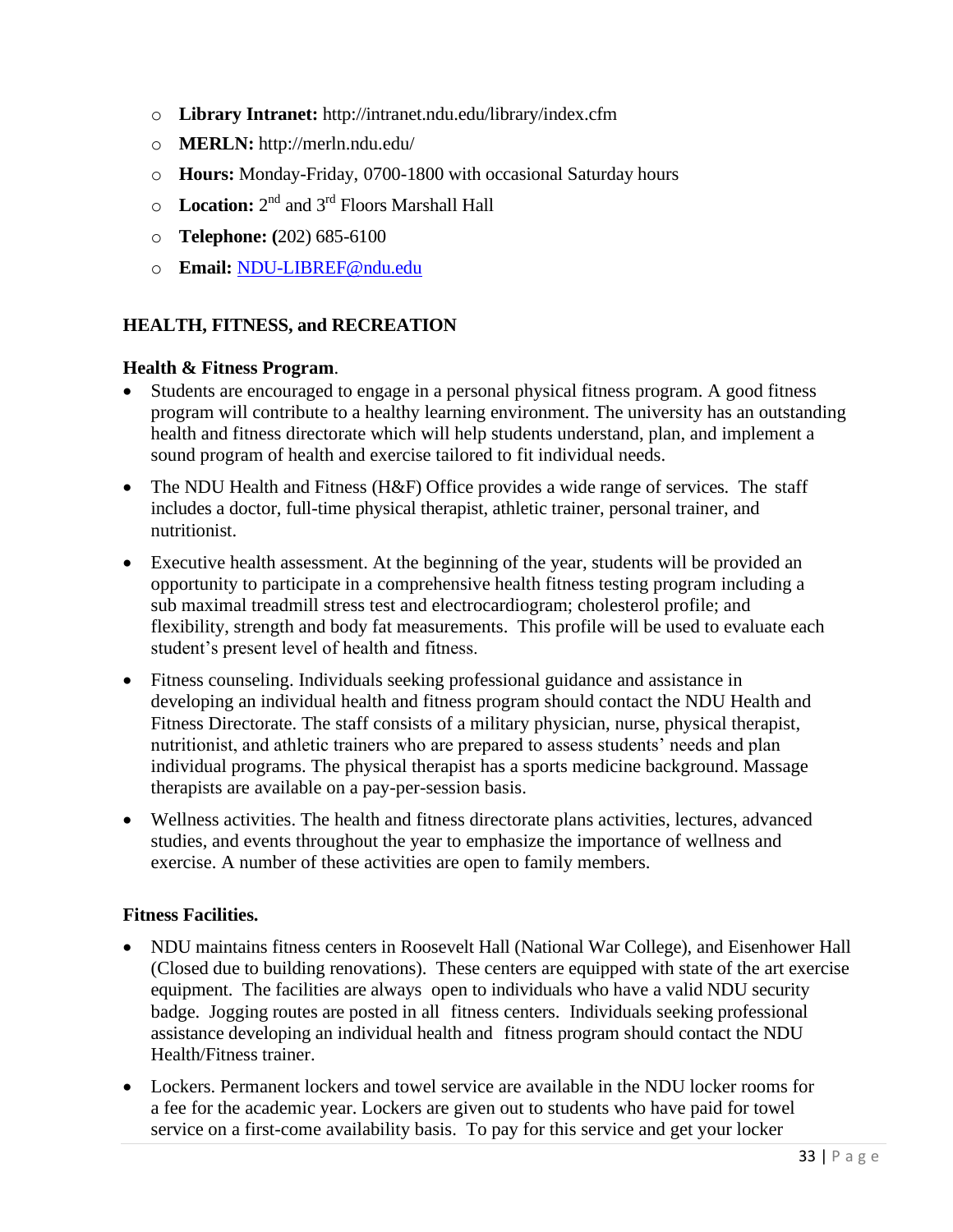- **Library Intranet:** http://intranet.ndu.edu/library/index.cfm
- **MERLN:** http://merln.ndu.edu/
- **Hours:** Monday-Friday, 0700-1800 with occasional Saturday hours
- **Location:** 2nd and 3rd Floors Marshall Hall
- **Telephone: (**202) 685-6100
- **Email:** [NDU-LIBREF@ndu.edu](mailto:NDU-LIBREF@ndu.edu)

## HEALTH, FITNESS, and RECREATION

### Health & Fitness Program.

- Students are encouraged to engage in a personal physical fitness program. A good fitness program will contribute to a healthy learning environment. The university has an outstanding health and fitness directorate which will help students understand, plan, and implement a sound program of health and exercise tailored to fit individual needs.
- The NDU Health and Fitness (H&F) Office provides a wide range of services. The staff includes a doctor, full-time physical therapist, athletic trainer, personal trainer, and nutritionist.
- Executive health assessment. At the beginning of the year, students will be provided an opportunity to participate in a comprehensive health fitness testing program including a sub maximal treadmill stress test and electrocardiogram; cholesterol profile; and flexibility, strength and body fat measurements. This profile will be used to evaluate each student's present level of health and fitness.
- Fitness counseling. Individuals seeking professional guidance and assistance in developing an individual health and fitness program should contact the NDU Health and Fitness Directorate. The staff consists of a military physician, nurse, physical therapist, nutritionist, and athletic trainers who are prepared to assess students' needs and plan individual programs. The physical therapist has a sports medicine background. Massage therapists are available on a pay-per-session basis.
- Wellness activities. The health and fitness directorate plans activities, lectures, advanced studies, and events throughout the year to emphasize the importance of wellness and exercise. A number of these activities are open to family members.

### Fitness Facilities.

- NDU maintains fitness centers in Roosevelt Hall (National War College), and Eisenhower Hall (Closed due to building renovations). These centers are equipped with state of the art exercise equipment. The facilities are always open to individuals who have a valid NDU security badge. Jogging routes are posted in all fitness centers. Individuals seeking professional assistance developing an individual health and fitness program should contact the NDU Health/Fitness trainer.
- Lockers. Permanent lockers and towel service are available in the NDU locker rooms for a fee for the academic year. Lockers are given out to students who have paid for towel service on a first-come availability basis. To pay for this service and get your locker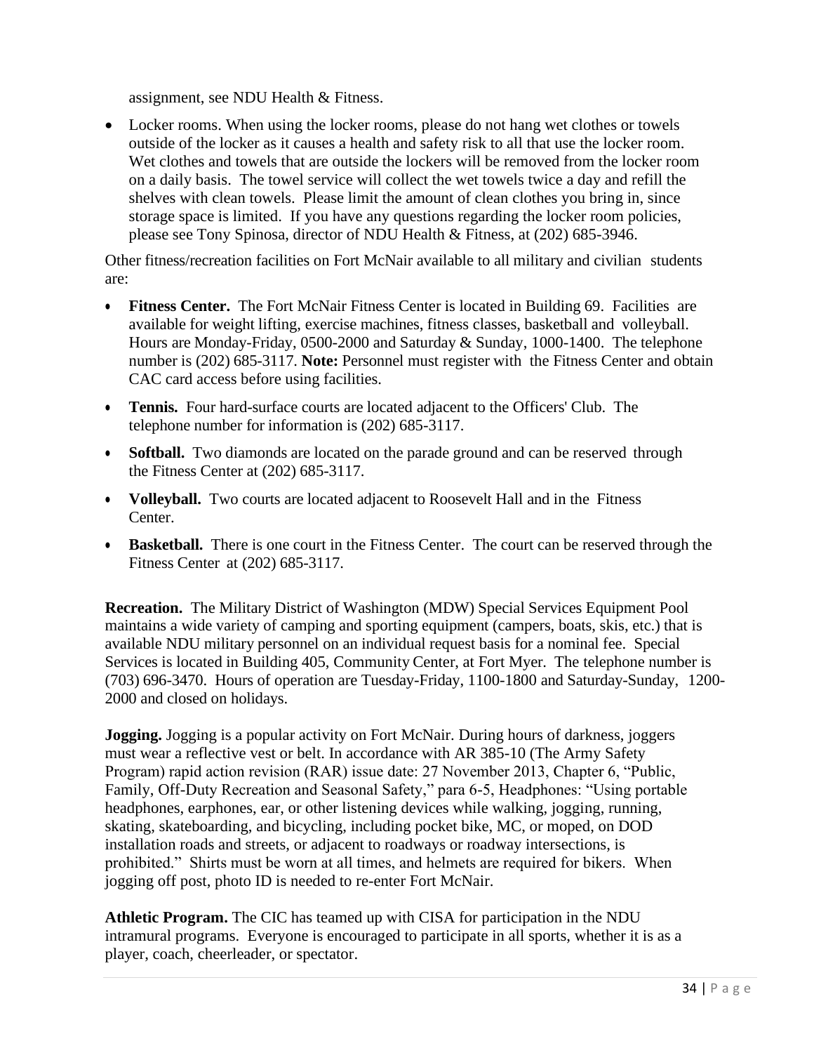assignment, see NDU Health & Fitness.

- Locker rooms. When using the locker rooms, please do not hang wet clothes or towels outside of the locker as it causes a health and safety risk to all that use the locker room. Wet clothes and towels that are outside the lockers will be removed from the locker room on a daily basis. The towel service will collect the wet towels twice a day and refill the shelves with clean towels. Please limit the amount of clean clothes you bring in, since storage space is limited. If you have any questions regarding the locker room policies, please see Tony Spinosa, director of NDU Health & Fitness, at (202) 685-3946.

Other fitness/recreation facilities on Fort McNair available to all military and civilian students are:

- **Fitness Center.** The Fort McNair Fitness Center is located in Building 69. Facilities are available for weight lifting, exercise machines, fitness classes, basketball and volleyball. Hours are Monday-Friday, 0500-2000 and Saturday & Sunday, 1000-1400. The telephone number is (202) 685-3117. **Note:** Personnel must register with the Fitness Center and obtain CAC card access before using facilities.
- **Tennis.** Four hard-surface courts are located adjacent to the Officers' Club. The telephone number for information is (202) 685-3117.
- **Softball.** Two diamonds are located on the parade ground and can be reserved through the Fitness Center at (202) 685-3117.
- **Volleyball.** Two courts are located adjacent to Roosevelt Hall and in the Fitness Center.
- **Basketball.** There is one court in the Fitness Center. The court can be reserved through the Fitness Center at (202) 685-3117.

**Recreation.** The Military District of Washington (MDW) Special Services Equipment Pool maintains a wide variety of camping and sporting equipment (campers, boats, skis, etc.) that is available NDU military personnel on an individual request basis for a nominal fee. Special Services is located in Building 405, Community Center, at Fort Myer. The telephone number is (703) 696-3470. Hours of operation are Tuesday-Friday, 1100-1800 and Saturday-Sunday, 1200-2000 and closed on holidays.

**Jogging.** Jogging is a popular activity on Fort McNair. During hours of darkness, joggers must wear a reflective vest or belt. In accordance with AR 385-10 (The Army Safety Program) rapid action revision (RAR) issue date: 27 November 2013, Chapter 6, "Public, Family, Off-Duty Recreation and Seasonal Safety," para 6-5, Headphones: "Using portable headphones, earphones, ear, or other listening devices while walking, jogging, running, skating, skateboarding, and bicycling, including pocket bike, MC, or moped, on DOD installation roads and streets, or adjacent to roadways or roadway intersections, is prohibited." Shirts must be worn at all times, and helmets are required for bikers. When jogging off post, photo ID is needed to re-enter Fort McNair.

**Athletic Program.** The CIC has teamed up with CISA for participation in the NDU intramural programs. Everyone is encouraged to participate in all sports, whether it is as a player, coach, cheerleader, or spectator.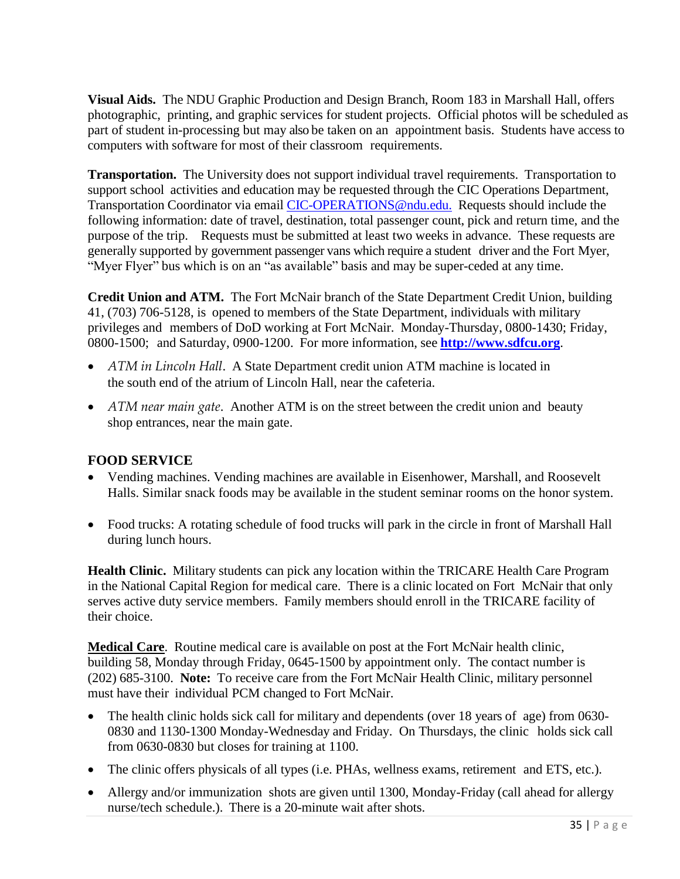**Visual Aids.** The NDU Graphic Production and Design Branch, Room 183 in Marshall Hall, offers photographic, printing, and graphic services for student projects. Official photos will be scheduled as part of student in-processing but may also be taken on an appointment basis. Students have access to computers with software for most of their classroom requirements.

**Transportation.** The University does not support individual travel requirements. Transportation to support school activities and education may be requested through the CIC Operations Department, Transportation Coordinator via email CIC-OPERATIONS@ndu.edu. Requests should include the following information: date of travel, destination, total passenger count, pick and return time, and the purpose of the trip. Requests must be submitted at least two weeks in advance. These requests are generally supported by government passenger vans which require a student driver and the Fort Myer, "Myer Flyer" bus which is on an "as available" basis and may be super-ceded at any time.

**Credit Union and ATM.** The Fort McNair branch of the State Department Credit Union, building 41, (703) 706-5128, is opened to members of the State Department, individuals with military privileges and members of DoD working at Fort McNair. Monday-Thursday, 0800-1430; Friday, 0800-1500; and Saturday, 0900-1200. For more information, see **http://www.sdfcu.org**.

- *ATM in Lincoln Hall*. A State Department credit union ATM machine is located in the south end of the atrium of Lincoln Hall, near the cafeteria.
- *ATM near main gate*. Another ATM is on the street between the credit union and beauty shop entrances, near the main gate.

## FOOD SERVICE

- Vending machines. Vending machines are available in Eisenhower, Marshall, and Roosevelt Halls. Similar snack foods may be available in the student seminar rooms on the honor system.
- Food trucks: A rotating schedule of food trucks will park in the circle in front of Marshall Hall during lunch hours.

**Health Clinic.** Military students can pick any location within the TRICARE Health Care Program in the National Capital Region for medical care. There is a clinic located on Fort McNair that only serves active duty service members. Family members should enroll in the TRICARE facility of their choice.

**Medical Care**. Routine medical care is available on post at the Fort McNair health clinic, building 58, Monday through Friday, 0645-1500 by appointment only. The contact number is (202) 685-3100. **Note:** To receive care from the Fort McNair Health Clinic, military personnel must have their individual PCM changed to Fort McNair.

- The health clinic holds sick call for military and dependents (over 18 years of age) from 0630-0830 and 1130-1300 Monday-Wednesday and Friday. On Thursdays, the clinic holds sick call from 0630-0830 but closes for training at 1100.
- The clinic offers physicals of all types (i.e. PHAs, wellness exams, retirement and ETS, etc.).
- Allergy and/or immunization shots are given until 1300, Monday-Friday (call ahead for allergy nurse/tech schedule.). There is a 20-minute wait after shots.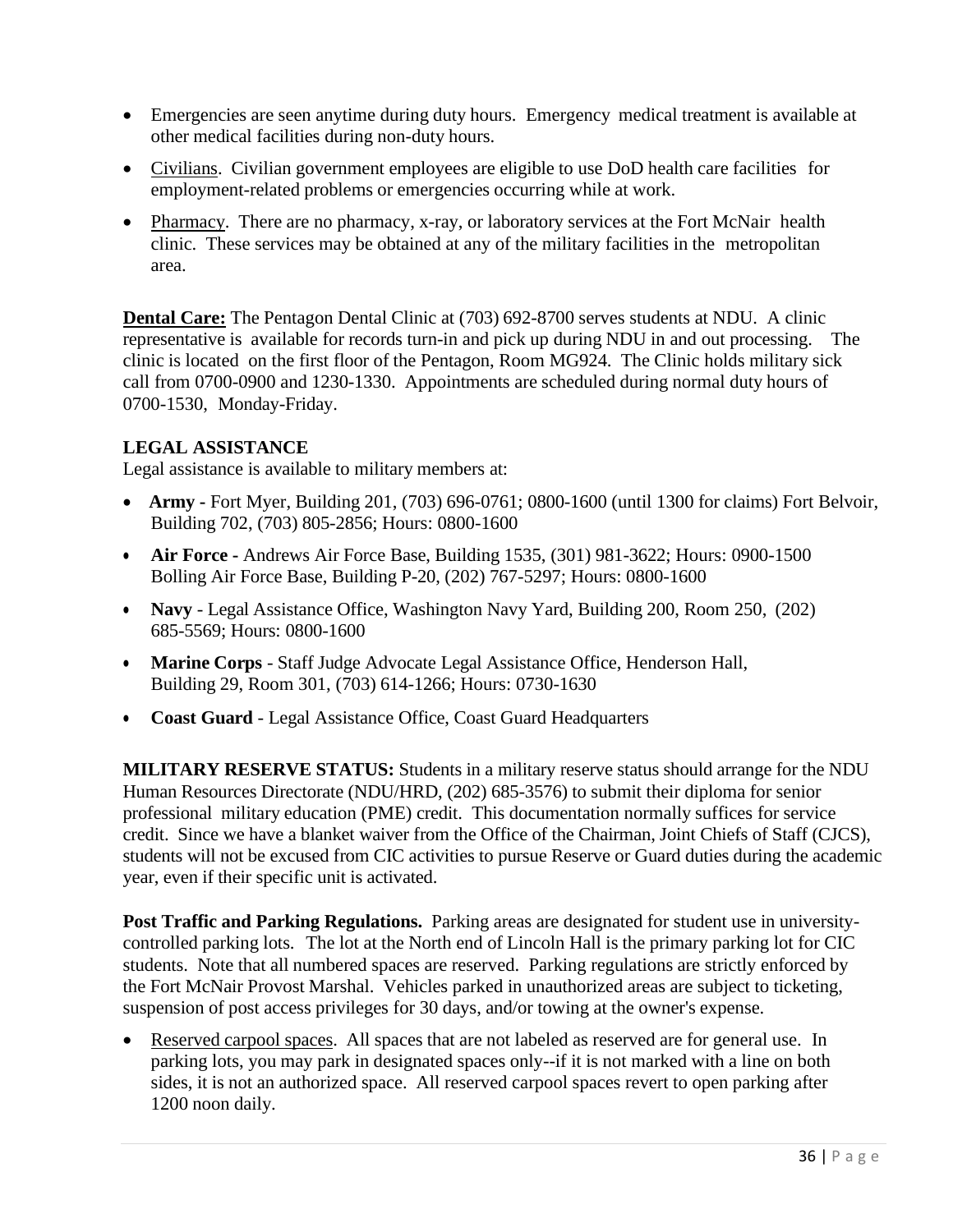- Emergencies are seen anytime during duty hours. Emergency medical treatment is available at other medical facilities during non-duty hours.
- Civilians. Civilian government employees are eligible to use DoD health care facilities for employment-related problems or emergencies occurring while at work.
- Pharmacy. There are no pharmacy, x-ray, or laboratory services at the Fort McNair health clinic. These services may be obtained at any of the military facilities in the metropolitan area.

**Dental Care:** The Pentagon Dental Clinic at (703) 692-8700 serves students at NDU. A clinic representative is available for records turn-in and pick up during NDU in and out processing. The clinic is located on the first floor of the Pentagon, Room MG924. The Clinic holds military sick call from 0700-0900 and 1230-1330. Appointments are scheduled during normal duty hours of 0700-1530, Monday-Friday.

**LEGAL ASSISTANCE**

Legal assistance is available to military members at:

- **Army -** Fort Myer, Building 201, (703) 696-0761; 0800-1600 (until 1300 for claims) Fort Belvoir, Building 702, (703) 805-2856; Hours: 0800-1600
- **Air Force -** Andrews Air Force Base, Building 1535, (301) 981-3622; Hours: 0900-1500 Bolling Air Force Base, Building P-20, (202) 767-5297; Hours: 0800-1600
- **Navy** - Legal Assistance Office, Washington Navy Yard, Building 200, Room 250, (202) 685-5569; Hours: 0800-1600
- **Marine Corps** - Staff Judge Advocate Legal Assistance Office, Henderson Hall, Building 29, Room 301, (703) 614-1266; Hours: 0730-1630
- **Coast Guard** - Legal Assistance Office, Coast Guard Headquarters

**MILITARY RESERVE STATUS:** Students in a military reserve status should arrange for the NDU Human Resources Directorate (NDU/HRD, (202) 685-3576) to submit their diploma for senior professional military education (PME) credit. This documentation normally suffices for service credit. Since we have a blanket waiver from the Office of the Chairman, Joint Chiefs of Staff (CJCS), students will not be excused from CIC activities to pursue Reserve or Guard duties during the academic year, even if their specific unit is activated.

**Post Traffic and Parking Regulations.** Parking areas are designated for student use in university-controlled parking lots. The lot at the North end of Lincoln Hall is the primary parking lot for CIC students. Note that all numbered spaces are reserved. Parking regulations are strictly enforced by the Fort McNair Provost Marshal. Vehicles parked in unauthorized areas are subject to ticketing, suspension of post access privileges for 30 days, and/or towing at the owner's expense.

- Reserved carpool spaces. All spaces that are not labeled as reserved are for general use. In parking lots, you may park in designated spaces only--if it is not marked with a line on both sides, it is not an authorized space. All reserved carpool spaces revert to open parking after 1200 noon daily.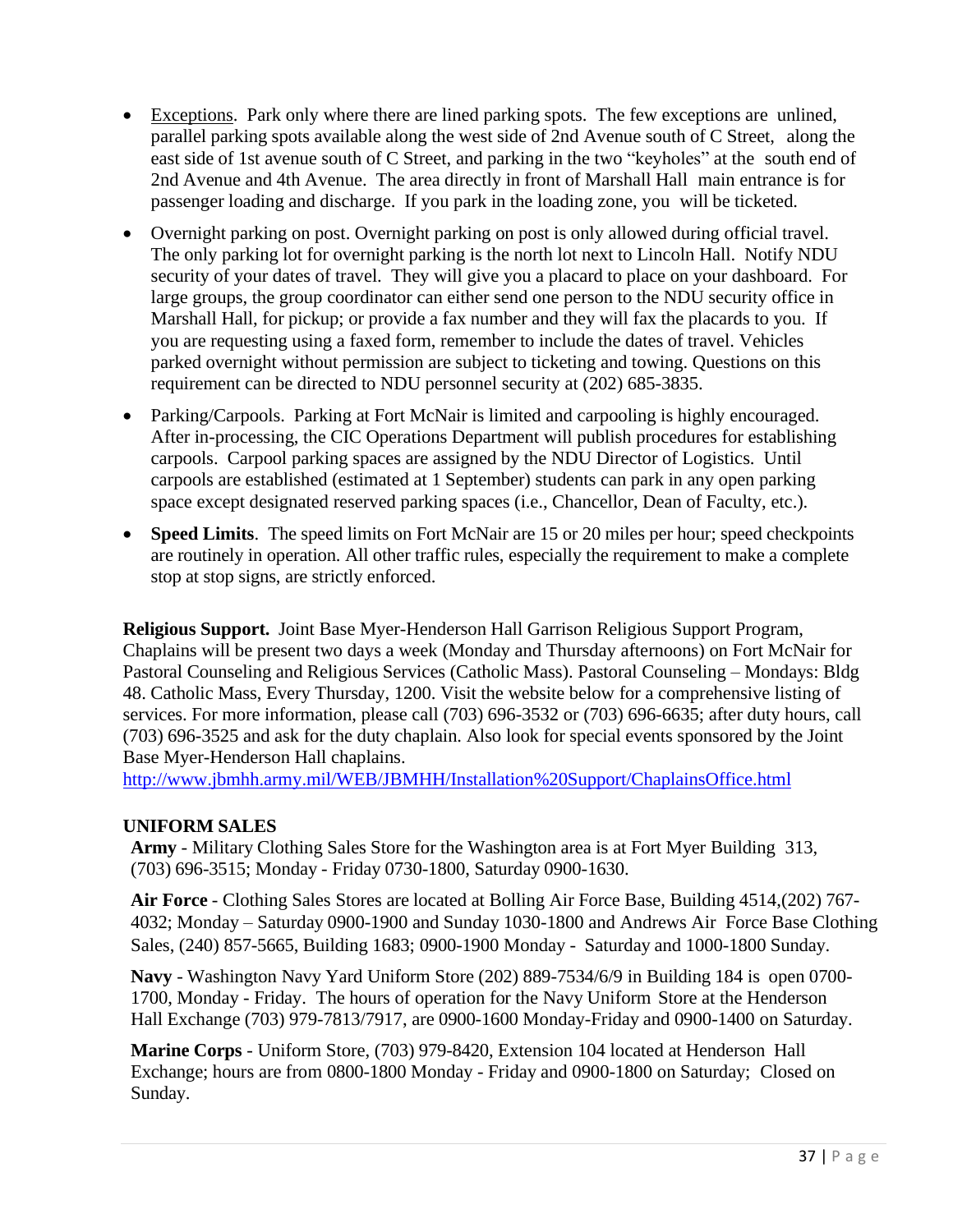- <u>Exceptions</u>. Park only where there are lined parking spots. The few exceptions are unlined, parallel parking spots available along the west side of 2nd Avenue south of C Street, along the east side of 1st avenue south of C Street, and parking in the two "keyholes" at the south end of 2nd Avenue and 4th Avenue. The area directly in front of Marshall Hall main entrance is for passenger loading and discharge. If you park in the loading zone, you will be ticketed.
- Overnight parking on post. Overnight parking on post is only allowed during official travel. The only parking lot for overnight parking is the north lot next to Lincoln Hall. Notify NDU security of your dates of travel. They will give you a placard to place on your dashboard. For large groups, the group coordinator can either send one person to the NDU security office in Marshall Hall, for pickup; or provide a fax number and they will fax the placards to you. If you are requesting using a faxed form, remember to include the dates of travel. Vehicles parked overnight without permission are subject to ticketing and towing. Questions on this requirement can be directed to NDU personnel security at (202) 685-3835.
- Parking/Carpools. Parking at Fort McNair is limited and carpooling is highly encouraged. After in-processing, the CIC Operations Department will publish procedures for establishing carpools. Carpool parking spaces are assigned by the NDU Director of Logistics. Until carpools are established (estimated at 1 September) students can park in any open parking space except designated reserved parking spaces (i.e., Chancellor, Dean of Faculty, etc.).
- **Speed Limits**. The speed limits on Fort McNair are 15 or 20 miles per hour; speed checkpoints are routinely in operation. All other traffic rules, especially the requirement to make a complete stop at stop signs, are strictly enforced.

**Religious Support.** Joint Base Myer-Henderson Hall Garrison Religious Support Program, Chaplains will be present two days a week (Monday and Thursday afternoons) on Fort McNair for Pastoral Counseling and Religious Services (Catholic Mass). Pastoral Counseling – Mondays: Bldg 48. Catholic Mass, Every Thursday, 1200. Visit the website below for a comprehensive listing of services. For more information, please call (703) 696-3532 or (703) 696-6635; after duty hours, call (703) 696-3525 and ask for the duty chaplain. Also look for special events sponsored by the Joint Base Myer-Henderson Hall chaplains.
http://www.jbmhh.army.mil/WEB/JBMHH/Installation%20Support/ChaplainsOffice.html

**UNIFORM SALES**

**Army** - Military Clothing Sales Store for the Washington area is at Fort Myer Building 313, (703) 696-3515; Monday - Friday 0730-1800, Saturday 0900-1630.

**Air Force** - Clothing Sales Stores are located at Bolling Air Force Base, Building 4514,(202) 767-4032; Monday – Saturday 0900-1900 and Sunday 1030-1800 and Andrews Air Force Base Clothing Sales, (240) 857-5665, Building 1683; 0900-1900 Monday - Saturday and 1000-1800 Sunday.

**Navy** - Washington Navy Yard Uniform Store (202) 889-7534/6/9 in Building 184 is open 0700-1700, Monday - Friday. The hours of operation for the Navy Uniform Store at the Henderson Hall Exchange (703) 979-7813/7917, are 0900-1600 Monday-Friday and 0900-1400 on Saturday.

**Marine Corps** - Uniform Store, (703) 979-8420, Extension 104 located at Henderson Hall Exchange; hours are from 0800-1800 Monday - Friday and 0900-1800 on Saturday; Closed on Sunday.